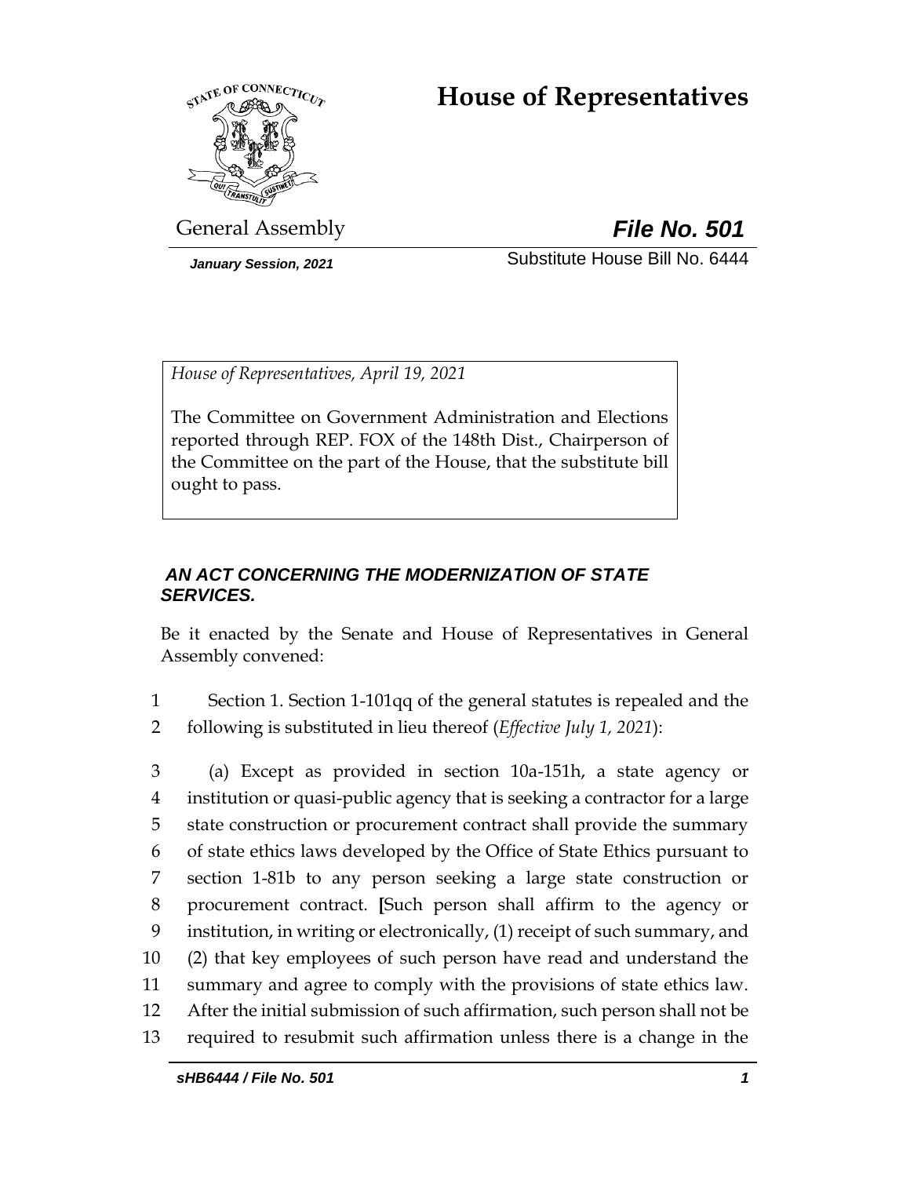# House of Representatives

General Assembly **File No. 501**

*January Session, 2021* Substitute House Bill No. 6444

*House of Representatives, April 19, 2021*

The Committee on Government Administration and Elections reported through REP. FOX of the 148th Dist., Chairperson of the Committee on the part of the House, that the substitute bill ought to pass.

***AN ACT CONCERNING THE MODERNIZATION OF STATE SERVICES.***

Be it enacted by the Senate and House of Representatives in General Assembly convened:

1 Section 1. Section 1-101qq of the general statutes is repealed and the
2 following is substituted in lieu thereof (*Effective July 1, 2021*):

3 (a) Except as provided in section 10a-151h, a state agency or
4 institution or quasi-public agency that is seeking a contractor for a large
5 state construction or procurement contract shall provide the summary
6 of state ethics laws developed by the Office of State Ethics pursuant to
7 section 1-81b to any person seeking a large state construction or
8 procurement contract. [Such person shall affirm to the agency or
9 institution, in writing or electronically, (1) receipt of such summary, and
10 (2) that key employees of such person have read and understand the
11 summary and agree to comply with the provisions of state ethics law.
12 After the initial submission of such affirmation, such person shall not be
13 required to resubmit such affirmation unless there is a change in the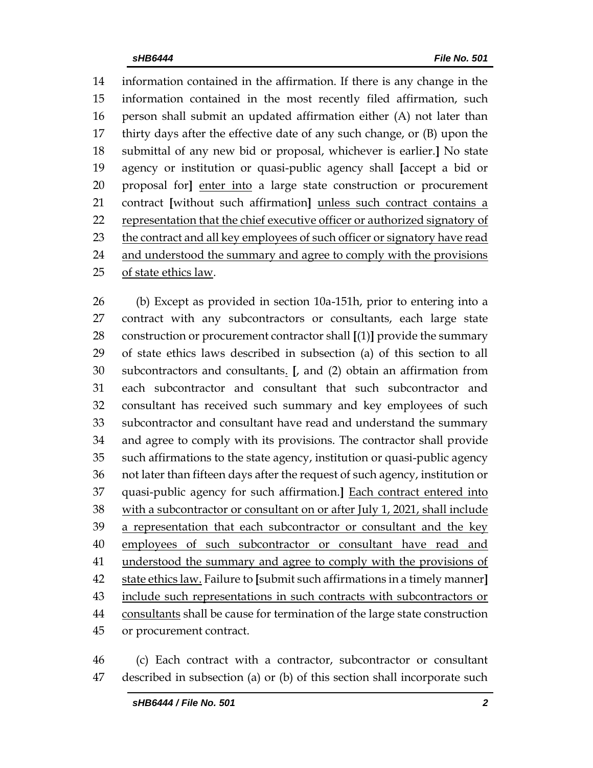information contained in the affirmation. If there is any change in the information contained in the most recently filed affirmation, such person shall submit an updated affirmation either (A) not later than thirty days after the effective date of any such change, or (B) upon the submittal of any new bid or proposal, whichever is earlier.**]** No state agency or institution or quasi-public agency shall **[**accept a bid or proposal for**]** <u>enter into</u> a large state construction or procurement contract **[**without such affirmation**]** <u>unless such contract contains a representation that the chief executive officer or authorized signatory of the contract and all key employees of such officer or signatory have read and understood the summary and agree to comply with the provisions of state ethics law</u>.

(b) Except as provided in section 10a-151h, prior to entering into a contract with any subcontractors or consultants, each large state construction or procurement contractor shall **[**(1)**]** provide the summary of state ethics laws described in subsection (a) of this section to all subcontractors and consultants<u>.</u> **[**, and (2) obtain an affirmation from each subcontractor and consultant that such subcontractor and consultant has received such summary and key employees of such subcontractor and consultant have read and understand the summary and agree to comply with its provisions. The contractor shall provide such affirmations to the state agency, institution or quasi-public agency not later than fifteen days after the request of such agency, institution or quasi-public agency for such affirmation.**]** <u>Each contract entered into with a subcontractor or consultant on or after July 1, 2021, shall include a representation that each subcontractor or consultant and the key employees of such subcontractor or consultant have read and understood the summary and agree to comply with the provisions of state ethics law.</u> Failure to **[**submit such affirmations in a timely manner**]** <u>include such representations in such contracts with subcontractors or consultants</u> shall be cause for termination of the large state construction or procurement contract.

(c) Each contract with a contractor, subcontractor or consultant described in subsection (a) or (b) of this section shall incorporate such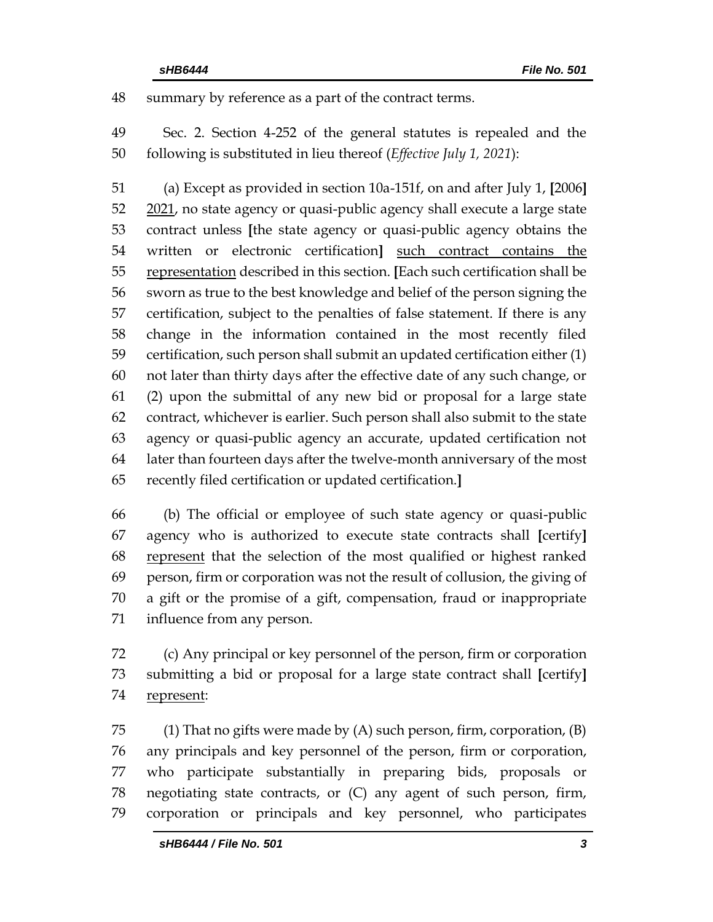summary by reference as a part of the contract terms.

Sec. 2. Section 4-252 of the general statutes is repealed and the following is substituted in lieu thereof (*Effective July 1, 2021*):

(a) Except as provided in section 10a-151f, on and after July 1, [2006] 2021, no state agency or quasi-public agency shall execute a large state contract unless [the state agency or quasi-public agency obtains the written or electronic certification] such contract contains the representation described in this section. [Each such certification shall be sworn as true to the best knowledge and belief of the person signing the certification, subject to the penalties of false statement. If there is any change in the information contained in the most recently filed certification, such person shall submit an updated certification either (1) not later than thirty days after the effective date of any such change, or (2) upon the submittal of any new bid or proposal for a large state contract, whichever is earlier. Such person shall also submit to the state agency or quasi-public agency an accurate, updated certification not later than fourteen days after the twelve-month anniversary of the most recently filed certification or updated certification.]

(b) The official or employee of such state agency or quasi-public agency who is authorized to execute state contracts shall [certify] represent that the selection of the most qualified or highest ranked person, firm or corporation was not the result of collusion, the giving of a gift or the promise of a gift, compensation, fraud or inappropriate influence from any person.

(c) Any principal or key personnel of the person, firm or corporation submitting a bid or proposal for a large state contract shall [certify] represent:

(1) That no gifts were made by (A) such person, firm, corporation, (B) any principals and key personnel of the person, firm or corporation, who participate substantially in preparing bids, proposals or negotiating state contracts, or (C) any agent of such person, firm, corporation or principals and key personnel, who participates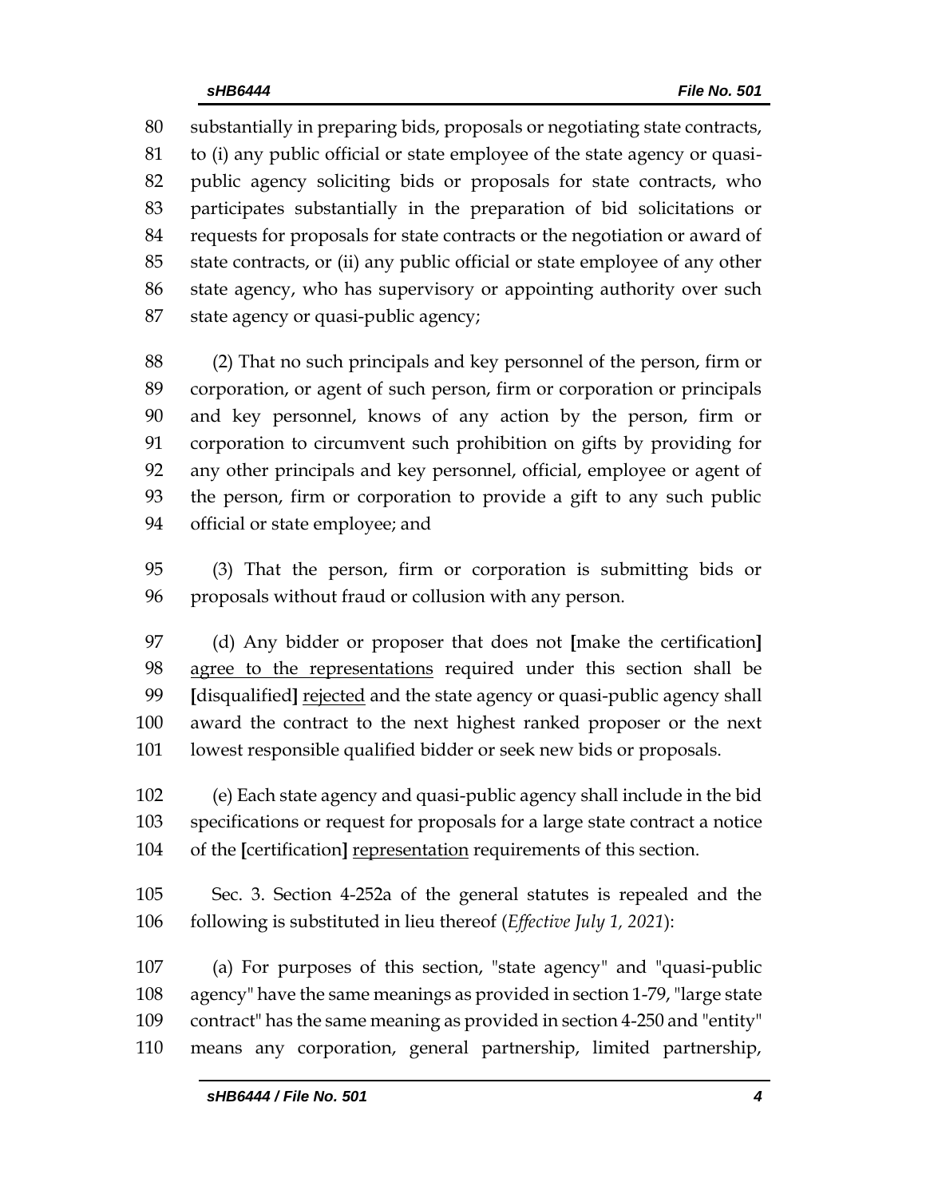substantially in preparing bids, proposals or negotiating state contracts, to (i) any public official or state employee of the state agency or quasi-public agency soliciting bids or proposals for state contracts, who participates substantially in the preparation of bid solicitations or requests for proposals for state contracts or the negotiation or award of state contracts, or (ii) any public official or state employee of any other state agency, who has supervisory or appointing authority over such state agency or quasi-public agency;

(2) That no such principals and key personnel of the person, firm or corporation, or agent of such person, firm or corporation or principals and key personnel, knows of any action by the person, firm or corporation to circumvent such prohibition on gifts by providing for any other principals and key personnel, official, employee or agent of the person, firm or corporation to provide a gift to any such public official or state employee; and

(3) That the person, firm or corporation is submitting bids or proposals without fraud or collusion with any person.

(d) Any bidder or proposer that does not **[**make the certification**]** <u>agree to the representations</u> required under this section shall be **[**disqualified**]** <u>rejected</u> and the state agency or quasi-public agency shall award the contract to the next highest ranked proposer or the next lowest responsible qualified bidder or seek new bids or proposals.

(e) Each state agency and quasi-public agency shall include in the bid specifications or request for proposals for a large state contract a notice of the **[**certification**]** <u>representation</u> requirements of this section.

Sec. 3. Section 4-252a of the general statutes is repealed and the following is substituted in lieu thereof (*Effective July 1, 2021*):

(a) For purposes of this section, "state agency" and "quasi-public agency" have the same meanings as provided in section 1-79, "large state contract" has the same meaning as provided in section 4-250 and "entity" means any corporation, general partnership, limited partnership,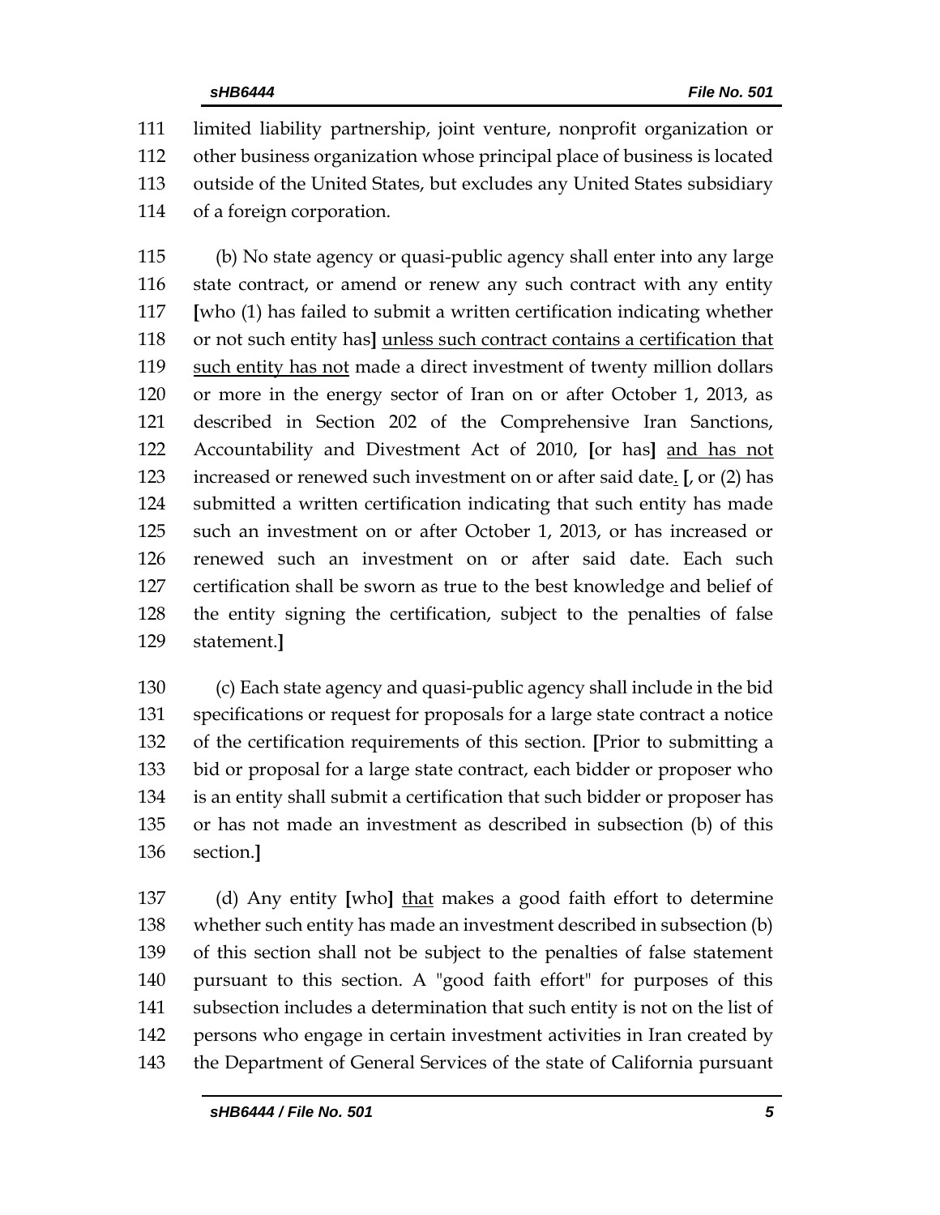111 limited liability partnership, joint venture, nonprofit organization or
112 other business organization whose principal place of business is located
113 outside of the United States, but excludes any United States subsidiary
114 of a foreign corporation.

115 (b) No state agency or quasi-public agency shall enter into any large
116 state contract, or amend or renew any such contract with any entity
117 [who (1) has failed to submit a written certification indicating whether
118 or not such entity has] <u>unless such contract contains a certification that</u>
119 <u>such entity has not</u> made a direct investment of twenty million dollars
120 or more in the energy sector of Iran on or after October 1, 2013, as
121 described in Section 202 of the Comprehensive Iran Sanctions,
122 Accountability and Divestment Act of 2010, [or has] <u>and has not</u>
123 increased or renewed such investment on or after said date<u>.</u> [, or (2) has
124 submitted a written certification indicating that such entity has made
125 such an investment on or after October 1, 2013, or has increased or
126 renewed such an investment on or after said date. Each such
127 certification shall be sworn as true to the best knowledge and belief of
128 the entity signing the certification, subject to the penalties of false
129 statement.]

130 (c) Each state agency and quasi-public agency shall include in the bid
131 specifications or request for proposals for a large state contract a notice
132 of the certification requirements of this section. [Prior to submitting a
133 bid or proposal for a large state contract, each bidder or proposer who
134 is an entity shall submit a certification that such bidder or proposer has
135 or has not made an investment as described in subsection (b) of this
136 section.]

137 (d) Any entity [who] <u>that</u> makes a good faith effort to determine
138 whether such entity has made an investment described in subsection (b)
139 of this section shall not be subject to the penalties of false statement
140 pursuant to this section. A "good faith effort" for purposes of this
141 subsection includes a determination that such entity is not on the list of
142 persons who engage in certain investment activities in Iran created by
143 the Department of General Services of the state of California pursuant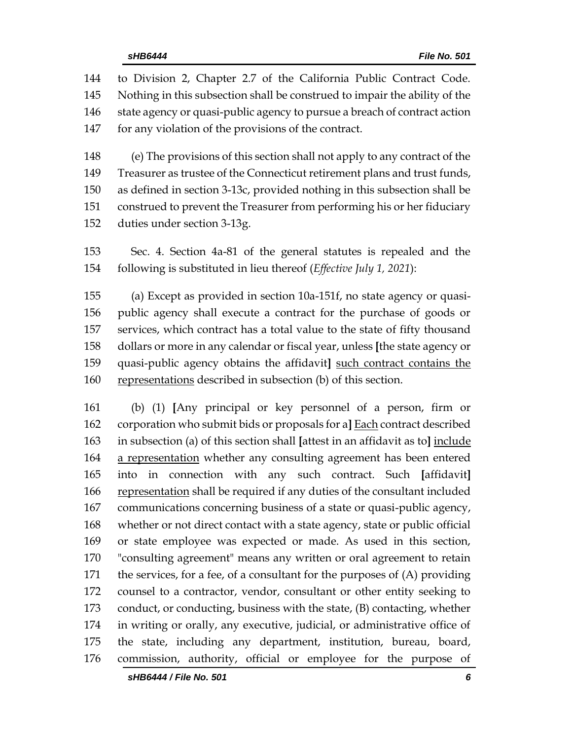to Division 2, Chapter 2.7 of the California Public Contract Code. Nothing in this subsection shall be construed to impair the ability of the state agency or quasi-public agency to pursue a breach of contract action for any violation of the provisions of the contract.

(e) The provisions of this section shall not apply to any contract of the Treasurer as trustee of the Connecticut retirement plans and trust funds, as defined in section 3-13c, provided nothing in this subsection shall be construed to prevent the Treasurer from performing his or her fiduciary duties under section 3-13g.

Sec. 4. Section 4a-81 of the general statutes is repealed and the following is substituted in lieu thereof (*Effective July 1, 2021*):

(a) Except as provided in section 10a-151f, no state agency or quasi-public agency shall execute a contract for the purchase of goods or services, which contract has a total value to the state of fifty thousand dollars or more in any calendar or fiscal year, unless **[**the state agency or quasi-public agency obtains the affidavit**]** <u>such contract contains the representations</u> described in subsection (b) of this section.

(b) (1) **[**Any principal or key personnel of a person, firm or corporation who submit bids or proposals for a**]** <u>Each</u> contract described in subsection (a) of this section shall **[**attest in an affidavit as to**]** <u>include a representation</u> whether any consulting agreement has been entered into in connection with any such contract. Such **[**affidavit**]** <u>representation</u> shall be required if any duties of the consultant included communications concerning business of a state or quasi-public agency, whether or not direct contact with a state agency, state or public official or state employee was expected or made. As used in this section, "consulting agreement" means any written or oral agreement to retain the services, for a fee, of a consultant for the purposes of (A) providing counsel to a contractor, vendor, consultant or other entity seeking to conduct, or conducting, business with the state, (B) contacting, whether in writing or orally, any executive, judicial, or administrative office of the state, including any department, institution, bureau, board, commission, authority, official or employee for the purpose of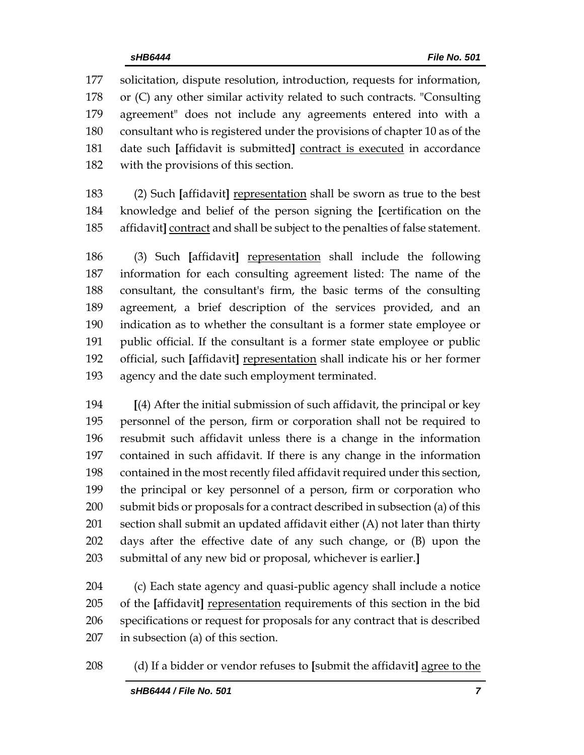177 solicitation, dispute resolution, introduction, requests for information,
178 or (C) any other similar activity related to such contracts. "Consulting
179 agreement" does not include any agreements entered into with a
180 consultant who is registered under the provisions of chapter 10 as of the
181 date such [affidavit is submitted] <u>contract is executed</u> in accordance
182 with the provisions of this section.

183 (2) Such [affidavit] <u>representation</u> shall be sworn as true to the best
184 knowledge and belief of the person signing the [certification on the
185 affidavit] <u>contract</u> and shall be subject to the penalties of false statement.

186 (3) Such [affidavit] <u>representation</u> shall include the following
187 information for each consulting agreement listed: The name of the
188 consultant, the consultant's firm, the basic terms of the consulting
189 agreement, a brief description of the services provided, and an
190 indication as to whether the consultant is a former state employee or
191 public official. If the consultant is a former state employee or public
192 official, such [affidavit] <u>representation</u> shall indicate his or her former
193 agency and the date such employment terminated.

194 [(4) After the initial submission of such affidavit, the principal or key
195 personnel of the person, firm or corporation shall not be required to
196 resubmit such affidavit unless there is a change in the information
197 contained in such affidavit. If there is any change in the information
198 contained in the most recently filed affidavit required under this section,
199 the principal or key personnel of a person, firm or corporation who
200 submit bids or proposals for a contract described in subsection (a) of this
201 section shall submit an updated affidavit either (A) not later than thirty
202 days after the effective date of any such change, or (B) upon the
203 submittal of any new bid or proposal, whichever is earlier.]

204 (c) Each state agency and quasi-public agency shall include a notice
205 of the [affidavit] <u>representation</u> requirements of this section in the bid
206 specifications or request for proposals for any contract that is described
207 in subsection (a) of this section.

208 (d) If a bidder or vendor refuses to [submit the affidavit] <u>agree to the</u>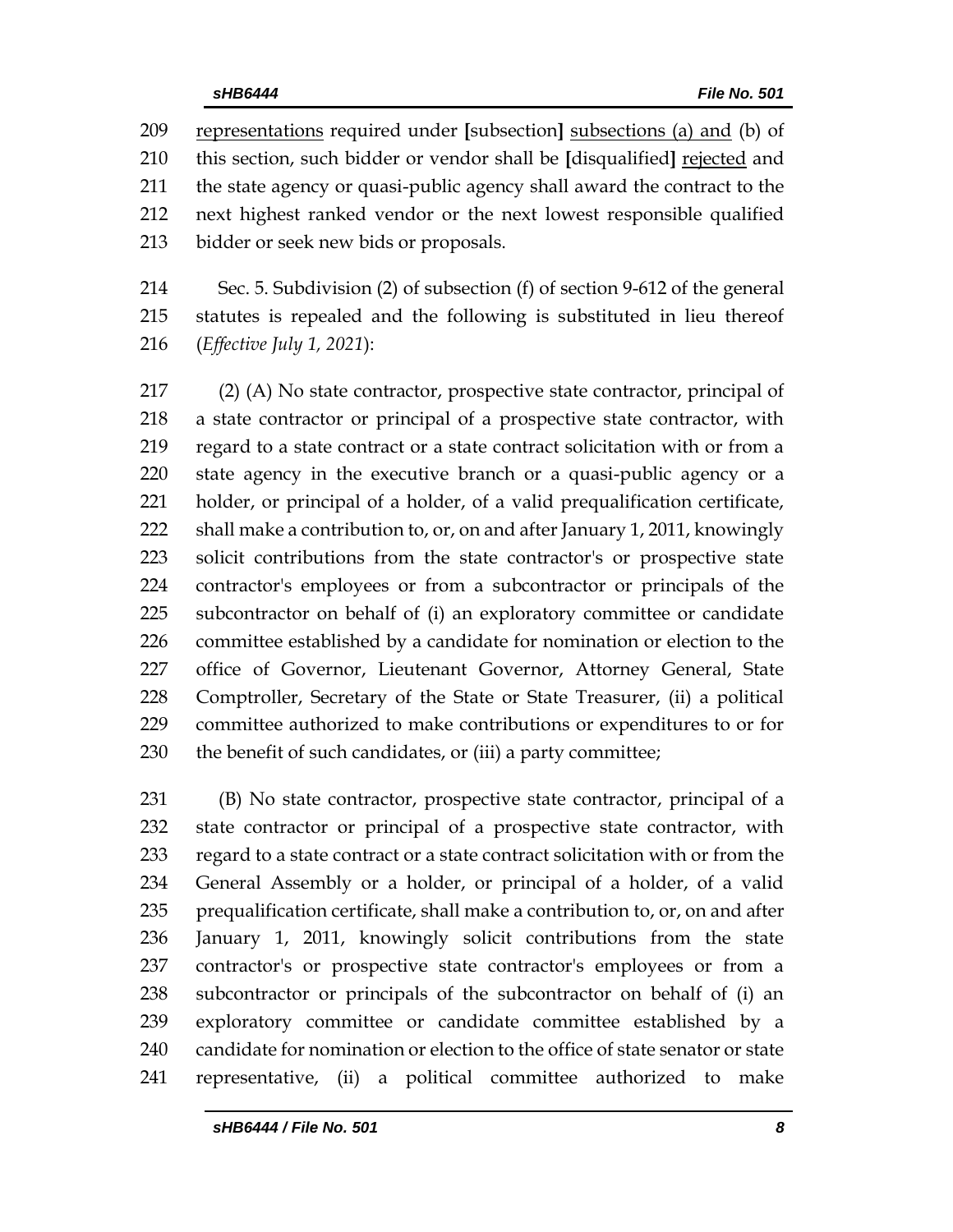209 <u>representations</u> required under [subsection] <u>subsections (a) and</u> (b) of
210 this section, such bidder or vendor shall be [disqualified] <u>rejected</u> and
211 the state agency or quasi-public agency shall award the contract to the
212 next highest ranked vendor or the next lowest responsible qualified
213 bidder or seek new bids or proposals.

214 Sec. 5. Subdivision (2) of subsection (f) of section 9-612 of the general
215 statutes is repealed and the following is substituted in lieu thereof
216 (*Effective July 1, 2021*):

217 (2) (A) No state contractor, prospective state contractor, principal of
218 a state contractor or principal of a prospective state contractor, with
219 regard to a state contract or a state contract solicitation with or from a
220 state agency in the executive branch or a quasi-public agency or a
221 holder, or principal of a holder, of a valid prequalification certificate,
222 shall make a contribution to, or, on and after January 1, 2011, knowingly
223 solicit contributions from the state contractor's or prospective state
224 contractor's employees or from a subcontractor or principals of the
225 subcontractor on behalf of (i) an exploratory committee or candidate
226 committee established by a candidate for nomination or election to the
227 office of Governor, Lieutenant Governor, Attorney General, State
228 Comptroller, Secretary of the State or State Treasurer, (ii) a political
229 committee authorized to make contributions or expenditures to or for
230 the benefit of such candidates, or (iii) a party committee;

231 (B) No state contractor, prospective state contractor, principal of a
232 state contractor or principal of a prospective state contractor, with
233 regard to a state contract or a state contract solicitation with or from the
234 General Assembly or a holder, or principal of a holder, of a valid
235 prequalification certificate, shall make a contribution to, or, on and after
236 January 1, 2011, knowingly solicit contributions from the state
237 contractor's or prospective state contractor's employees or from a
238 subcontractor or principals of the subcontractor on behalf of (i) an
239 exploratory committee or candidate committee established by a
240 candidate for nomination or election to the office of state senator or state
241 representative, (ii) a political committee authorized to make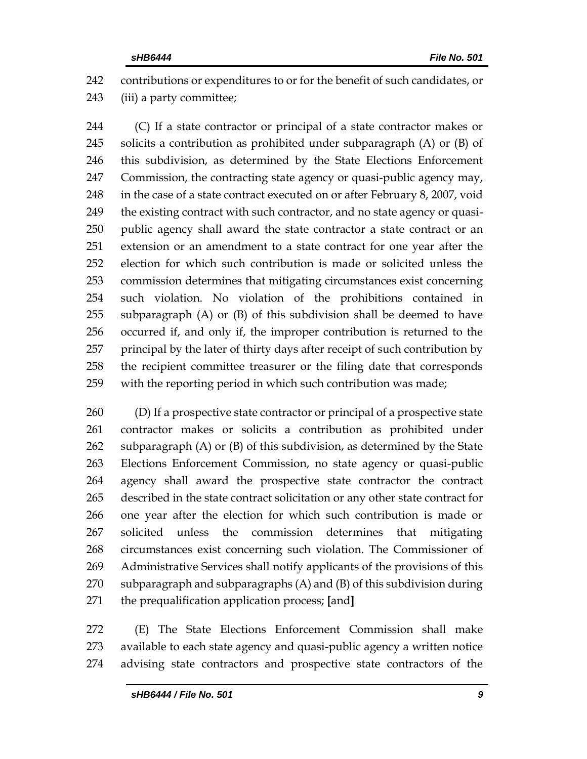contributions or expenditures to or for the benefit of such candidates, or (iii) a party committee;

(C) If a state contractor or principal of a state contractor makes or solicits a contribution as prohibited under subparagraph (A) or (B) of this subdivision, as determined by the State Elections Enforcement Commission, the contracting state agency or quasi-public agency may, in the case of a state contract executed on or after February 8, 2007, void the existing contract with such contractor, and no state agency or quasi-public agency shall award the state contractor a state contract or an extension or an amendment to a state contract for one year after the election for which such contribution is made or solicited unless the commission determines that mitigating circumstances exist concerning such violation. No violation of the prohibitions contained in subparagraph (A) or (B) of this subdivision shall be deemed to have occurred if, and only if, the improper contribution is returned to the principal by the later of thirty days after receipt of such contribution by the recipient committee treasurer or the filing date that corresponds with the reporting period in which such contribution was made;

(D) If a prospective state contractor or principal of a prospective state contractor makes or solicits a contribution as prohibited under subparagraph (A) or (B) of this subdivision, as determined by the State Elections Enforcement Commission, no state agency or quasi-public agency shall award the prospective state contractor the contract described in the state contract solicitation or any other state contract for one year after the election for which such contribution is made or solicited unless the commission determines that mitigating circumstances exist concerning such violation. The Commissioner of Administrative Services shall notify applicants of the provisions of this subparagraph and subparagraphs (A) and (B) of this subdivision during the prequalification application process; **[**and**]**

(E) The State Elections Enforcement Commission shall make available to each state agency and quasi-public agency a written notice advising state contractors and prospective state contractors of the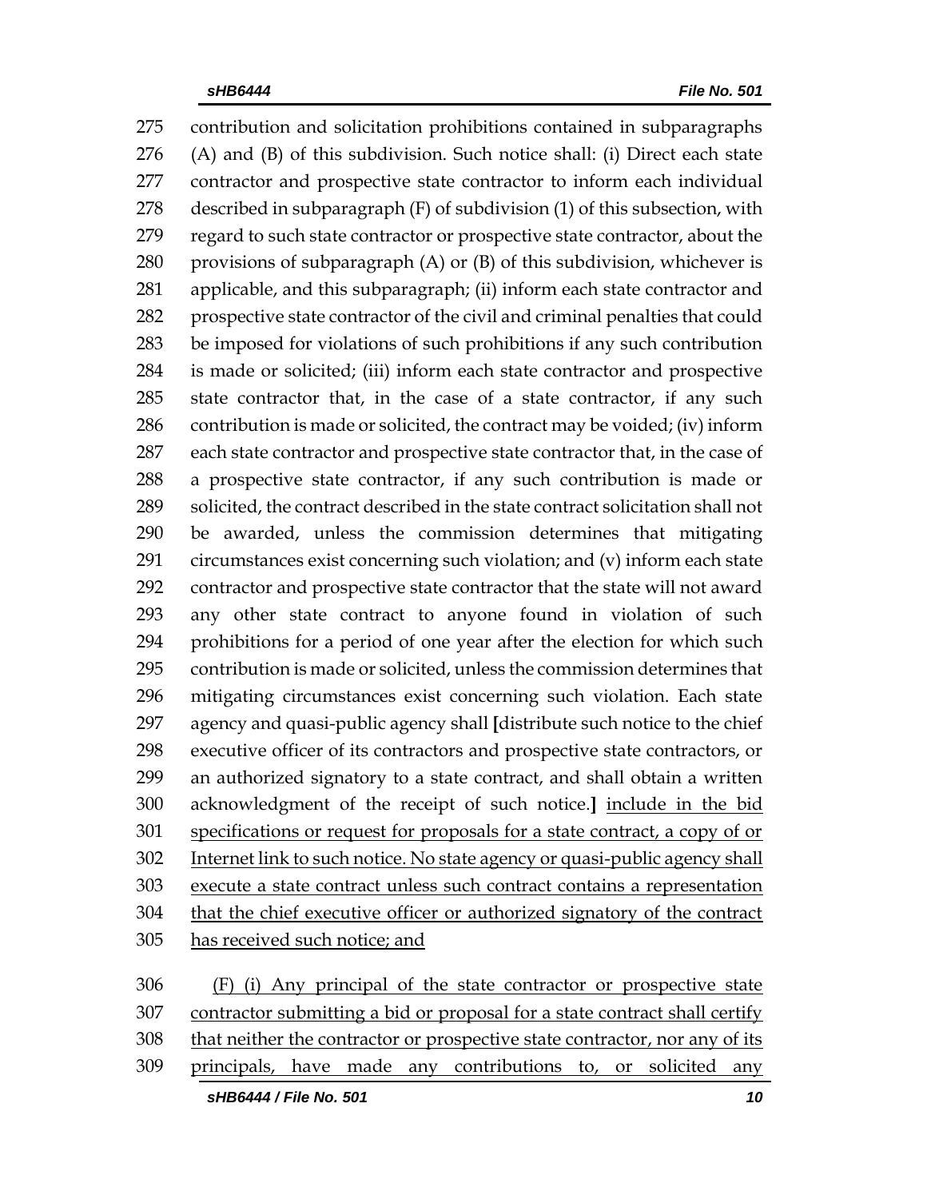contribution and solicitation prohibitions contained in subparagraphs (A) and (B) of this subdivision. Such notice shall: (i) Direct each state contractor and prospective state contractor to inform each individual described in subparagraph (F) of subdivision (1) of this subsection, with regard to such state contractor or prospective state contractor, about the provisions of subparagraph (A) or (B) of this subdivision, whichever is applicable, and this subparagraph; (ii) inform each state contractor and prospective state contractor of the civil and criminal penalties that could be imposed for violations of such prohibitions if any such contribution is made or solicited; (iii) inform each state contractor and prospective state contractor that, in the case of a state contractor, if any such contribution is made or solicited, the contract may be voided; (iv) inform each state contractor and prospective state contractor that, in the case of a prospective state contractor, if any such contribution is made or solicited, the contract described in the state contract solicitation shall not be awarded, unless the commission determines that mitigating circumstances exist concerning such violation; and (v) inform each state contractor and prospective state contractor that the state will not award any other state contract to anyone found in violation of such prohibitions for a period of one year after the election for which such contribution is made or solicited, unless the commission determines that mitigating circumstances exist concerning such violation. Each state agency and quasi-public agency shall **[**distribute such notice to the chief executive officer of its contractors and prospective state contractors, or an authorized signatory to a state contract, and shall obtain a written acknowledgment of the receipt of such notice.**]** <u>include in the bid specifications or request for proposals for a state contract, a copy of or Internet link to such notice. No state agency or quasi-public agency shall execute a state contract unless such contract contains a representation that the chief executive officer or authorized signatory of the contract has received such notice; and</u>

<u>(F) (i) Any principal of the state contractor or prospective state contractor submitting a bid or proposal for a state contract shall certify that neither the contractor or prospective state contractor, nor any of its principals, have made any contributions to, or solicited any</u>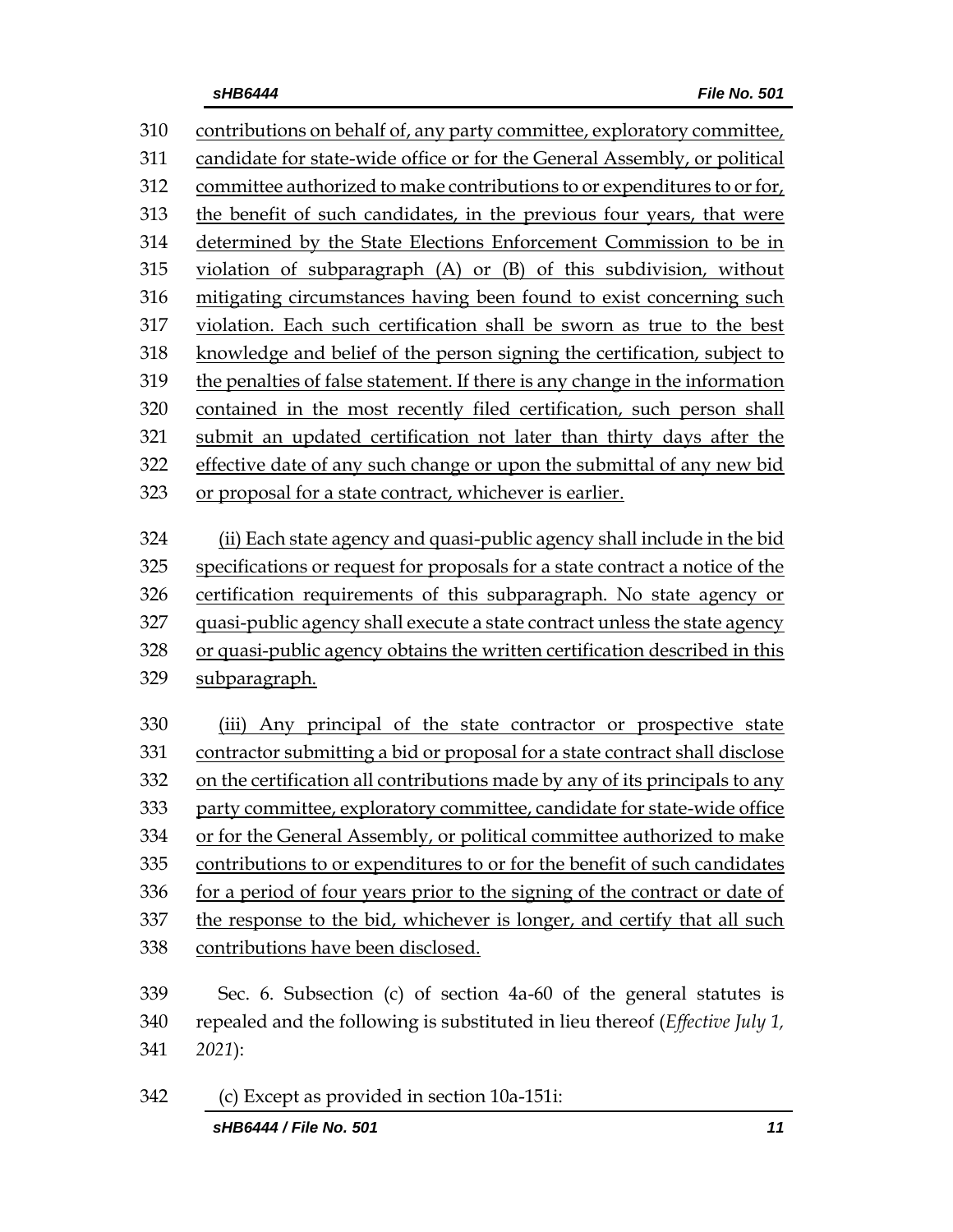contributions on behalf of, any party committee, exploratory committee, candidate for state-wide office or for the General Assembly, or political committee authorized to make contributions to or expenditures to or for, the benefit of such candidates, in the previous four years, that were determined by the State Elections Enforcement Commission to be in violation of subparagraph (A) or (B) of this subdivision, without mitigating circumstances having been found to exist concerning such violation. Each such certification shall be sworn as true to the best knowledge and belief of the person signing the certification, subject to the penalties of false statement. If there is any change in the information contained in the most recently filed certification, such person shall submit an updated certification not later than thirty days after the effective date of any such change or upon the submittal of any new bid or proposal for a state contract, whichever is earlier.

(ii) Each state agency and quasi-public agency shall include in the bid specifications or request for proposals for a state contract a notice of the certification requirements of this subparagraph. No state agency or quasi-public agency shall execute a state contract unless the state agency or quasi-public agency obtains the written certification described in this subparagraph.

(iii) Any principal of the state contractor or prospective state contractor submitting a bid or proposal for a state contract shall disclose on the certification all contributions made by any of its principals to any party committee, exploratory committee, candidate for state-wide office or for the General Assembly, or political committee authorized to make contributions to or expenditures to or for the benefit of such candidates for a period of four years prior to the signing of the contract or date of the response to the bid, whichever is longer, and certify that all such contributions have been disclosed.

Sec. 6. Subsection (c) of section 4a-60 of the general statutes is repealed and the following is substituted in lieu thereof (*Effective July 1, 2021*):

(c) Except as provided in section 10a-151i: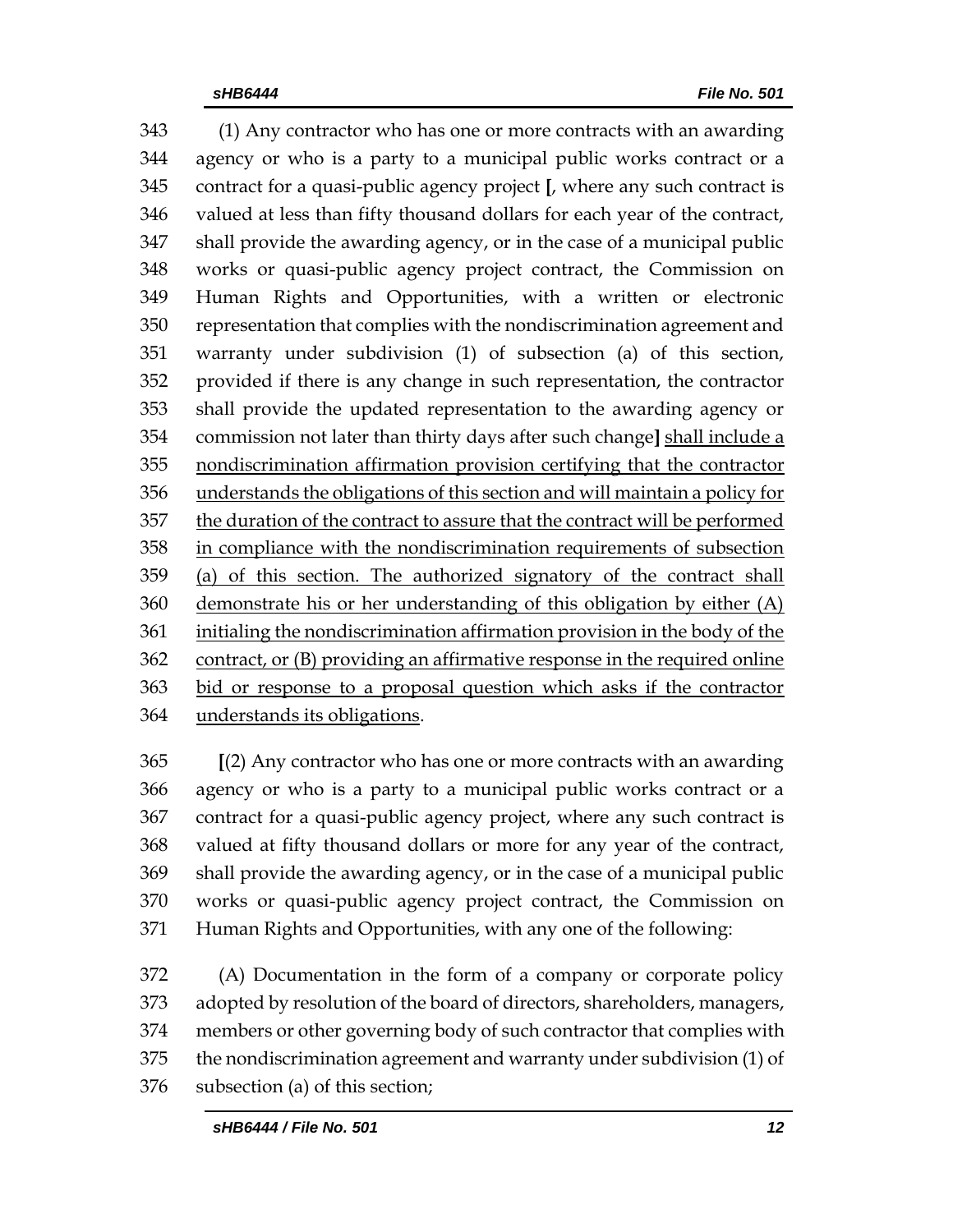343 (1) Any contractor who has one or more contracts with an awarding
344 agency or who is a party to a municipal public works contract or a
345 contract for a quasi-public agency project **[**, where any such contract is
346 valued at less than fifty thousand dollars for each year of the contract,
347 shall provide the awarding agency, or in the case of a municipal public
348 works or quasi-public agency project contract, the Commission on
349 Human Rights and Opportunities, with a written or electronic
350 representation that complies with the nondiscrimination agreement and
351 warranty under subdivision (1) of subsection (a) of this section,
352 provided if there is any change in such representation, the contractor
353 shall provide the updated representation to the awarding agency or
354 commission not later than thirty days after such change**]** <u>shall include a</u>
355 <u>nondiscrimination affirmation provision certifying that the contractor</u>
356 <u>understands the obligations of this section and will maintain a policy for</u>
357 <u>the duration of the contract to assure that the contract will be performed</u>
358 <u>in compliance with the nondiscrimination requirements of subsection</u>
359 <u>(a) of this section. The authorized signatory of the contract shall</u>
360 <u>demonstrate his or her understanding of this obligation by either (A)</u>
361 <u>initialing the nondiscrimination affirmation provision in the body of the</u>
362 <u>contract, or (B) providing an affirmative response in the required online</u>
363 <u>bid or response to a proposal question which asks if the contractor</u>
364 <u>understands its obligations</u>.

365 **[**(2) Any contractor who has one or more contracts with an awarding
366 agency or who is a party to a municipal public works contract or a
367 contract for a quasi-public agency project, where any such contract is
368 valued at fifty thousand dollars or more for any year of the contract,
369 shall provide the awarding agency, or in the case of a municipal public
370 works or quasi-public agency project contract, the Commission on
371 Human Rights and Opportunities, with any one of the following:

372 (A) Documentation in the form of a company or corporate policy
373 adopted by resolution of the board of directors, shareholders, managers,
374 members or other governing body of such contractor that complies with
375 the nondiscrimination agreement and warranty under subdivision (1) of
376 subsection (a) of this section;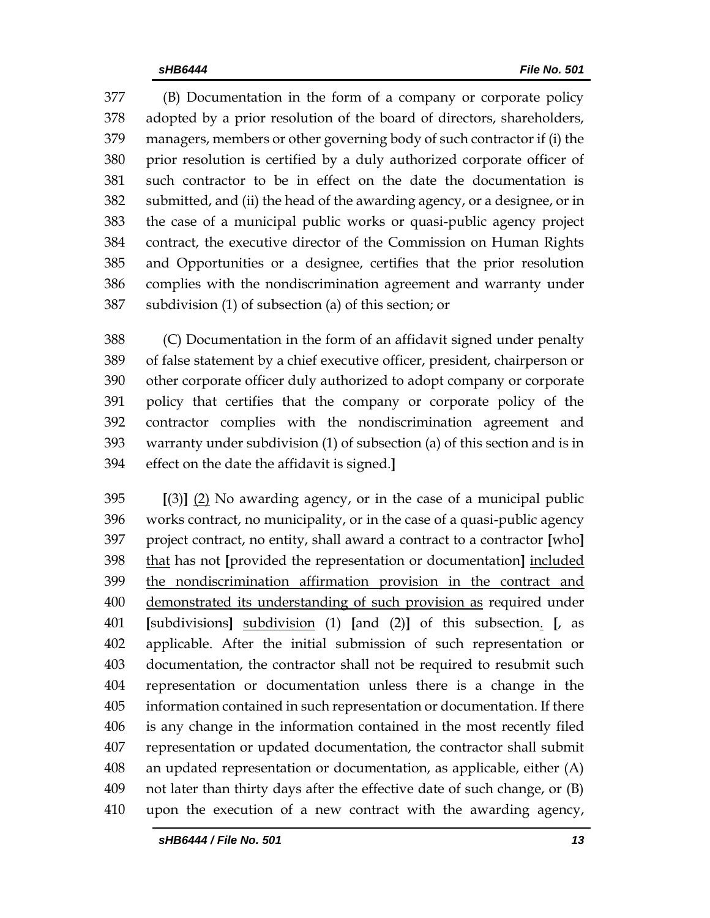(B) Documentation in the form of a company or corporate policy adopted by a prior resolution of the board of directors, shareholders, managers, members or other governing body of such contractor if (i) the prior resolution is certified by a duly authorized corporate officer of such contractor to be in effect on the date the documentation is submitted, and (ii) the head of the awarding agency, or a designee, or in the case of a municipal public works or quasi-public agency project contract, the executive director of the Commission on Human Rights and Opportunities or a designee, certifies that the prior resolution complies with the nondiscrimination agreement and warranty under subdivision (1) of subsection (a) of this section; or

(C) Documentation in the form of an affidavit signed under penalty of false statement by a chief executive officer, president, chairperson or other corporate officer duly authorized to adopt company or corporate policy that certifies that the company or corporate policy of the contractor complies with the nondiscrimination agreement and warranty under subdivision (1) of subsection (a) of this section and is in effect on the date the affidavit is signed.**]**

**[**(3)**]** <u>(2)</u> No awarding agency, or in the case of a municipal public works contract, no municipality, or in the case of a quasi-public agency project contract, no entity, shall award a contract to a contractor **[**who**]** <u>that</u> has not **[**provided the representation or documentation**]** <u>included the nondiscrimination affirmation provision in the contract and demonstrated its understanding of such provision as</u> required under **[**subdivisions**]** <u>subdivision</u> (1) **[**and (2)**]** of this subsection<u>.</u> **[**, as applicable. After the initial submission of such representation or documentation, the contractor shall not be required to resubmit such representation or documentation unless there is a change in the information contained in such representation or documentation. If there is any change in the information contained in the most recently filed representation or updated documentation, the contractor shall submit an updated representation or documentation, as applicable, either (A) not later than thirty days after the effective date of such change, or (B) upon the execution of a new contract with the awarding agency,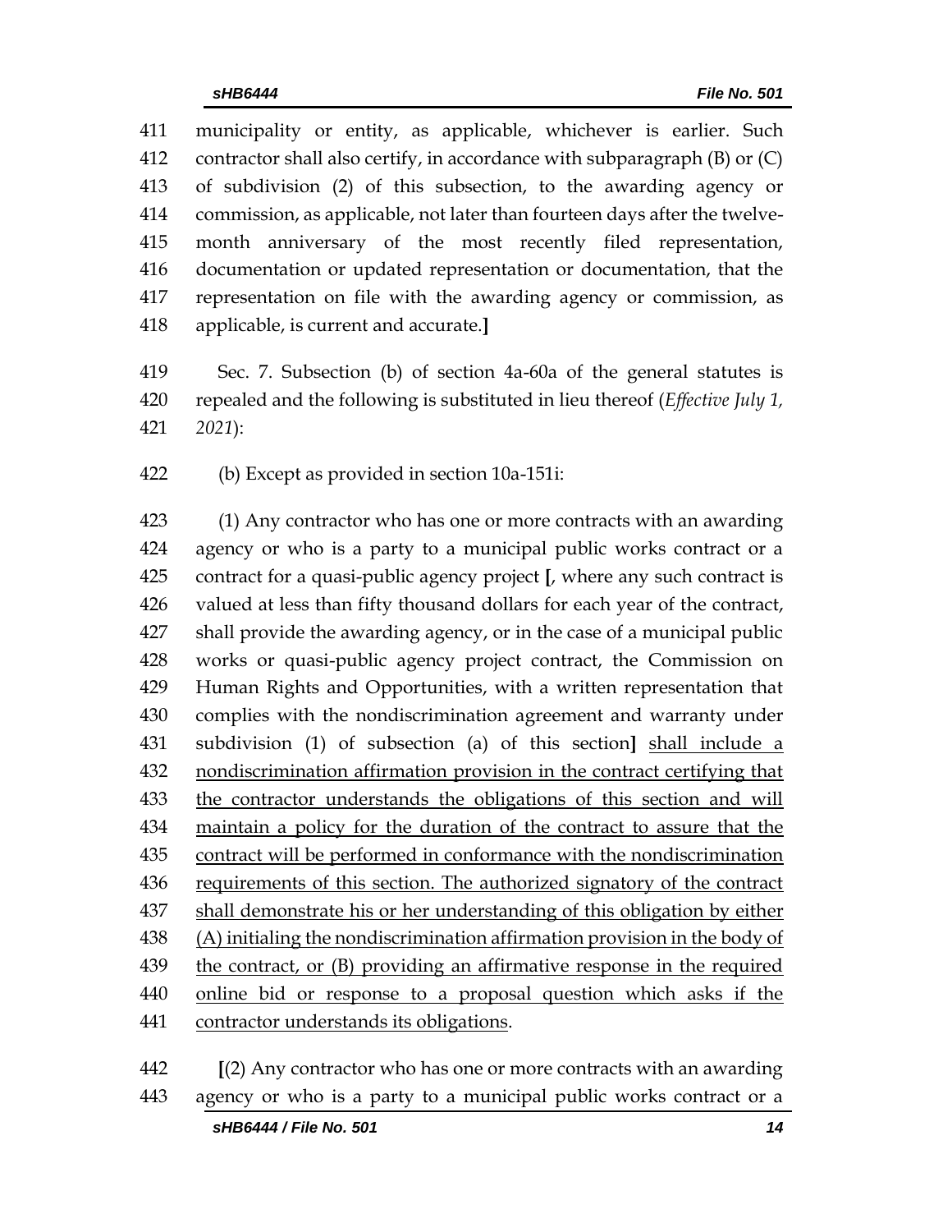municipality or entity, as applicable, whichever is earlier. Such contractor shall also certify, in accordance with subparagraph (B) or (C) of subdivision (2) of this subsection, to the awarding agency or commission, as applicable, not later than fourteen days after the twelve-month anniversary of the most recently filed representation, documentation or updated representation or documentation, that the representation on file with the awarding agency or commission, as applicable, is current and accurate.**]**

Sec. 7. Subsection (b) of section 4a-60a of the general statutes is repealed and the following is substituted in lieu thereof (*Effective July 1, 2021*):

(b) Except as provided in section 10a-151i:

(1) Any contractor who has one or more contracts with an awarding agency or who is a party to a municipal public works contract or a contract for a quasi-public agency project **[**, where any such contract is valued at less than fifty thousand dollars for each year of the contract, shall provide the awarding agency, or in the case of a municipal public works or quasi-public agency project contract, the Commission on Human Rights and Opportunities, with a written representation that complies with the nondiscrimination agreement and warranty under subdivision (1) of subsection (a) of this section**]** <u>shall include a nondiscrimination affirmation provision in the contract certifying that the contractor understands the obligations of this section and will maintain a policy for the duration of the contract to assure that the contract will be performed in conformance with the nondiscrimination requirements of this section. The authorized signatory of the contract shall demonstrate his or her understanding of this obligation by either (A) initialing the nondiscrimination affirmation provision in the body of the contract, or (B) providing an affirmative response in the required online bid or response to a proposal question which asks if the contractor understands its obligations</u>.

**[**(2) Any contractor who has one or more contracts with an awarding agency or who is a party to a municipal public works contract or a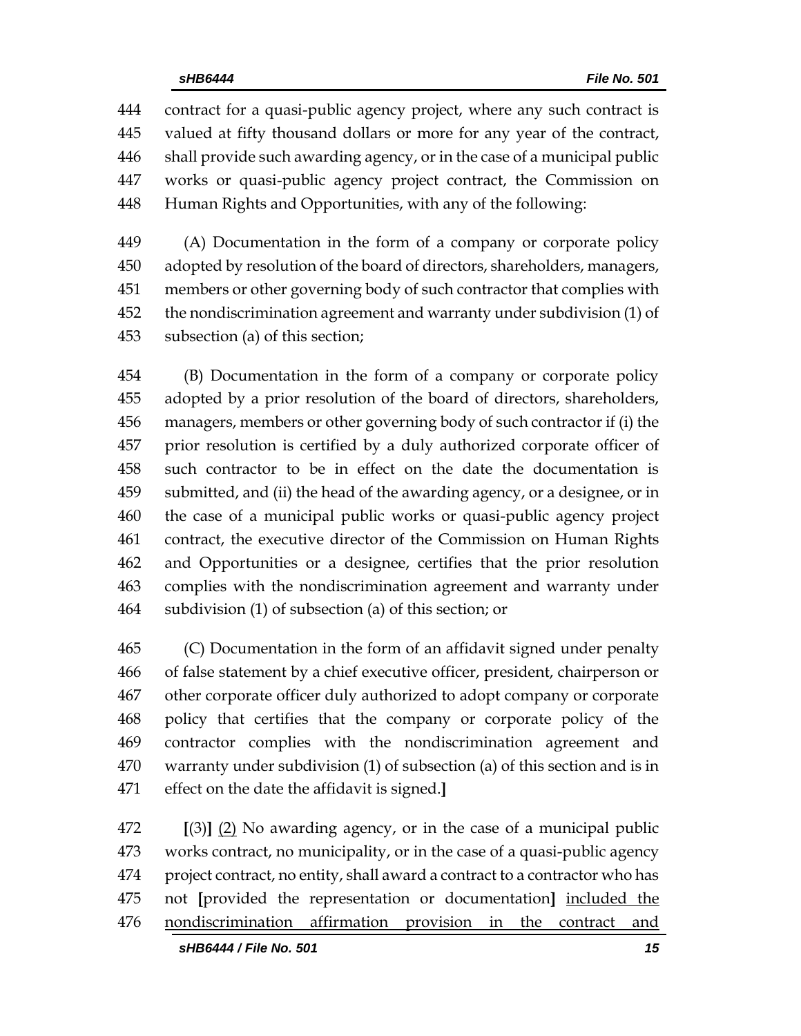444 contract for a quasi-public agency project, where any such contract is
445 valued at fifty thousand dollars or more for any year of the contract,
446 shall provide such awarding agency, or in the case of a municipal public
447 works or quasi-public agency project contract, the Commission on
448 Human Rights and Opportunities, with any of the following:

449 (A) Documentation in the form of a company or corporate policy
450 adopted by resolution of the board of directors, shareholders, managers,
451 members or other governing body of such contractor that complies with
452 the nondiscrimination agreement and warranty under subdivision (1) of
453 subsection (a) of this section;

454 (B) Documentation in the form of a company or corporate policy
455 adopted by a prior resolution of the board of directors, shareholders,
456 managers, members or other governing body of such contractor if (i) the
457 prior resolution is certified by a duly authorized corporate officer of
458 such contractor to be in effect on the date the documentation is
459 submitted, and (ii) the head of the awarding agency, or a designee, or in
460 the case of a municipal public works or quasi-public agency project
461 contract, the executive director of the Commission on Human Rights
462 and Opportunities or a designee, certifies that the prior resolution
463 complies with the nondiscrimination agreement and warranty under
464 subdivision (1) of subsection (a) of this section; or

465 (C) Documentation in the form of an affidavit signed under penalty
466 of false statement by a chief executive officer, president, chairperson or
467 other corporate officer duly authorized to adopt company or corporate
468 policy that certifies that the company or corporate policy of the
469 contractor complies with the nondiscrimination agreement and
470 warranty under subdivision (1) of subsection (a) of this section and is in
471 effect on the date the affidavit is signed.]

472 [(3)] <u>(2)</u> No awarding agency, or in the case of a municipal public
473 works contract, no municipality, or in the case of a quasi-public agency
474 project contract, no entity, shall award a contract to a contractor who has
475 not [provided the representation or documentation] <u>included the</u>
476 <u>nondiscrimination affirmation provision in the contract and</u>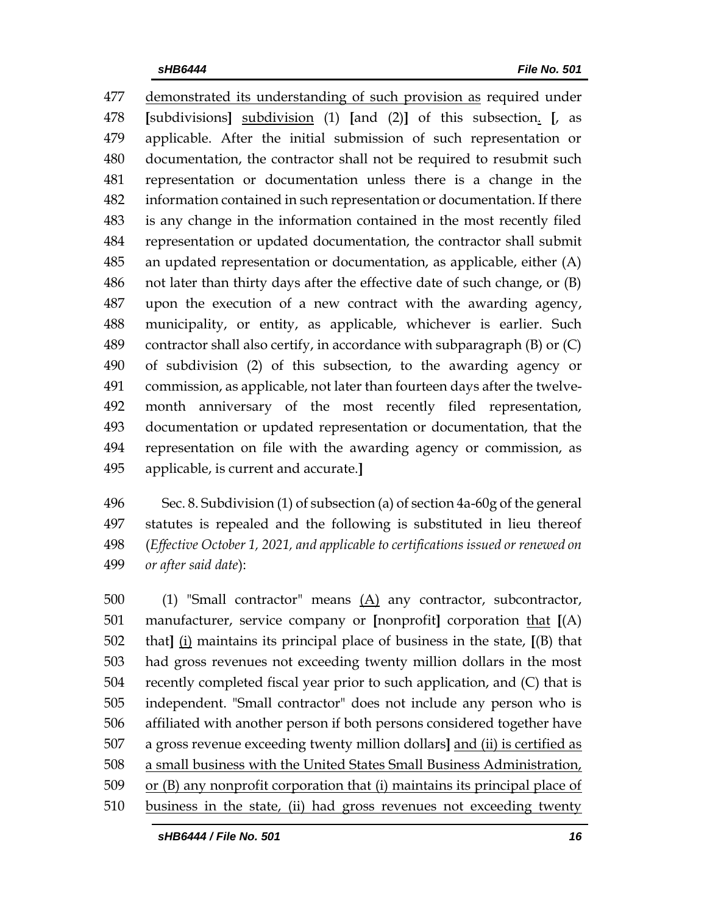477 demonstrated its understanding of such provision as required under
478 [subdivisions] subdivision (1) [and (2)] of this subsection. [, as
479 applicable. After the initial submission of such representation or
480 documentation, the contractor shall not be required to resubmit such
481 representation or documentation unless there is a change in the
482 information contained in such representation or documentation. If there
483 is any change in the information contained in the most recently filed
484 representation or updated documentation, the contractor shall submit
485 an updated representation or documentation, as applicable, either (A)
486 not later than thirty days after the effective date of such change, or (B)
487 upon the execution of a new contract with the awarding agency,
488 municipality, or entity, as applicable, whichever is earlier. Such
489 contractor shall also certify, in accordance with subparagraph (B) or (C)
490 of subdivision (2) of this subsection, to the awarding agency or
491 commission, as applicable, not later than fourteen days after the twelve-
492 month anniversary of the most recently filed representation,
493 documentation or updated representation or documentation, that the
494 representation on file with the awarding agency or commission, as
495 applicable, is current and accurate.]

496 Sec. 8. Subdivision (1) of subsection (a) of section 4a-60g of the general
497 statutes is repealed and the following is substituted in lieu thereof
498 (*Effective October 1, 2021, and applicable to certifications issued or renewed on*
499 *or after said date*):

500 (1) "Small contractor" means (A) any contractor, subcontractor,
501 manufacturer, service company or [nonprofit] corporation that [(A)
502 that] (i) maintains its principal place of business in the state, [(B) that
503 had gross revenues not exceeding twenty million dollars in the most
504 recently completed fiscal year prior to such application, and (C) that is
505 independent. "Small contractor" does not include any person who is
506 affiliated with another person if both persons considered together have
507 a gross revenue exceeding twenty million dollars] and (ii) is certified as
508 a small business with the United States Small Business Administration,
509 or (B) any nonprofit corporation that (i) maintains its principal place of
510 business in the state, (ii) had gross revenues not exceeding twenty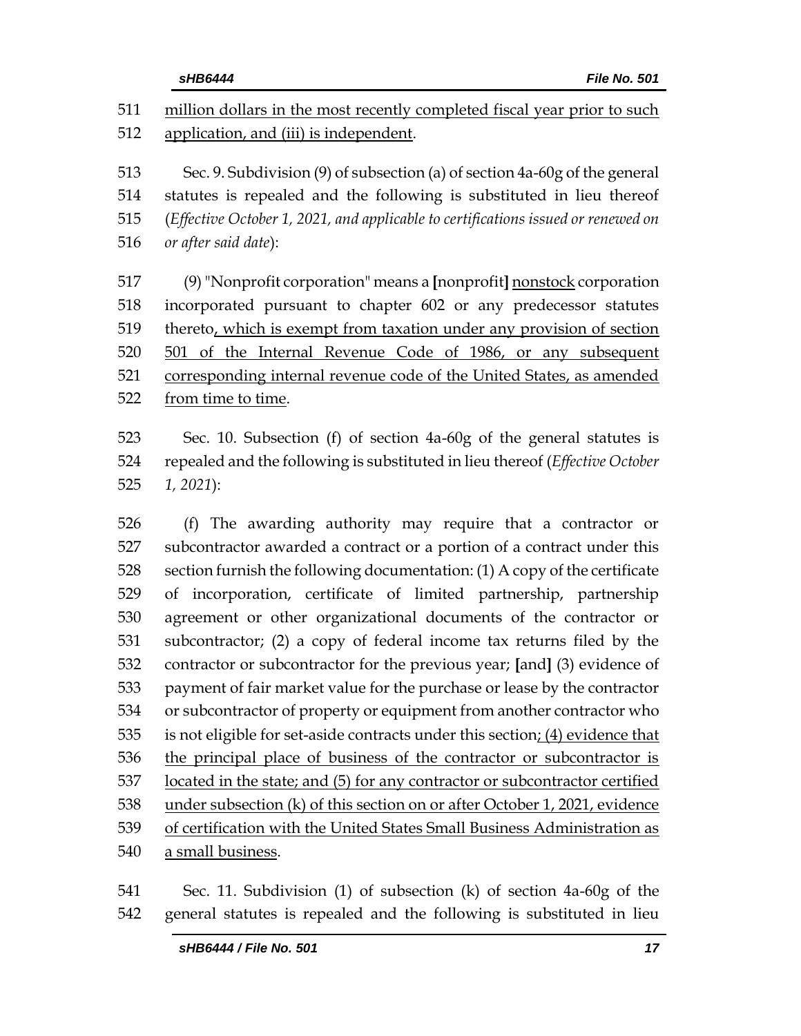million dollars in the most recently completed fiscal year prior to such application, and (iii) is independent.

Sec. 9. Subdivision (9) of subsection (a) of section 4a-60g of the general statutes is repealed and the following is substituted in lieu thereof (*Effective October 1, 2021, and applicable to certifications issued or renewed on or after said date*):

(9) "Nonprofit corporation" means a **[**nonprofit**]** nonstock corporation incorporated pursuant to chapter 602 or any predecessor statutes thereto, which is exempt from taxation under any provision of section 501 of the Internal Revenue Code of 1986, or any subsequent corresponding internal revenue code of the United States, as amended from time to time.

Sec. 10. Subsection (f) of section 4a-60g of the general statutes is repealed and the following is substituted in lieu thereof (*Effective October 1, 2021*):

(f) The awarding authority may require that a contractor or subcontractor awarded a contract or a portion of a contract under this section furnish the following documentation: (1) A copy of the certificate of incorporation, certificate of limited partnership, partnership agreement or other organizational documents of the contractor or subcontractor; (2) a copy of federal income tax returns filed by the contractor or subcontractor for the previous year; **[**and**]** (3) evidence of payment of fair market value for the purchase or lease by the contractor or subcontractor of property or equipment from another contractor who is not eligible for set-aside contracts under this section; (4) evidence that the principal place of business of the contractor or subcontractor is located in the state; and (5) for any contractor or subcontractor certified under subsection (k) of this section on or after October 1, 2021, evidence of certification with the United States Small Business Administration as a small business.

Sec. 11. Subdivision (1) of subsection (k) of section 4a-60g of the general statutes is repealed and the following is substituted in lieu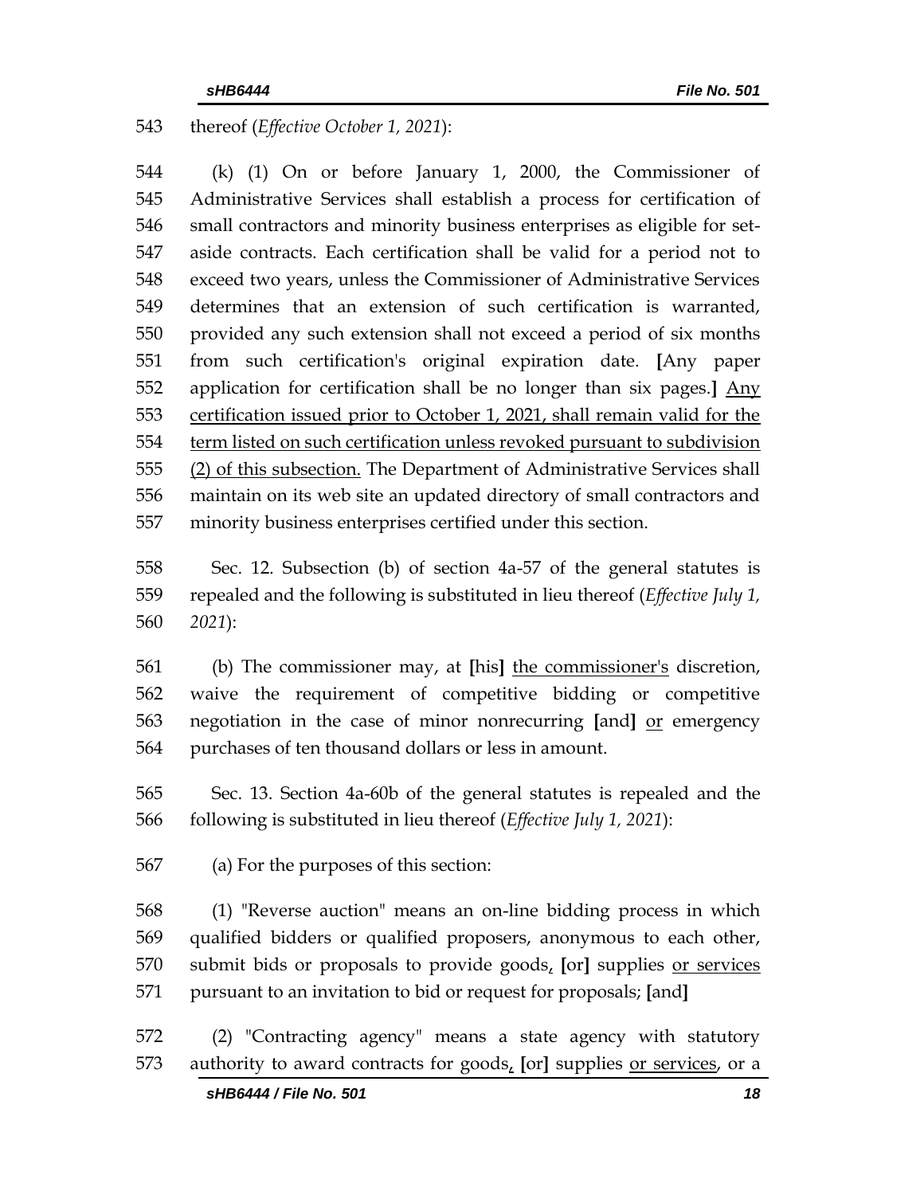thereof (*Effective October 1, 2021*):

(k) (1) On or before January 1, 2000, the Commissioner of Administrative Services shall establish a process for certification of small contractors and minority business enterprises as eligible for set-aside contracts. Each certification shall be valid for a period not to exceed two years, unless the Commissioner of Administrative Services determines that an extension of such certification is warranted, provided any such extension shall not exceed a period of six months from such certification's original expiration date. **[**Any paper application for certification shall be no longer than six pages.**]** <u>Any certification issued prior to October 1, 2021, shall remain valid for the term listed on such certification unless revoked pursuant to subdivision (2) of this subsection.</u> The Department of Administrative Services shall maintain on its web site an updated directory of small contractors and minority business enterprises certified under this section.

Sec. 12. Subsection (b) of section 4a-57 of the general statutes is repealed and the following is substituted in lieu thereof (*Effective July 1, 2021*):

(b) The commissioner may, at **[**his**]** <u>the commissioner's</u> discretion, waive the requirement of competitive bidding or competitive negotiation in the case of minor nonrecurring **[**and**]** <u>or</u> emergency purchases of ten thousand dollars or less in amount.

Sec. 13. Section 4a-60b of the general statutes is repealed and the following is substituted in lieu thereof (*Effective July 1, 2021*):

(a) For the purposes of this section:

(1) "Reverse auction" means an on-line bidding process in which qualified bidders or qualified proposers, anonymous to each other, submit bids or proposals to provide goods<u>,</u> **[**or**]** supplies <u>or services</u> pursuant to an invitation to bid or request for proposals; **[**and**]**

(2) "Contracting agency" means a state agency with statutory authority to award contracts for goods<u>,</u> **[**or**]** supplies <u>or services</u>, or a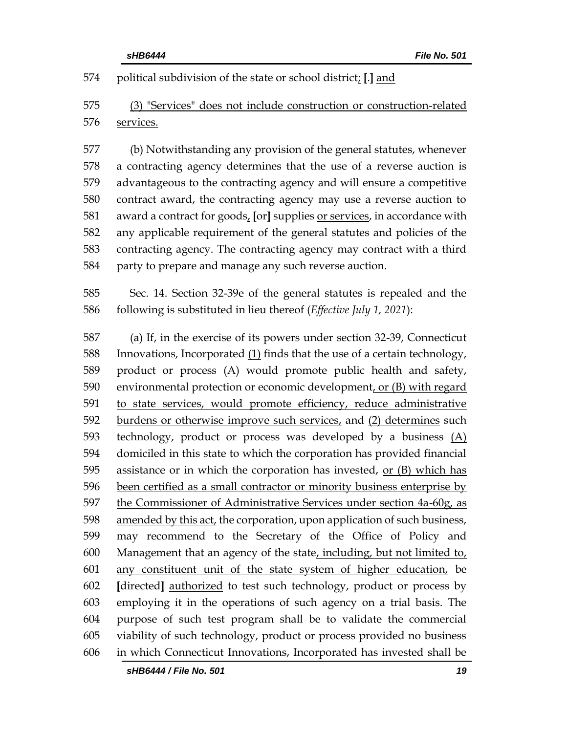political subdivision of the state or school district; [.] and

(3) "Services" does not include construction or construction-related services.

(b) Notwithstanding any provision of the general statutes, whenever a contracting agency determines that the use of a reverse auction is advantageous to the contracting agency and will ensure a competitive contract award, the contracting agency may use a reverse auction to award a contract for goods, [or] supplies or services, in accordance with any applicable requirement of the general statutes and policies of the contracting agency. The contracting agency may contract with a third party to prepare and manage any such reverse auction.

Sec. 14. Section 32-39e of the general statutes is repealed and the following is substituted in lieu thereof (*Effective July 1, 2021*):

(a) If, in the exercise of its powers under section 32-39, Connecticut Innovations, Incorporated (1) finds that the use of a certain technology, product or process (A) would promote public health and safety, environmental protection or economic development, or (B) with regard to state services, would promote efficiency, reduce administrative burdens or otherwise improve such services, and (2) determines such technology, product or process was developed by a business (A) domiciled in this state to which the corporation has provided financial assistance or in which the corporation has invested, or (B) which has been certified as a small contractor or minority business enterprise by the Commissioner of Administrative Services under section 4a-60g, as amended by this act, the corporation, upon application of such business, may recommend to the Secretary of the Office of Policy and Management that an agency of the state, including, but not limited to, any constituent unit of the state system of higher education, be [directed] authorized to test such technology, product or process by employing it in the operations of such agency on a trial basis. The purpose of such test program shall be to validate the commercial viability of such technology, product or process provided no business in which Connecticut Innovations, Incorporated has invested shall be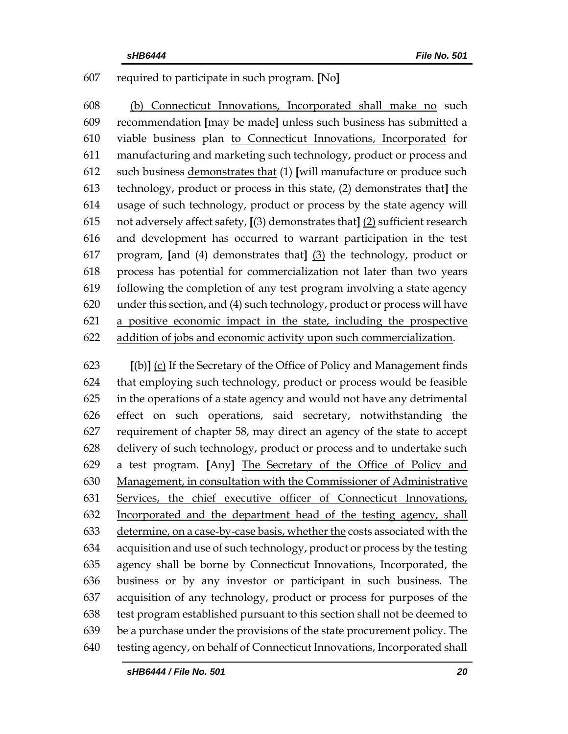607 required to participate in such program. [No]

608 (b) Connecticut Innovations, Incorporated shall make no such
609 recommendation [may be made] unless such business has submitted a
610 viable business plan to Connecticut Innovations, Incorporated for
611 manufacturing and marketing such technology, product or process and
612 such business demonstrates that (1) [will manufacture or produce such
613 technology, product or process in this state, (2) demonstrates that] the
614 usage of such technology, product or process by the state agency will
615 not adversely affect safety, [(3) demonstrates that] (2) sufficient research
616 and development has occurred to warrant participation in the test
617 program, [and (4) demonstrates that] (3) the technology, product or
618 process has potential for commercialization not later than two years
619 following the completion of any test program involving a state agency
620 under this section, and (4) such technology, product or process will have
621 a positive economic impact in the state, including the prospective
622 addition of jobs and economic activity upon such commercialization.

623 [(b)] (c) If the Secretary of the Office of Policy and Management finds
624 that employing such technology, product or process would be feasible
625 in the operations of a state agency and would not have any detrimental
626 effect on such operations, said secretary, notwithstanding the
627 requirement of chapter 58, may direct an agency of the state to accept
628 delivery of such technology, product or process and to undertake such
629 a test program. [Any] The Secretary of the Office of Policy and
630 Management, in consultation with the Commissioner of Administrative
631 Services, the chief executive officer of Connecticut Innovations,
632 Incorporated and the department head of the testing agency, shall
633 determine, on a case-by-case basis, whether the costs associated with the
634 acquisition and use of such technology, product or process by the testing
635 agency shall be borne by Connecticut Innovations, Incorporated, the
636 business or by any investor or participant in such business. The
637 acquisition of any technology, product or process for purposes of the
638 test program established pursuant to this section shall not be deemed to
639 be a purchase under the provisions of the state procurement policy. The
640 testing agency, on behalf of Connecticut Innovations, Incorporated shall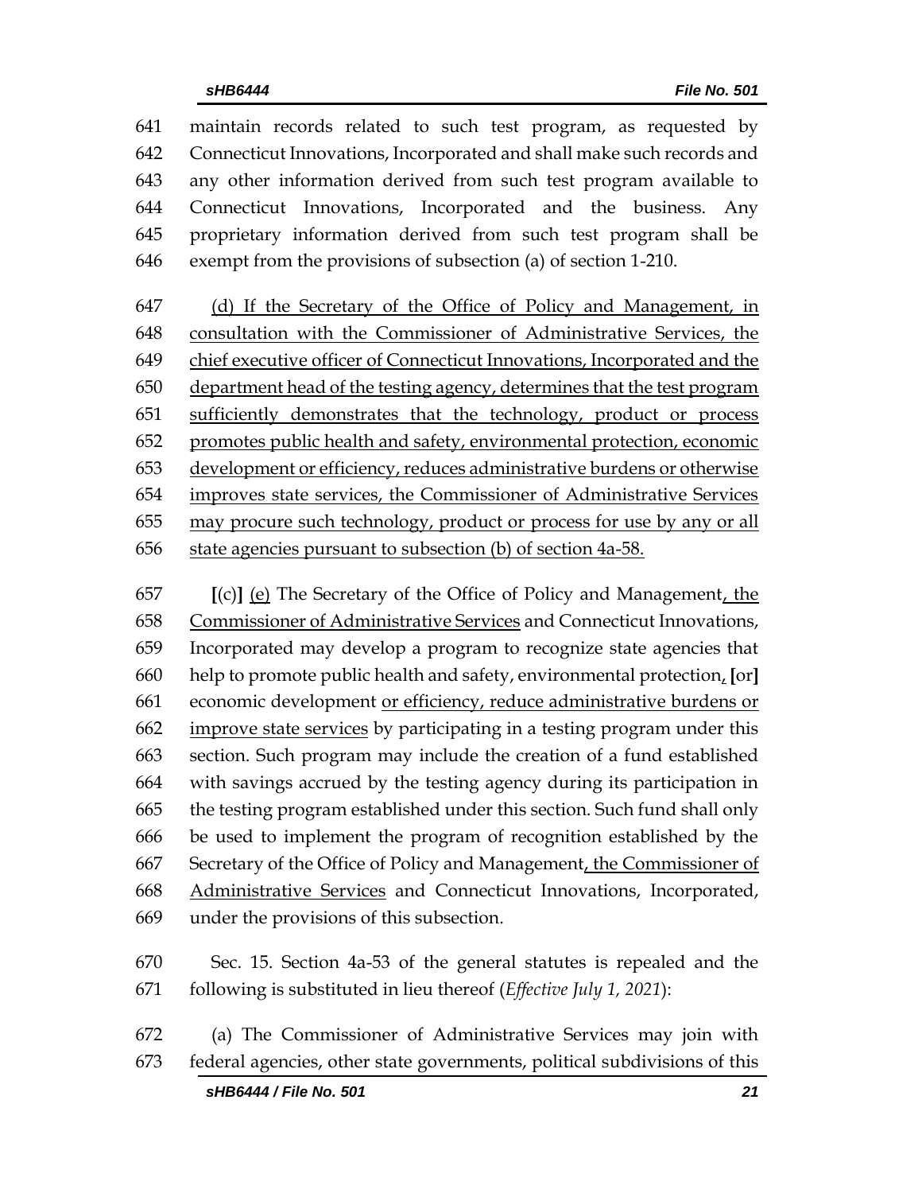maintain records related to such test program, as requested by Connecticut Innovations, Incorporated and shall make such records and any other information derived from such test program available to Connecticut Innovations, Incorporated and the business. Any proprietary information derived from such test program shall be exempt from the provisions of subsection (a) of section 1-210.

<u>(d) If the Secretary of the Office of Policy and Management, in consultation with the Commissioner of Administrative Services, the chief executive officer of Connecticut Innovations, Incorporated and the department head of the testing agency, determines that the test program sufficiently demonstrates that the technology, product or process promotes public health and safety, environmental protection, economic development or efficiency, reduces administrative burdens or otherwise improves state services, the Commissioner of Administrative Services may procure such technology, product or process for use by any or all state agencies pursuant to subsection (b) of section 4a-58.</u>

**[**(c)**]** <u>(e)</u> The Secretary of the Office of Policy and Management<u>, the Commissioner of Administrative Services</u> and Connecticut Innovations, Incorporated may develop a program to recognize state agencies that help to promote public health and safety, environmental protection<u>,</u> **[**or**]** economic development <u>or efficiency, reduce administrative burdens or improve state services</u> by participating in a testing program under this section. Such program may include the creation of a fund established with savings accrued by the testing agency during its participation in the testing program established under this section. Such fund shall only be used to implement the program of recognition established by the Secretary of the Office of Policy and Management<u>, the Commissioner of Administrative Services</u> and Connecticut Innovations, Incorporated, under the provisions of this subsection.

Sec. 15. Section 4a-53 of the general statutes is repealed and the following is substituted in lieu thereof (*Effective July 1, 2021*):

(a) The Commissioner of Administrative Services may join with federal agencies, other state governments, political subdivisions of this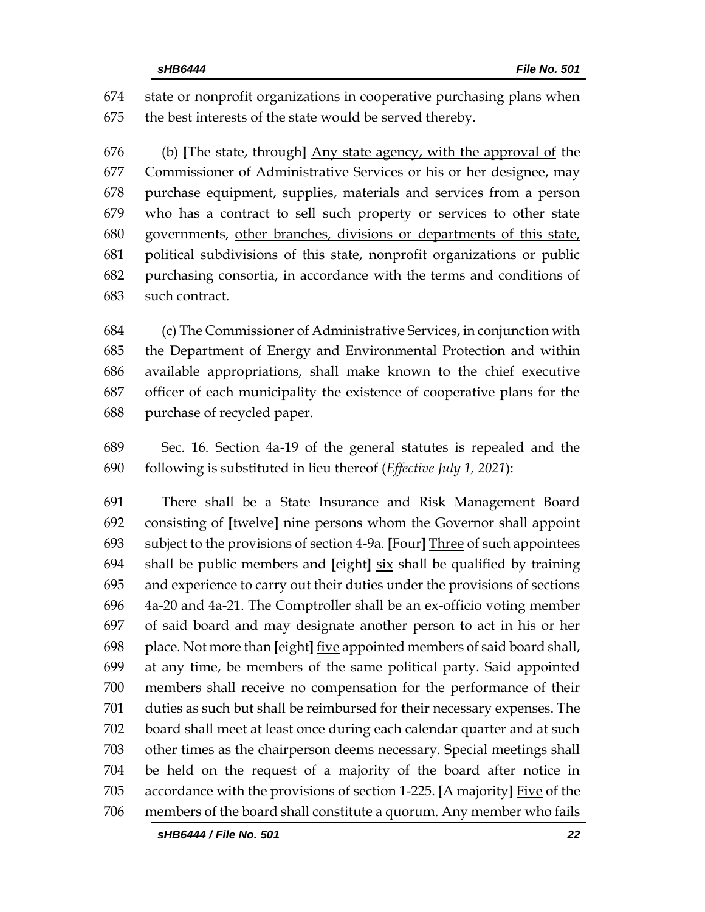state or nonprofit organizations in cooperative purchasing plans when the best interests of the state would be served thereby.

(b) **[**The state, through**]** <u>Any state agency, with the approval of</u> the Commissioner of Administrative Services <u>or his or her designee</u>, may purchase equipment, supplies, materials and services from a person who has a contract to sell such property or services to other state governments, <u>other branches, divisions or departments of this state,</u> political subdivisions of this state, nonprofit organizations or public purchasing consortia, in accordance with the terms and conditions of such contract.

(c) The Commissioner of Administrative Services, in conjunction with the Department of Energy and Environmental Protection and within available appropriations, shall make known to the chief executive officer of each municipality the existence of cooperative plans for the purchase of recycled paper.

Sec. 16. Section 4a-19 of the general statutes is repealed and the following is substituted in lieu thereof (*Effective July 1, 2021*):

There shall be a State Insurance and Risk Management Board consisting of **[**twelve**]** <u>nine</u> persons whom the Governor shall appoint subject to the provisions of section 4-9a. **[**Four**]** <u>Three</u> of such appointees shall be public members and **[**eight**]** <u>six</u> shall be qualified by training and experience to carry out their duties under the provisions of sections 4a-20 and 4a-21. The Comptroller shall be an ex-officio voting member of said board and may designate another person to act in his or her place. Not more than **[**eight**]** <u>five</u> appointed members of said board shall, at any time, be members of the same political party. Said appointed members shall receive no compensation for the performance of their duties as such but shall be reimbursed for their necessary expenses. The board shall meet at least once during each calendar quarter and at such other times as the chairperson deems necessary. Special meetings shall be held on the request of a majority of the board after notice in accordance with the provisions of section 1-225. **[**A majority**]** <u>Five</u> of the members of the board shall constitute a quorum. Any member who fails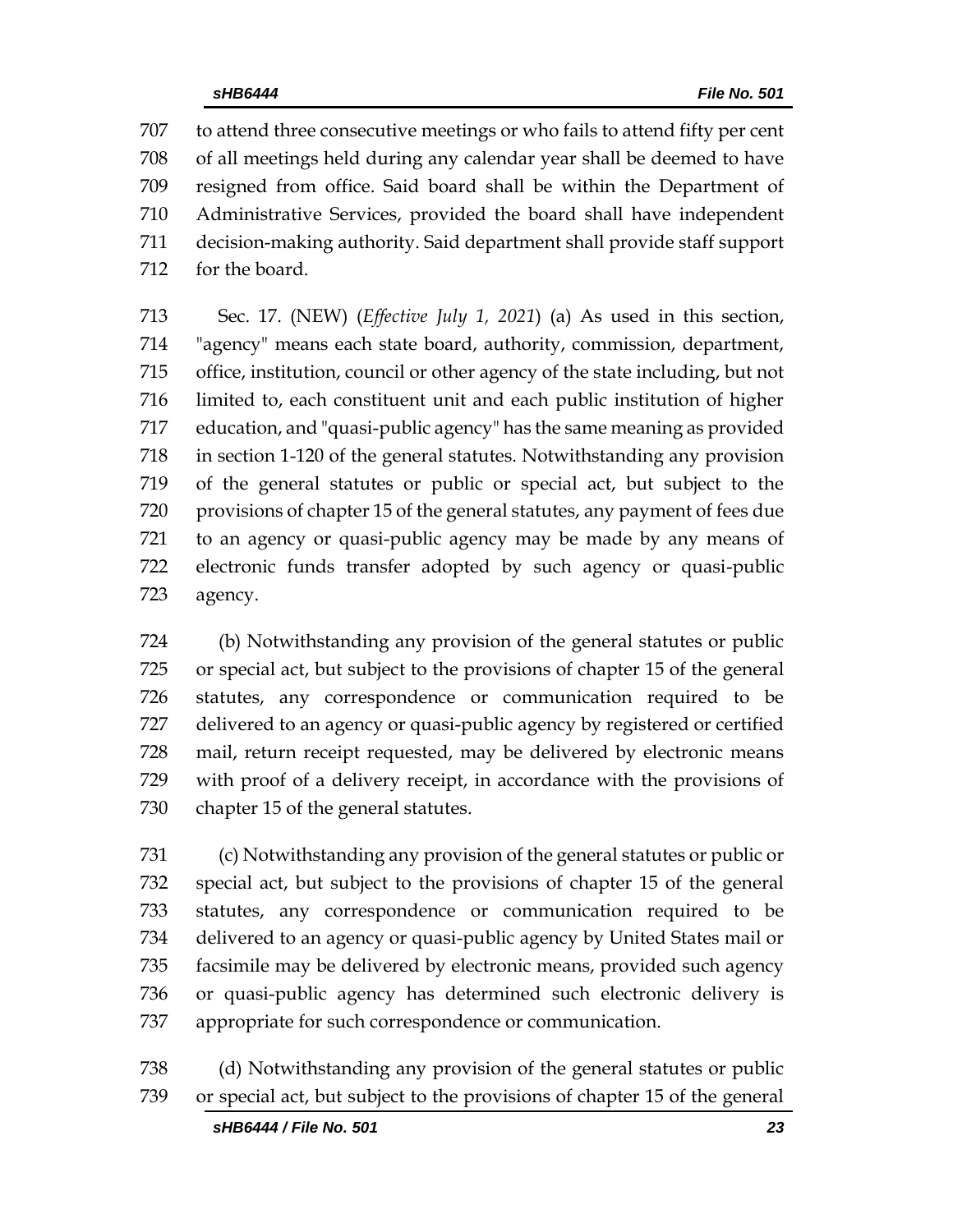707 to attend three consecutive meetings or who fails to attend fifty per cent
708 of all meetings held during any calendar year shall be deemed to have
709 resigned from office. Said board shall be within the Department of
710 Administrative Services, provided the board shall have independent
711 decision-making authority. Said department shall provide staff support
712 for the board.

713 Sec. 17. (NEW) (*Effective July 1, 2021*) (a) As used in this section,
714 "agency" means each state board, authority, commission, department,
715 office, institution, council or other agency of the state including, but not
716 limited to, each constituent unit and each public institution of higher
717 education, and "quasi-public agency" has the same meaning as provided
718 in section 1-120 of the general statutes. Notwithstanding any provision
719 of the general statutes or public or special act, but subject to the
720 provisions of chapter 15 of the general statutes, any payment of fees due
721 to an agency or quasi-public agency may be made by any means of
722 electronic funds transfer adopted by such agency or quasi-public
723 agency.

724 (b) Notwithstanding any provision of the general statutes or public
725 or special act, but subject to the provisions of chapter 15 of the general
726 statutes, any correspondence or communication required to be
727 delivered to an agency or quasi-public agency by registered or certified
728 mail, return receipt requested, may be delivered by electronic means
729 with proof of a delivery receipt, in accordance with the provisions of
730 chapter 15 of the general statutes.

731 (c) Notwithstanding any provision of the general statutes or public or
732 special act, but subject to the provisions of chapter 15 of the general
733 statutes, any correspondence or communication required to be
734 delivered to an agency or quasi-public agency by United States mail or
735 facsimile may be delivered by electronic means, provided such agency
736 or quasi-public agency has determined such electronic delivery is
737 appropriate for such correspondence or communication.

738 (d) Notwithstanding any provision of the general statutes or public
739 or special act, but subject to the provisions of chapter 15 of the general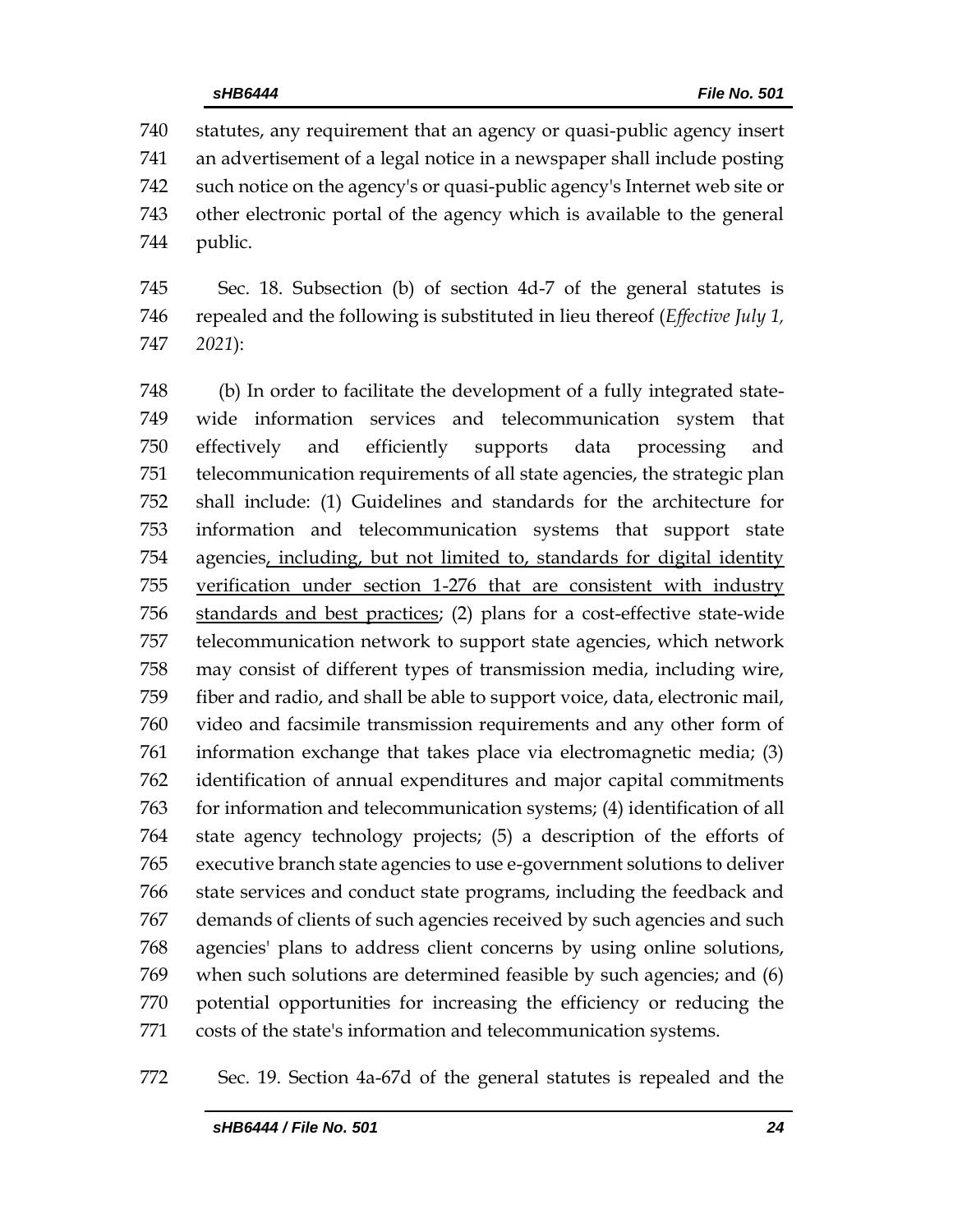statutes, any requirement that an agency or quasi-public agency insert an advertisement of a legal notice in a newspaper shall include posting such notice on the agency's or quasi-public agency's Internet web site or other electronic portal of the agency which is available to the general public.

Sec. 18. Subsection (b) of section 4d-7 of the general statutes is repealed and the following is substituted in lieu thereof (*Effective July 1, 2021*):

(b) In order to facilitate the development of a fully integrated state-wide information services and telecommunication system that effectively and efficiently supports data processing and telecommunication requirements of all state agencies, the strategic plan shall include: (1) Guidelines and standards for the architecture for information and telecommunication systems that support state agencies<u>, including, but not limited to, standards for digital identity verification under section 1-276 that are consistent with industry standards and best practices</u>; (2) plans for a cost-effective state-wide telecommunication network to support state agencies, which network may consist of different types of transmission media, including wire, fiber and radio, and shall be able to support voice, data, electronic mail, video and facsimile transmission requirements and any other form of information exchange that takes place via electromagnetic media; (3) identification of annual expenditures and major capital commitments for information and telecommunication systems; (4) identification of all state agency technology projects; (5) a description of the efforts of executive branch state agencies to use e-government solutions to deliver state services and conduct state programs, including the feedback and demands of clients of such agencies received by such agencies and such agencies' plans to address client concerns by using online solutions, when such solutions are determined feasible by such agencies; and (6) potential opportunities for increasing the efficiency or reducing the costs of the state's information and telecommunication systems.

Sec. 19. Section 4a-67d of the general statutes is repealed and the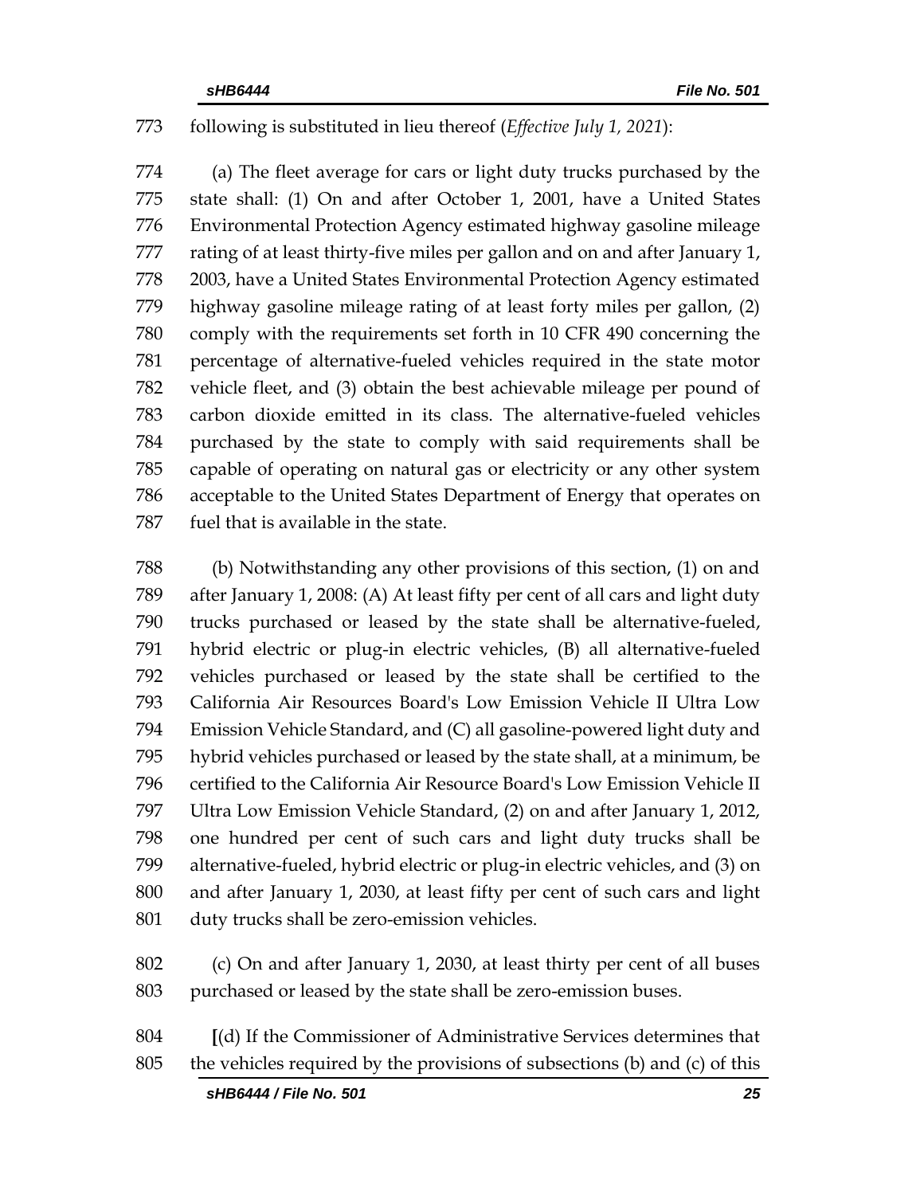following is substituted in lieu thereof (*Effective July 1, 2021*):

(a) The fleet average for cars or light duty trucks purchased by the state shall: (1) On and after October 1, 2001, have a United States Environmental Protection Agency estimated highway gasoline mileage rating of at least thirty-five miles per gallon and on and after January 1, 2003, have a United States Environmental Protection Agency estimated highway gasoline mileage rating of at least forty miles per gallon, (2) comply with the requirements set forth in 10 CFR 490 concerning the percentage of alternative-fueled vehicles required in the state motor vehicle fleet, and (3) obtain the best achievable mileage per pound of carbon dioxide emitted in its class. The alternative-fueled vehicles purchased by the state to comply with said requirements shall be capable of operating on natural gas or electricity or any other system acceptable to the United States Department of Energy that operates on fuel that is available in the state.

(b) Notwithstanding any other provisions of this section, (1) on and after January 1, 2008: (A) At least fifty per cent of all cars and light duty trucks purchased or leased by the state shall be alternative-fueled, hybrid electric or plug-in electric vehicles, (B) all alternative-fueled vehicles purchased or leased by the state shall be certified to the California Air Resources Board's Low Emission Vehicle II Ultra Low Emission Vehicle Standard, and (C) all gasoline-powered light duty and hybrid vehicles purchased or leased by the state shall, at a minimum, be certified to the California Air Resource Board's Low Emission Vehicle II Ultra Low Emission Vehicle Standard, (2) on and after January 1, 2012, one hundred per cent of such cars and light duty trucks shall be alternative-fueled, hybrid electric or plug-in electric vehicles, and (3) on and after January 1, 2030, at least fifty per cent of such cars and light duty trucks shall be zero-emission vehicles.

(c) On and after January 1, 2030, at least thirty per cent of all buses purchased or leased by the state shall be zero-emission buses.

**[**(d) If the Commissioner of Administrative Services determines that the vehicles required by the provisions of subsections (b) and (c) of this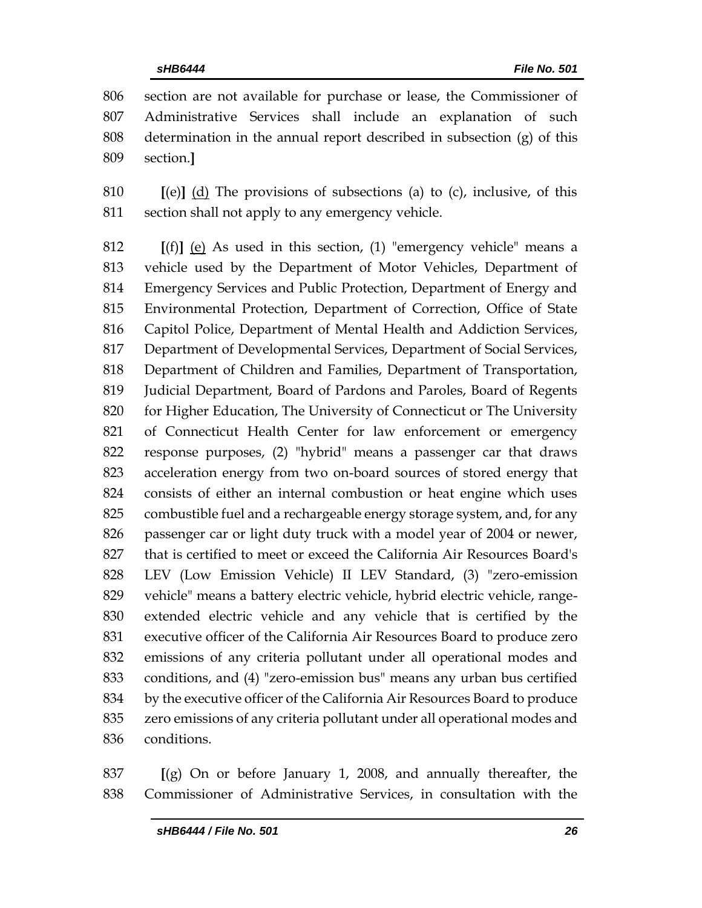806 section are not available for purchase or lease, the Commissioner of
807 Administrative Services shall include an explanation of such
808 determination in the annual report described in subsection (g) of this
809 section.**]**

810 **[**(e)**]** <u>(d)</u> The provisions of subsections (a) to (c), inclusive, of this
811 section shall not apply to any emergency vehicle.

812 **[**(f)**]** <u>(e)</u> As used in this section, (1) "emergency vehicle" means a
813 vehicle used by the Department of Motor Vehicles, Department of
814 Emergency Services and Public Protection, Department of Energy and
815 Environmental Protection, Department of Correction, Office of State
816 Capitol Police, Department of Mental Health and Addiction Services,
817 Department of Developmental Services, Department of Social Services,
818 Department of Children and Families, Department of Transportation,
819 Judicial Department, Board of Pardons and Paroles, Board of Regents
820 for Higher Education, The University of Connecticut or The University
821 of Connecticut Health Center for law enforcement or emergency
822 response purposes, (2) "hybrid" means a passenger car that draws
823 acceleration energy from two on-board sources of stored energy that
824 consists of either an internal combustion or heat engine which uses
825 combustible fuel and a rechargeable energy storage system, and, for any
826 passenger car or light duty truck with a model year of 2004 or newer,
827 that is certified to meet or exceed the California Air Resources Board's
828 LEV (Low Emission Vehicle) II LEV Standard, (3) "zero-emission
829 vehicle" means a battery electric vehicle, hybrid electric vehicle, range-
830 extended electric vehicle and any vehicle that is certified by the
831 executive officer of the California Air Resources Board to produce zero
832 emissions of any criteria pollutant under all operational modes and
833 conditions, and (4) "zero-emission bus" means any urban bus certified
834 by the executive officer of the California Air Resources Board to produce
835 zero emissions of any criteria pollutant under all operational modes and
836 conditions.

837 **[**(g) On or before January 1, 2008, and annually thereafter, the
838 Commissioner of Administrative Services, in consultation with the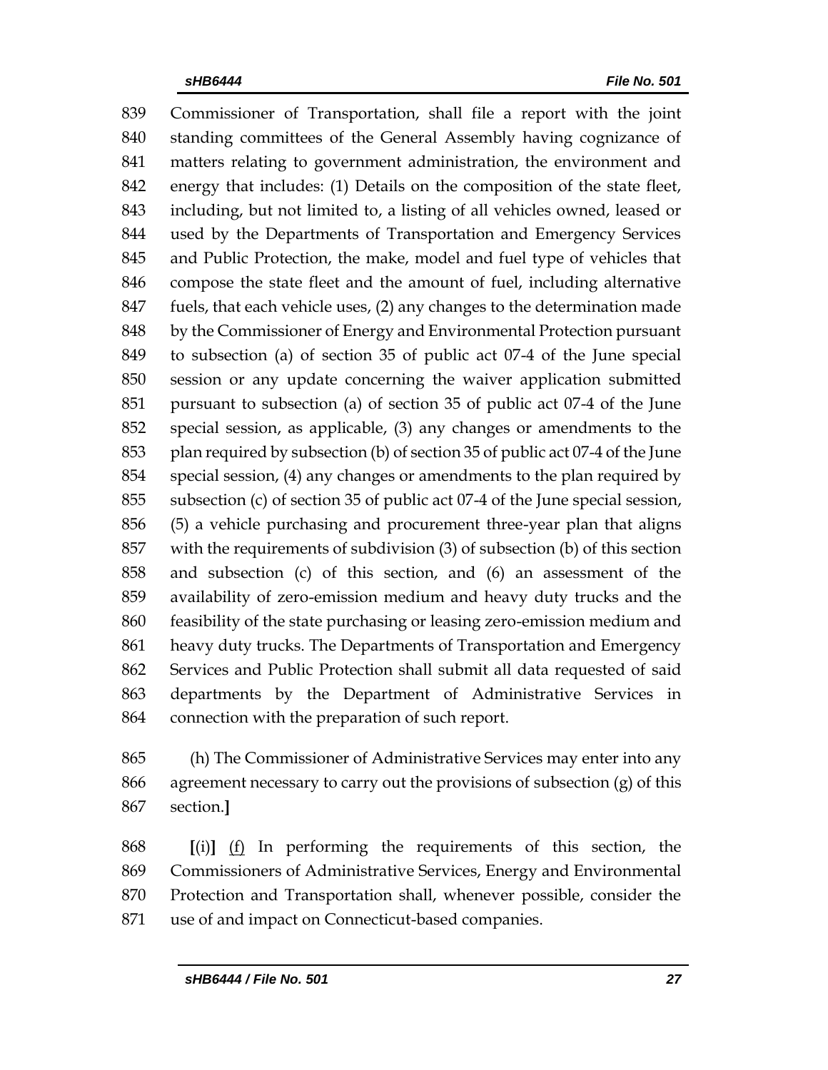839 Commissioner of Transportation, shall file a report with the joint
840 standing committees of the General Assembly having cognizance of
841 matters relating to government administration, the environment and
842 energy that includes: (1) Details on the composition of the state fleet,
843 including, but not limited to, a listing of all vehicles owned, leased or
844 used by the Departments of Transportation and Emergency Services
845 and Public Protection, the make, model and fuel type of vehicles that
846 compose the state fleet and the amount of fuel, including alternative
847 fuels, that each vehicle uses, (2) any changes to the determination made
848 by the Commissioner of Energy and Environmental Protection pursuant
849 to subsection (a) of section 35 of public act 07-4 of the June special
850 session or any update concerning the waiver application submitted
851 pursuant to subsection (a) of section 35 of public act 07-4 of the June
852 special session, as applicable, (3) any changes or amendments to the
853 plan required by subsection (b) of section 35 of public act 07-4 of the June
854 special session, (4) any changes or amendments to the plan required by
855 subsection (c) of section 35 of public act 07-4 of the June special session,
856 (5) a vehicle purchasing and procurement three-year plan that aligns
857 with the requirements of subdivision (3) of subsection (b) of this section
858 and subsection (c) of this section, and (6) an assessment of the
859 availability of zero-emission medium and heavy duty trucks and the
860 feasibility of the state purchasing or leasing zero-emission medium and
861 heavy duty trucks. The Departments of Transportation and Emergency
862 Services and Public Protection shall submit all data requested of said
863 departments by the Department of Administrative Services in
864 connection with the preparation of such report.

865 (h) The Commissioner of Administrative Services may enter into any
866 agreement necessary to carry out the provisions of subsection (g) of this
867 section.**]**

868 **[**(i)**]** <u>(f)</u> In performing the requirements of this section, the
869 Commissioners of Administrative Services, Energy and Environmental
870 Protection and Transportation shall, whenever possible, consider the
871 use of and impact on Connecticut-based companies.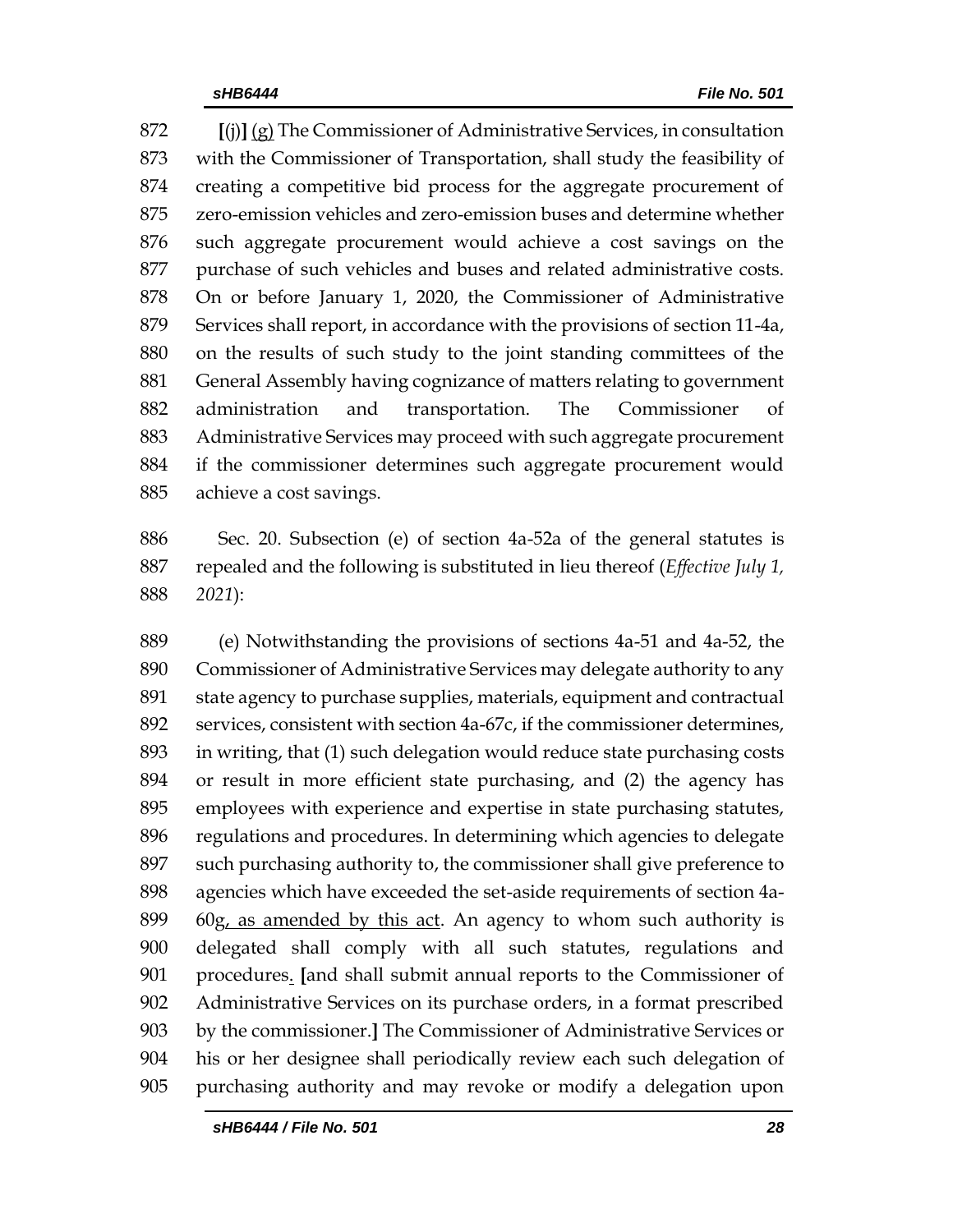872 **[**(j)**]** <u>(g)</u> The Commissioner of Administrative Services, in consultation
873 with the Commissioner of Transportation, shall study the feasibility of
874 creating a competitive bid process for the aggregate procurement of
875 zero-emission vehicles and zero-emission buses and determine whether
876 such aggregate procurement would achieve a cost savings on the
877 purchase of such vehicles and buses and related administrative costs.
878 On or before January 1, 2020, the Commissioner of Administrative
879 Services shall report, in accordance with the provisions of section 11-4a,
880 on the results of such study to the joint standing committees of the
881 General Assembly having cognizance of matters relating to government
882 administration and transportation. The Commissioner of
883 Administrative Services may proceed with such aggregate procurement
884 if the commissioner determines such aggregate procurement would
885 achieve a cost savings.

886 Sec. 20. Subsection (e) of section 4a-52a of the general statutes is
887 repealed and the following is substituted in lieu thereof (*Effective July 1,*
888 *2021*):

889 (e) Notwithstanding the provisions of sections 4a-51 and 4a-52, the
890 Commissioner of Administrative Services may delegate authority to any
891 state agency to purchase supplies, materials, equipment and contractual
892 services, consistent with section 4a-67c, if the commissioner determines,
893 in writing, that (1) such delegation would reduce state purchasing costs
894 or result in more efficient state purchasing, and (2) the agency has
895 employees with experience and expertise in state purchasing statutes,
896 regulations and procedures. In determining which agencies to delegate
897 such purchasing authority to, the commissioner shall give preference to
898 agencies which have exceeded the set-aside requirements of section 4a-
899 60g<u>, as amended by this act</u>. An agency to whom such authority is
900 delegated shall comply with all such statutes, regulations and
901 procedures<u>.</u> **[**and shall submit annual reports to the Commissioner of
902 Administrative Services on its purchase orders, in a format prescribed
903 by the commissioner.**]** The Commissioner of Administrative Services or
904 his or her designee shall periodically review each such delegation of
905 purchasing authority and may revoke or modify a delegation upon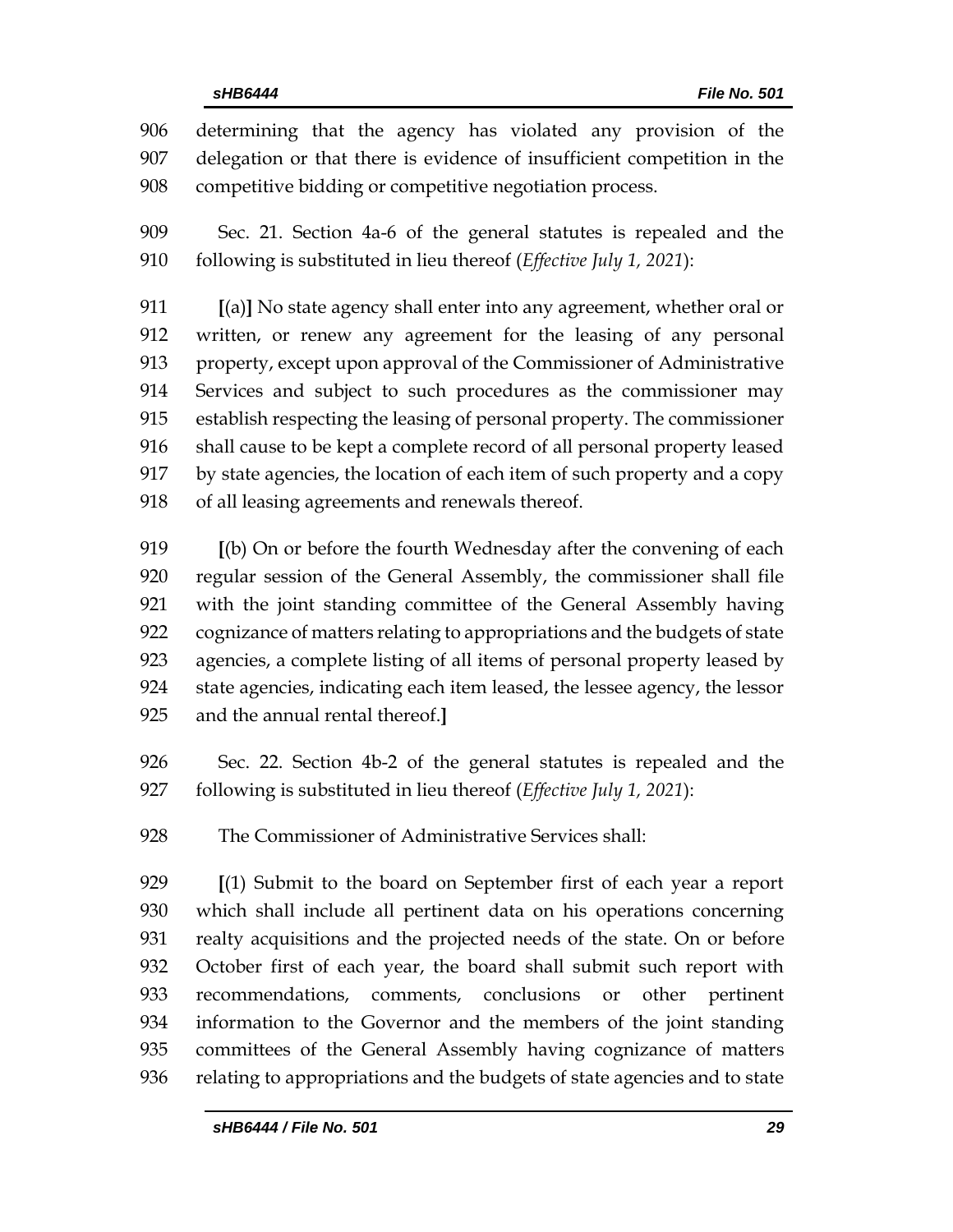906 determining that the agency has violated any provision of the
907 delegation or that there is evidence of insufficient competition in the
908 competitive bidding or competitive negotiation process.

909 Sec. 21. Section 4a-6 of the general statutes is repealed and the
910 following is substituted in lieu thereof (*Effective July 1, 2021*):

911 **[**(a)**]** No state agency shall enter into any agreement, whether oral or
912 written, or renew any agreement for the leasing of any personal
913 property, except upon approval of the Commissioner of Administrative
914 Services and subject to such procedures as the commissioner may
915 establish respecting the leasing of personal property. The commissioner
916 shall cause to be kept a complete record of all personal property leased
917 by state agencies, the location of each item of such property and a copy
918 of all leasing agreements and renewals thereof.

919 **[**(b) On or before the fourth Wednesday after the convening of each
920 regular session of the General Assembly, the commissioner shall file
921 with the joint standing committee of the General Assembly having
922 cognizance of matters relating to appropriations and the budgets of state
923 agencies, a complete listing of all items of personal property leased by
924 state agencies, indicating each item leased, the lessee agency, the lessor
925 and the annual rental thereof.**]**

926 Sec. 22. Section 4b-2 of the general statutes is repealed and the
927 following is substituted in lieu thereof (*Effective July 1, 2021*):

928 The Commissioner of Administrative Services shall:

929 **[**(1) Submit to the board on September first of each year a report
930 which shall include all pertinent data on his operations concerning
931 realty acquisitions and the projected needs of the state. On or before
932 October first of each year, the board shall submit such report with
933 recommendations, comments, conclusions or other pertinent
934 information to the Governor and the members of the joint standing
935 committees of the General Assembly having cognizance of matters
936 relating to appropriations and the budgets of state agencies and to state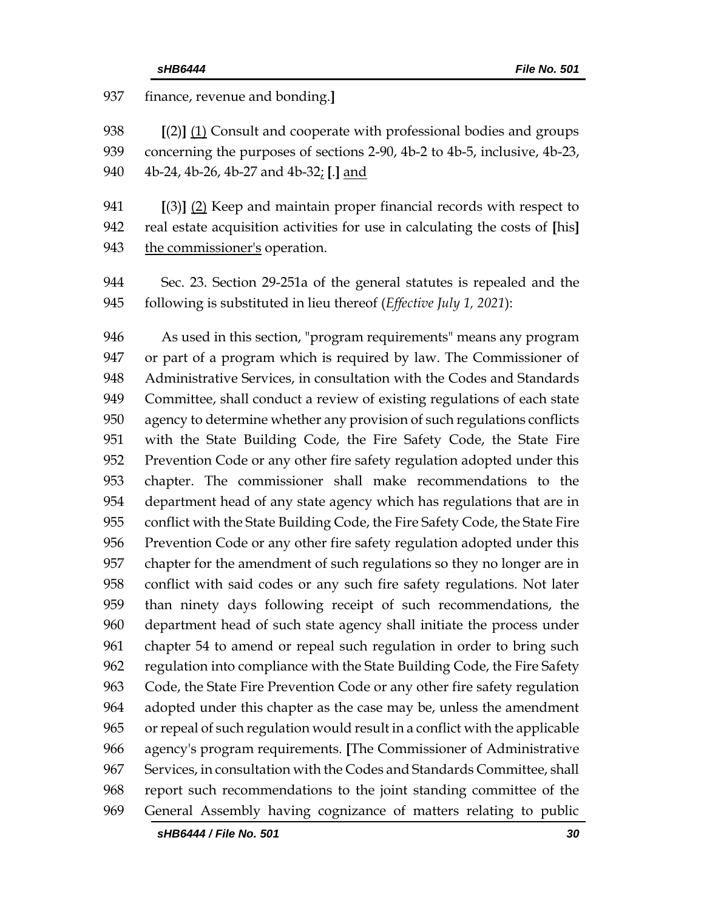finance, revenue and bonding.**]**

**[**(2)**]** (1) Consult and cooperate with professional bodies and groups concerning the purposes of sections 2-90, 4b-2 to 4b-5, inclusive, 4b-23, 4b-24, 4b-26, 4b-27 and 4b-32; **[**.**]** and

**[**(3)**]** (2) Keep and maintain proper financial records with respect to real estate acquisition activities for use in calculating the costs of **[**his**]** the commissioner's operation.

Sec. 23. Section 29-251a of the general statutes is repealed and the following is substituted in lieu thereof (*Effective July 1, 2021*):

As used in this section, "program requirements" means any program or part of a program which is required by law. The Commissioner of Administrative Services, in consultation with the Codes and Standards Committee, shall conduct a review of existing regulations of each state agency to determine whether any provision of such regulations conflicts with the State Building Code, the Fire Safety Code, the State Fire Prevention Code or any other fire safety regulation adopted under this chapter. The commissioner shall make recommendations to the department head of any state agency which has regulations that are in conflict with the State Building Code, the Fire Safety Code, the State Fire Prevention Code or any other fire safety regulation adopted under this chapter for the amendment of such regulations so they no longer are in conflict with said codes or any such fire safety regulations. Not later than ninety days following receipt of such recommendations, the department head of such state agency shall initiate the process under chapter 54 to amend or repeal such regulation in order to bring such regulation into compliance with the State Building Code, the Fire Safety Code, the State Fire Prevention Code or any other fire safety regulation adopted under this chapter as the case may be, unless the amendment or repeal of such regulation would result in a conflict with the applicable agency's program requirements. **[**The Commissioner of Administrative Services, in consultation with the Codes and Standards Committee, shall report such recommendations to the joint standing committee of the General Assembly having cognizance of matters relating to public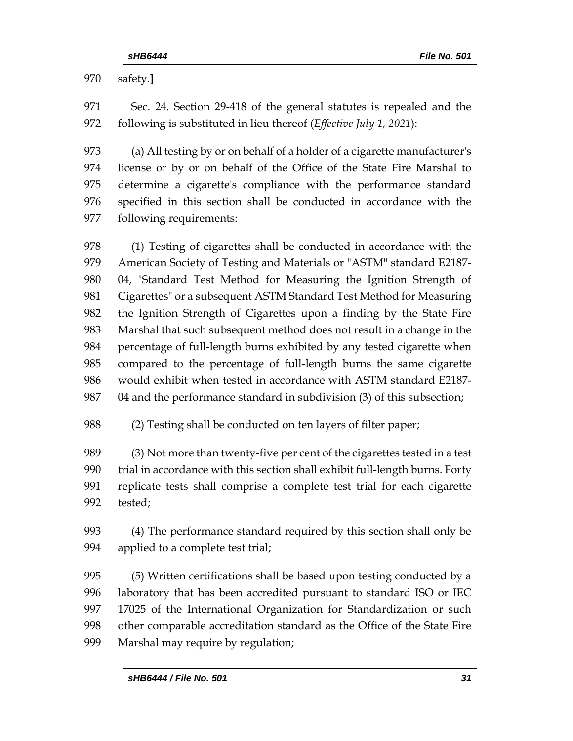safety.]

Sec. 24. Section 29-418 of the general statutes is repealed and the following is substituted in lieu thereof (*Effective July 1, 2021*):

(a) All testing by or on behalf of a holder of a cigarette manufacturer's license or by or on behalf of the Office of the State Fire Marshal to determine a cigarette's compliance with the performance standard specified in this section shall be conducted in accordance with the following requirements:

(1) Testing of cigarettes shall be conducted in accordance with the American Society of Testing and Materials or "ASTM" standard E2187-04, "Standard Test Method for Measuring the Ignition Strength of Cigarettes" or a subsequent ASTM Standard Test Method for Measuring the Ignition Strength of Cigarettes upon a finding by the State Fire Marshal that such subsequent method does not result in a change in the percentage of full-length burns exhibited by any tested cigarette when compared to the percentage of full-length burns the same cigarette would exhibit when tested in accordance with ASTM standard E2187-04 and the performance standard in subdivision (3) of this subsection;

(2) Testing shall be conducted on ten layers of filter paper;

(3) Not more than twenty-five per cent of the cigarettes tested in a test trial in accordance with this section shall exhibit full-length burns. Forty replicate tests shall comprise a complete test trial for each cigarette tested;

(4) The performance standard required by this section shall only be applied to a complete test trial;

(5) Written certifications shall be based upon testing conducted by a laboratory that has been accredited pursuant to standard ISO or IEC 17025 of the International Organization for Standardization or such other comparable accreditation standard as the Office of the State Fire Marshal may require by regulation;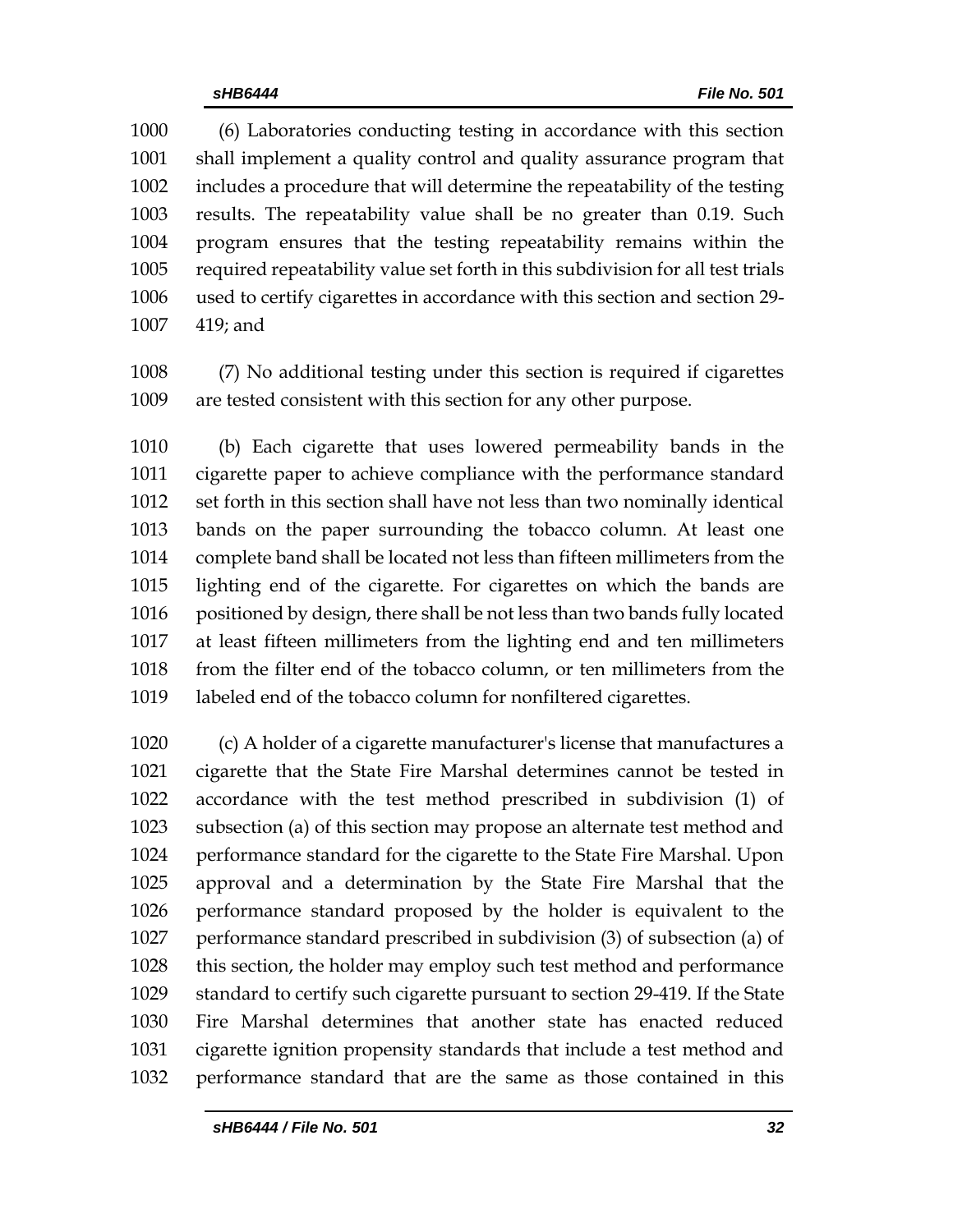(6) Laboratories conducting testing in accordance with this section shall implement a quality control and quality assurance program that includes a procedure that will determine the repeatability of the testing results. The repeatability value shall be no greater than 0.19. Such program ensures that the testing repeatability remains within the required repeatability value set forth in this subdivision for all test trials used to certify cigarettes in accordance with this section and section 29-419; and

(7) No additional testing under this section is required if cigarettes are tested consistent with this section for any other purpose.

(b) Each cigarette that uses lowered permeability bands in the cigarette paper to achieve compliance with the performance standard set forth in this section shall have not less than two nominally identical bands on the paper surrounding the tobacco column. At least one complete band shall be located not less than fifteen millimeters from the lighting end of the cigarette. For cigarettes on which the bands are positioned by design, there shall be not less than two bands fully located at least fifteen millimeters from the lighting end and ten millimeters from the filter end of the tobacco column, or ten millimeters from the labeled end of the tobacco column for nonfiltered cigarettes.

(c) A holder of a cigarette manufacturer's license that manufactures a cigarette that the State Fire Marshal determines cannot be tested in accordance with the test method prescribed in subdivision (1) of subsection (a) of this section may propose an alternate test method and performance standard for the cigarette to the State Fire Marshal. Upon approval and a determination by the State Fire Marshal that the performance standard proposed by the holder is equivalent to the performance standard prescribed in subdivision (3) of subsection (a) of this section, the holder may employ such test method and performance standard to certify such cigarette pursuant to section 29-419. If the State Fire Marshal determines that another state has enacted reduced cigarette ignition propensity standards that include a test method and performance standard that are the same as those contained in this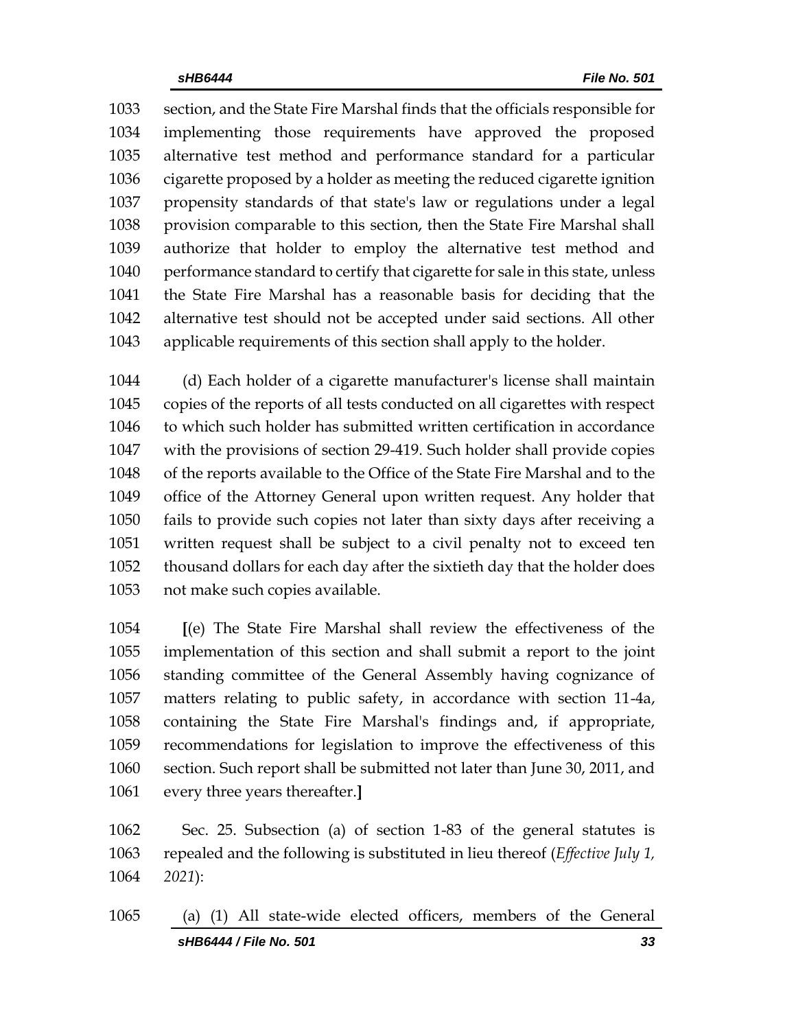section, and the State Fire Marshal finds that the officials responsible for implementing those requirements have approved the proposed alternative test method and performance standard for a particular cigarette proposed by a holder as meeting the reduced cigarette ignition propensity standards of that state's law or regulations under a legal provision comparable to this section, then the State Fire Marshal shall authorize that holder to employ the alternative test method and performance standard to certify that cigarette for sale in this state, unless the State Fire Marshal has a reasonable basis for deciding that the alternative test should not be accepted under said sections. All other applicable requirements of this section shall apply to the holder.

(d) Each holder of a cigarette manufacturer's license shall maintain copies of the reports of all tests conducted on all cigarettes with respect to which such holder has submitted written certification in accordance with the provisions of section 29-419. Such holder shall provide copies of the reports available to the Office of the State Fire Marshal and to the office of the Attorney General upon written request. Any holder that fails to provide such copies not later than sixty days after receiving a written request shall be subject to a civil penalty not to exceed ten thousand dollars for each day after the sixtieth day that the holder does not make such copies available.

**[**(e) The State Fire Marshal shall review the effectiveness of the implementation of this section and shall submit a report to the joint standing committee of the General Assembly having cognizance of matters relating to public safety, in accordance with section 11-4a, containing the State Fire Marshal's findings and, if appropriate, recommendations for legislation to improve the effectiveness of this section. Such report shall be submitted not later than June 30, 2011, and every three years thereafter.**]**

Sec. 25. Subsection (a) of section 1-83 of the general statutes is repealed and the following is substituted in lieu thereof (*Effective July 1, 2021*):

(a) (1) All state-wide elected officers, members of the General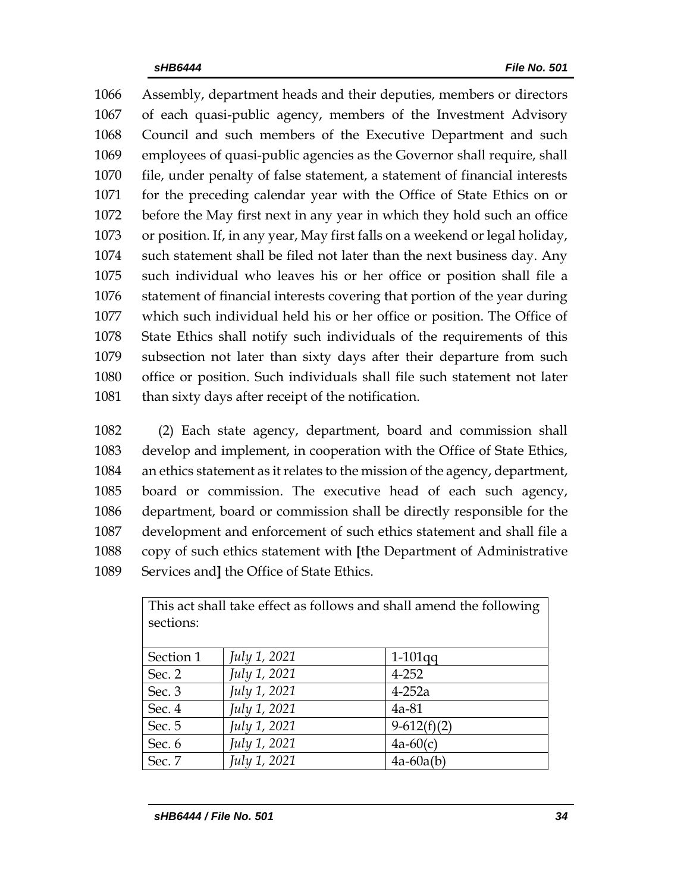1066 Assembly, department heads and their deputies, members or directors
1067 of each quasi-public agency, members of the Investment Advisory
1068 Council and such members of the Executive Department and such
1069 employees of quasi-public agencies as the Governor shall require, shall
1070 file, under penalty of false statement, a statement of financial interests
1071 for the preceding calendar year with the Office of State Ethics on or
1072 before the May first next in any year in which they hold such an office
1073 or position. If, in any year, May first falls on a weekend or legal holiday,
1074 such statement shall be filed not later than the next business day. Any
1075 such individual who leaves his or her office or position shall file a
1076 statement of financial interests covering that portion of the year during
1077 which such individual held his or her office or position. The Office of
1078 State Ethics shall notify such individuals of the requirements of this
1079 subsection not later than sixty days after their departure from such
1080 office or position. Such individuals shall file such statement not later
1081 than sixty days after receipt of the notification.

1082 (2) Each state agency, department, board and commission shall
1083 develop and implement, in cooperation with the Office of State Ethics,
1084 an ethics statement as it relates to the mission of the agency, department,
1085 board or commission. The executive head of each such agency,
1086 department, board or commission shall be directly responsible for the
1087 development and enforcement of such ethics statement and shall file a
1088 copy of such ethics statement with **[**the Department of Administrative
1089 Services and**]** the Office of State Ethics.

| This act shall take effect as follows and shall amend the following sections: | | |
|---|---|---|
| Section 1 | *July 1, 2021* | 1-101qq |
| Sec. 2 | *July 1, 2021* | 4-252 |
| Sec. 3 | *July 1, 2021* | 4-252a |
| Sec. 4 | *July 1, 2021* | 4a-81 |
| Sec. 5 | *July 1, 2021* | 9-612(f)(2) |
| Sec. 6 | *July 1, 2021* | 4a-60(c) |
| Sec. 7 | *July 1, 2021* | 4a-60a(b) |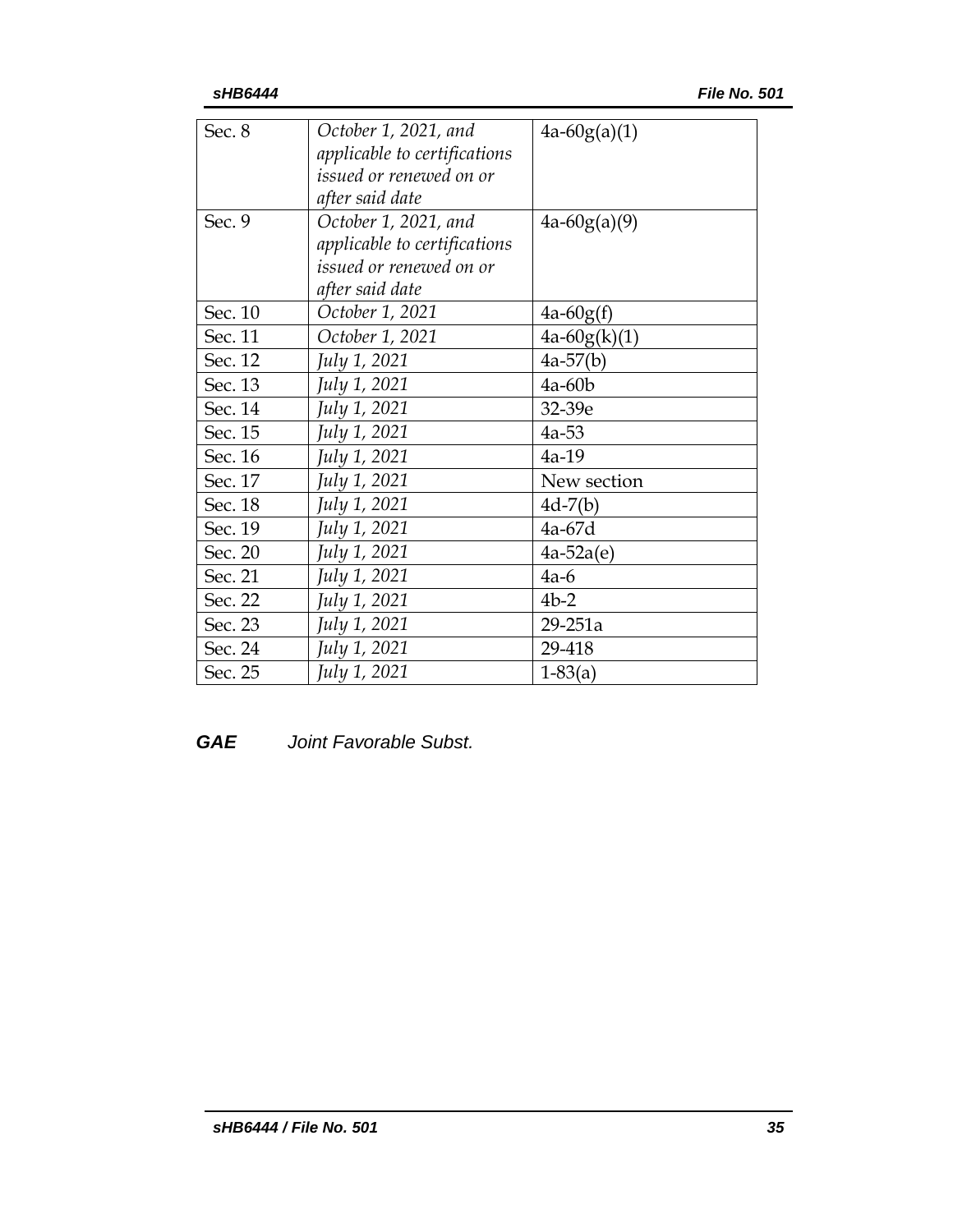| | | |
|---|---|---|
| Sec. 8 | *October 1, 2021, and applicable to certifications issued or renewed on or after said date* | 4a-60g(a)(1) |
| Sec. 9 | *October 1, 2021, and applicable to certifications issued or renewed on or after said date* | 4a-60g(a)(9) |
| Sec. 10 | *October 1, 2021* | 4a-60g(f) |
| Sec. 11 | *October 1, 2021* | 4a-60g(k)(1) |
| Sec. 12 | *July 1, 2021* | 4a-57(b) |
| Sec. 13 | *July 1, 2021* | 4a-60b |
| Sec. 14 | *July 1, 2021* | 32-39e |
| Sec. 15 | *July 1, 2021* | 4a-53 |
| Sec. 16 | *July 1, 2021* | 4a-19 |
| Sec. 17 | *July 1, 2021* | New section |
| Sec. 18 | *July 1, 2021* | 4d-7(b) |
| Sec. 19 | *July 1, 2021* | 4a-67d |
| Sec. 20 | *July 1, 2021* | 4a-52a(e) |
| Sec. 21 | *July 1, 2021* | 4a-6 |
| Sec. 22 | *July 1, 2021* | 4b-2 |
| Sec. 23 | *July 1, 2021* | 29-251a |
| Sec. 24 | *July 1, 2021* | 29-418 |
| Sec. 25 | *July 1, 2021* | 1-83(a) |

***GAE*** *Joint Favorable Subst.*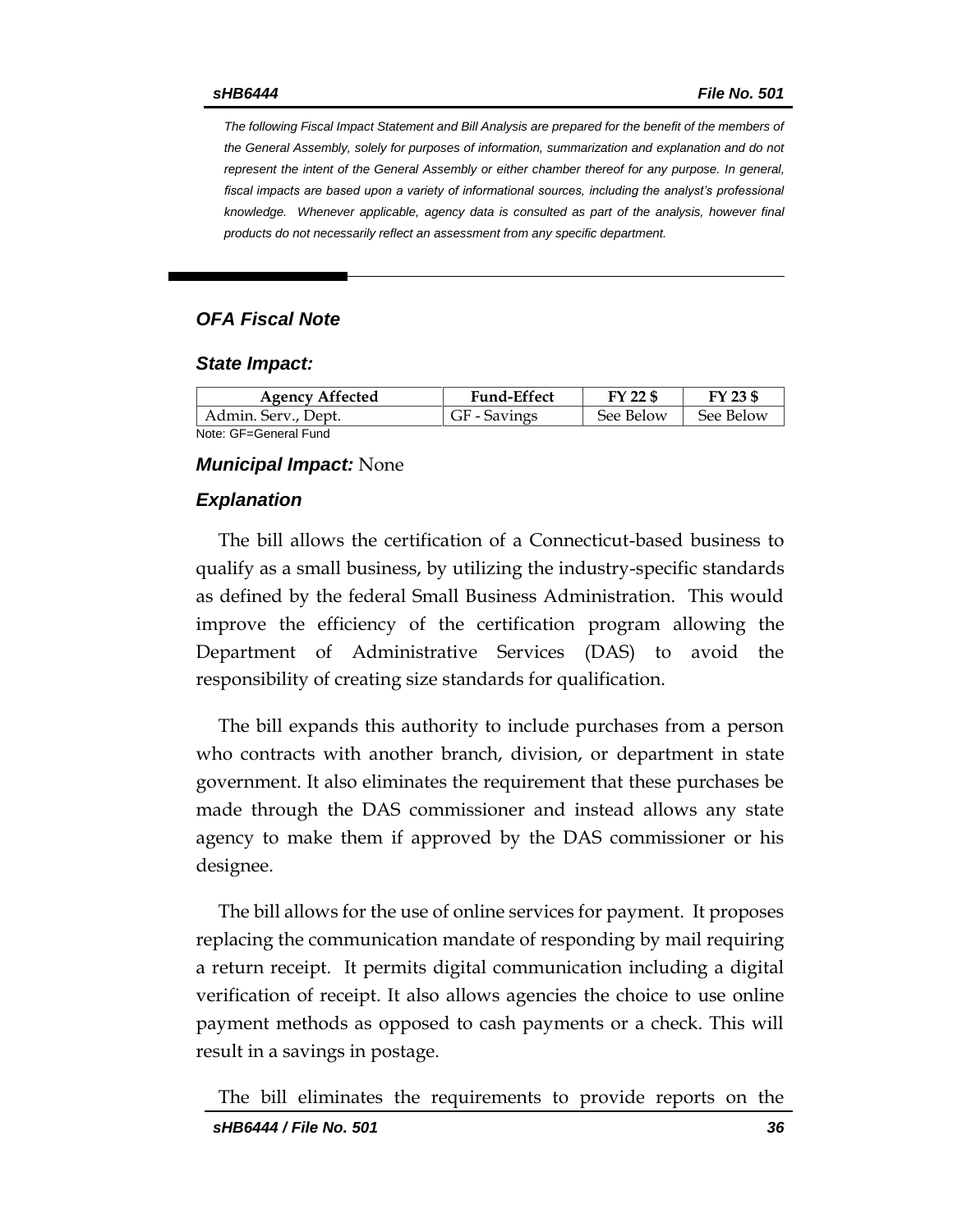*The following Fiscal Impact Statement and Bill Analysis are prepared for the benefit of the members of the General Assembly, solely for purposes of information, summarization and explanation and do not represent the intent of the General Assembly or either chamber thereof for any purpose. In general, fiscal impacts are based upon a variety of informational sources, including the analyst's professional knowledge. Whenever applicable, agency data is consulted as part of the analysis, however final products do not necessarily reflect an assessment from any specific department.*

---

## OFA Fiscal Note

### State Impact:

| Agency Affected | Fund-Effect | FY 22 $ | FY 23 $ |
|---|---|---|---|
| Admin. Serv., Dept. | GF - Savings | See Below | See Below |

Note: GF=General Fund

***Municipal Impact:*** None

### Explanation

The bill allows the certification of a Connecticut-based business to qualify as a small business, by utilizing the industry-specific standards as defined by the federal Small Business Administration. This would improve the efficiency of the certification program allowing the Department of Administrative Services (DAS) to avoid the responsibility of creating size standards for qualification.

The bill expands this authority to include purchases from a person who contracts with another branch, division, or department in state government. It also eliminates the requirement that these purchases be made through the DAS commissioner and instead allows any state agency to make them if approved by the DAS commissioner or his designee.

The bill allows for the use of online services for payment. It proposes replacing the communication mandate of responding by mail requiring a return receipt. It permits digital communication including a digital verification of receipt. It also allows agencies the choice to use online payment methods as opposed to cash payments or a check. This will result in a savings in postage.

The bill eliminates the requirements to provide reports on the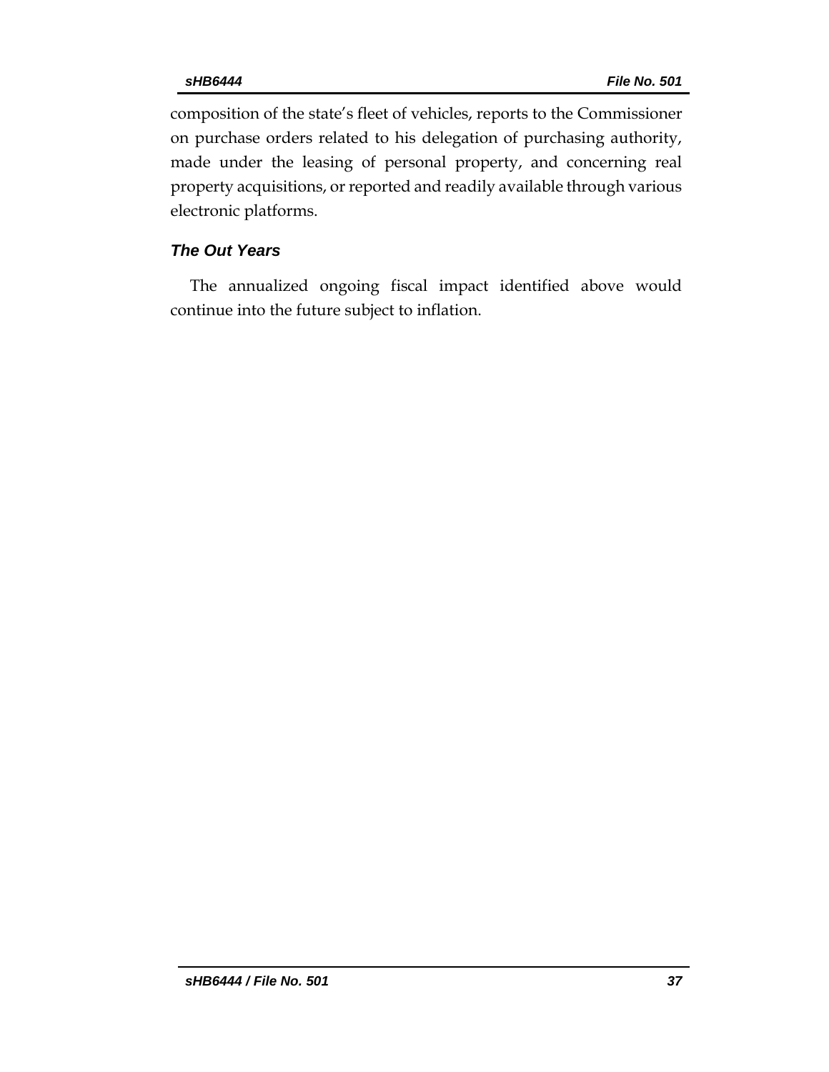composition of the state's fleet of vehicles, reports to the Commissioner on purchase orders related to his delegation of purchasing authority, made under the leasing of personal property, and concerning real property acquisitions, or reported and readily available through various electronic platforms.

### *The Out Years*

The annualized ongoing fiscal impact identified above would continue into the future subject to inflation.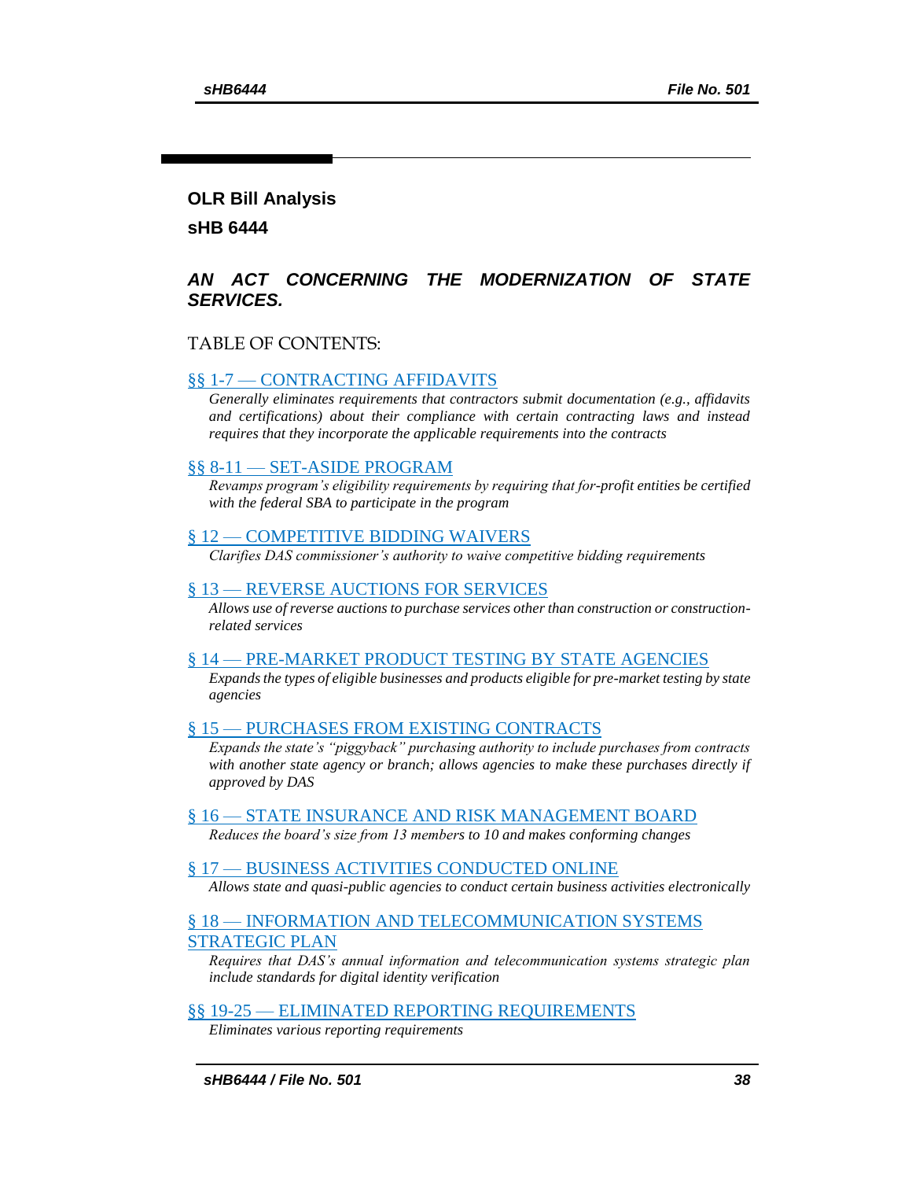## OLR Bill Analysis

## sHB 6444

### *AN ACT CONCERNING THE MODERNIZATION OF STATE SERVICES.*

TABLE OF CONTENTS:

§§ 1-7 — CONTRACTING AFFIDAVITS

*Generally eliminates requirements that contractors submit documentation (e.g., affidavits and certifications) about their compliance with certain contracting laws and instead requires that they incorporate the applicable requirements into the contracts*

§§ 8-11 — SET-ASIDE PROGRAM

*Revamps program's eligibility requirements by requiring that for-profit entities be certified with the federal SBA to participate in the program*

§ 12 — COMPETITIVE BIDDING WAIVERS

*Clarifies DAS commissioner's authority to waive competitive bidding requirements*

§ 13 — REVERSE AUCTIONS FOR SERVICES

*Allows use of reverse auctions to purchase services other than construction or construction-related services*

§ 14 — PRE-MARKET PRODUCT TESTING BY STATE AGENCIES

*Expands the types of eligible businesses and products eligible for pre-market testing by state agencies*

§ 15 — PURCHASES FROM EXISTING CONTRACTS

*Expands the state's "piggyback" purchasing authority to include purchases from contracts with another state agency or branch; allows agencies to make these purchases directly if approved by DAS*

§ 16 — STATE INSURANCE AND RISK MANAGEMENT BOARD

*Reduces the board's size from 13 members to 10 and makes conforming changes*

§ 17 — BUSINESS ACTIVITIES CONDUCTED ONLINE

*Allows state and quasi-public agencies to conduct certain business activities electronically*

§ 18 — INFORMATION AND TELECOMMUNICATION SYSTEMS STRATEGIC PLAN

*Requires that DAS's annual information and telecommunication systems strategic plan include standards for digital identity verification*

§§ 19-25 — ELIMINATED REPORTING REQUIREMENTS

*Eliminates various reporting requirements*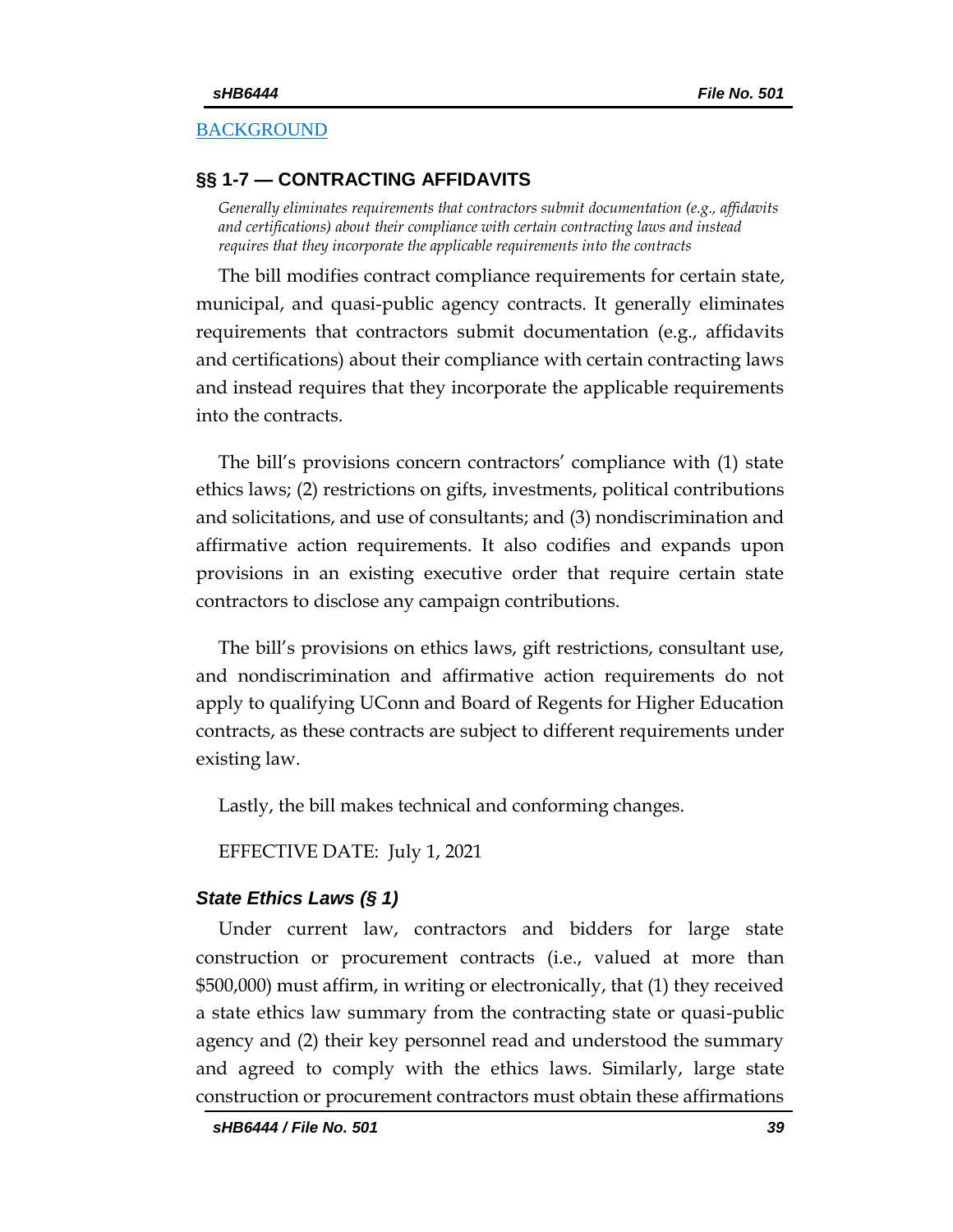[BACKGROUND](#)

## §§ 1-7 — CONTRACTING AFFIDAVITS

*Generally eliminates requirements that contractors submit documentation (e.g., affidavits and certifications) about their compliance with certain contracting laws and instead requires that they incorporate the applicable requirements into the contracts*

The bill modifies contract compliance requirements for certain state, municipal, and quasi-public agency contracts. It generally eliminates requirements that contractors submit documentation (e.g., affidavits and certifications) about their compliance with certain contracting laws and instead requires that they incorporate the applicable requirements into the contracts.

The bill's provisions concern contractors' compliance with (1) state ethics laws; (2) restrictions on gifts, investments, political contributions and solicitations, and use of consultants; and (3) nondiscrimination and affirmative action requirements. It also codifies and expands upon provisions in an existing executive order that require certain state contractors to disclose any campaign contributions.

The bill's provisions on ethics laws, gift restrictions, consultant use, and nondiscrimination and affirmative action requirements do not apply to qualifying UConn and Board of Regents for Higher Education contracts, as these contracts are subject to different requirements under existing law.

Lastly, the bill makes technical and conforming changes.

EFFECTIVE DATE: July 1, 2021

### *State Ethics Laws (§ 1)*

Under current law, contractors and bidders for large state construction or procurement contracts (i.e., valued at more than $500,000) must affirm, in writing or electronically, that (1) they received a state ethics law summary from the contracting state or quasi-public agency and (2) their key personnel read and understood the summary and agreed to comply with the ethics laws. Similarly, large state construction or procurement contractors must obtain these affirmations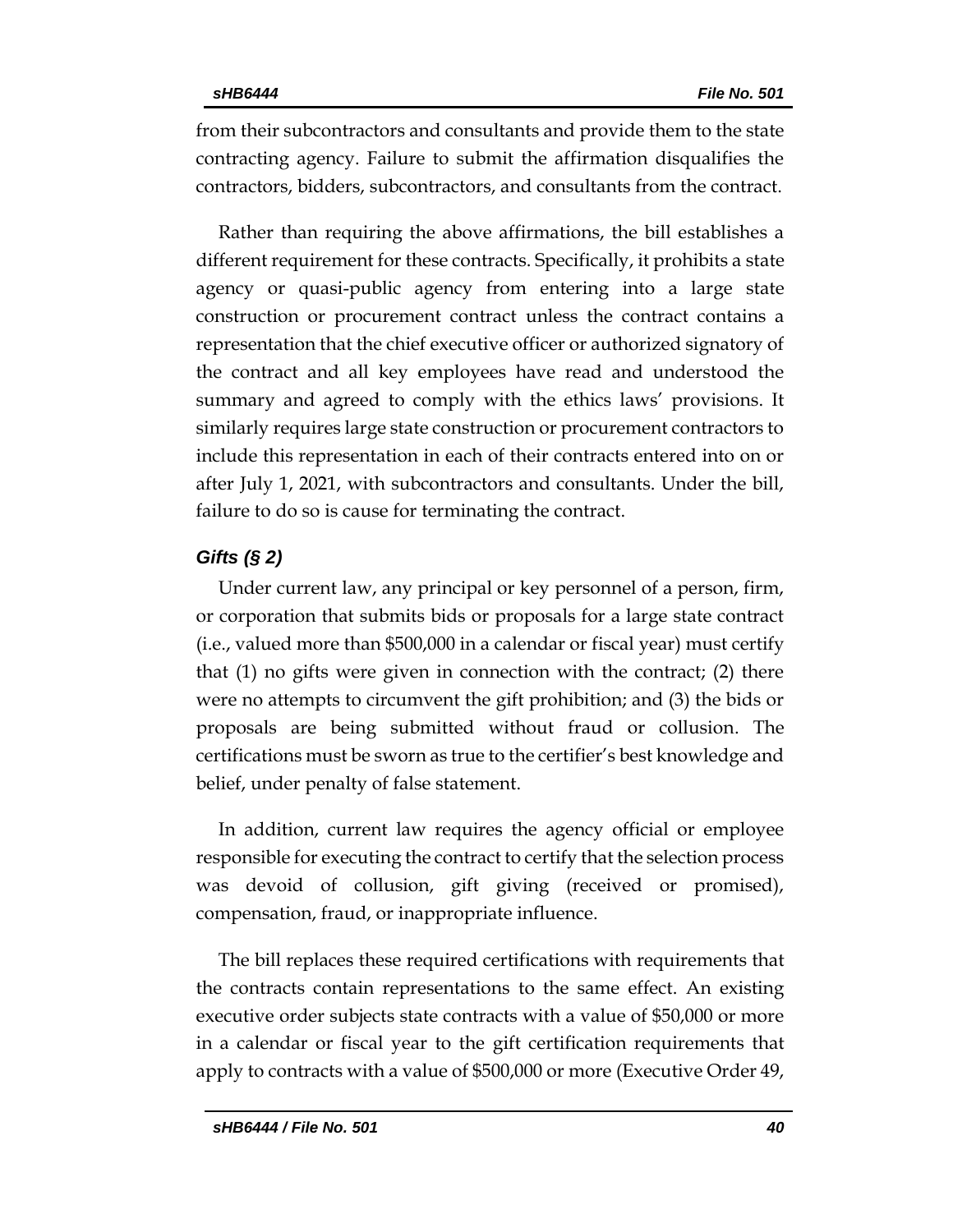from their subcontractors and consultants and provide them to the state contracting agency. Failure to submit the affirmation disqualifies the contractors, bidders, subcontractors, and consultants from the contract.

Rather than requiring the above affirmations, the bill establishes a different requirement for these contracts. Specifically, it prohibits a state agency or quasi-public agency from entering into a large state construction or procurement contract unless the contract contains a representation that the chief executive officer or authorized signatory of the contract and all key employees have read and understood the summary and agreed to comply with the ethics laws' provisions. It similarly requires large state construction or procurement contractors to include this representation in each of their contracts entered into on or after July 1, 2021, with subcontractors and consultants. Under the bill, failure to do so is cause for terminating the contract.

### *Gifts (§ 2)*

Under current law, any principal or key personnel of a person, firm, or corporation that submits bids or proposals for a large state contract (i.e., valued more than $500,000 in a calendar or fiscal year) must certify that (1) no gifts were given in connection with the contract; (2) there were no attempts to circumvent the gift prohibition; and (3) the bids or proposals are being submitted without fraud or collusion. The certifications must be sworn as true to the certifier's best knowledge and belief, under penalty of false statement.

In addition, current law requires the agency official or employee responsible for executing the contract to certify that the selection process was devoid of collusion, gift giving (received or promised), compensation, fraud, or inappropriate influence.

The bill replaces these required certifications with requirements that the contracts contain representations to the same effect. An existing executive order subjects state contracts with a value of $50,000 or more in a calendar or fiscal year to the gift certification requirements that apply to contracts with a value of $500,000 or more (Executive Order 49,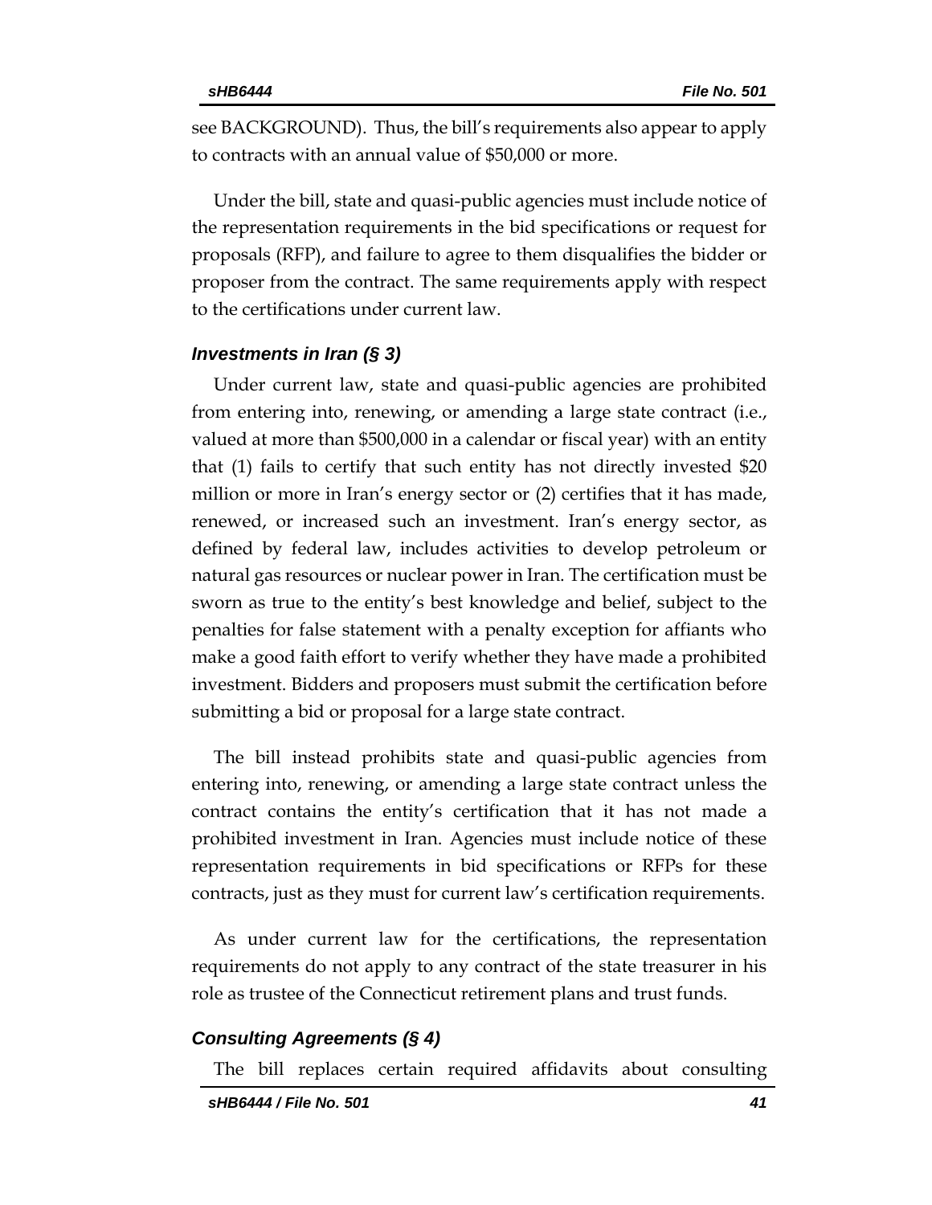see BACKGROUND). Thus, the bill's requirements also appear to apply to contracts with an annual value of $50,000 or more.

Under the bill, state and quasi-public agencies must include notice of the representation requirements in the bid specifications or request for proposals (RFP), and failure to agree to them disqualifies the bidder or proposer from the contract. The same requirements apply with respect to the certifications under current law.

### *Investments in Iran (§ 3)*

Under current law, state and quasi-public agencies are prohibited from entering into, renewing, or amending a large state contract (i.e., valued at more than $500,000 in a calendar or fiscal year) with an entity that (1) fails to certify that such entity has not directly invested $20 million or more in Iran's energy sector or (2) certifies that it has made, renewed, or increased such an investment. Iran's energy sector, as defined by federal law, includes activities to develop petroleum or natural gas resources or nuclear power in Iran. The certification must be sworn as true to the entity's best knowledge and belief, subject to the penalties for false statement with a penalty exception for affiants who make a good faith effort to verify whether they have made a prohibited investment. Bidders and proposers must submit the certification before submitting a bid or proposal for a large state contract.

The bill instead prohibits state and quasi-public agencies from entering into, renewing, or amending a large state contract unless the contract contains the entity's certification that it has not made a prohibited investment in Iran. Agencies must include notice of these representation requirements in bid specifications or RFPs for these contracts, just as they must for current law's certification requirements.

As under current law for the certifications, the representation requirements do not apply to any contract of the state treasurer in his role as trustee of the Connecticut retirement plans and trust funds.

### *Consulting Agreements (§ 4)*

The bill replaces certain required affidavits about consulting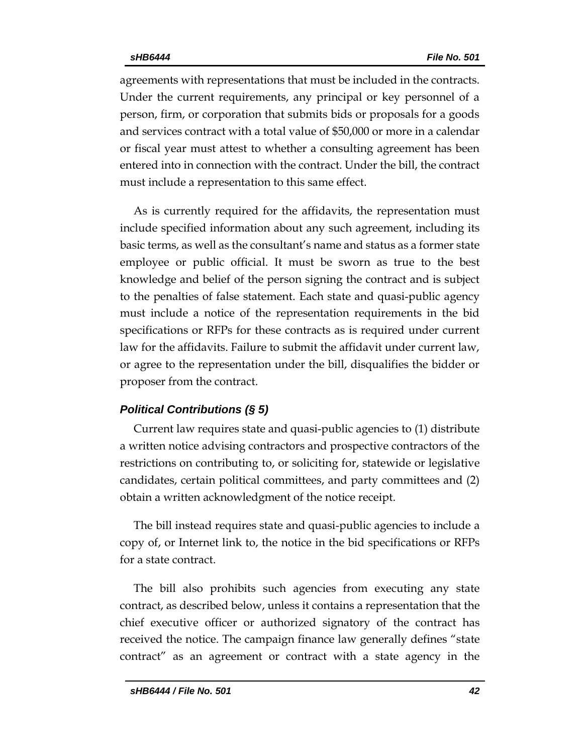agreements with representations that must be included in the contracts. Under the current requirements, any principal or key personnel of a person, firm, or corporation that submits bids or proposals for a goods and services contract with a total value of $50,000 or more in a calendar or fiscal year must attest to whether a consulting agreement has been entered into in connection with the contract. Under the bill, the contract must include a representation to this same effect.

As is currently required for the affidavits, the representation must include specified information about any such agreement, including its basic terms, as well as the consultant's name and status as a former state employee or public official. It must be sworn as true to the best knowledge and belief of the person signing the contract and is subject to the penalties of false statement. Each state and quasi-public agency must include a notice of the representation requirements in the bid specifications or RFPs for these contracts as is required under current law for the affidavits. Failure to submit the affidavit under current law, or agree to the representation under the bill, disqualifies the bidder or proposer from the contract.

### *Political Contributions (§ 5)*

Current law requires state and quasi-public agencies to (1) distribute a written notice advising contractors and prospective contractors of the restrictions on contributing to, or soliciting for, statewide or legislative candidates, certain political committees, and party committees and (2) obtain a written acknowledgment of the notice receipt.

The bill instead requires state and quasi-public agencies to include a copy of, or Internet link to, the notice in the bid specifications or RFPs for a state contract.

The bill also prohibits such agencies from executing any state contract, as described below, unless it contains a representation that the chief executive officer or authorized signatory of the contract has received the notice. The campaign finance law generally defines "state contract" as an agreement or contract with a state agency in the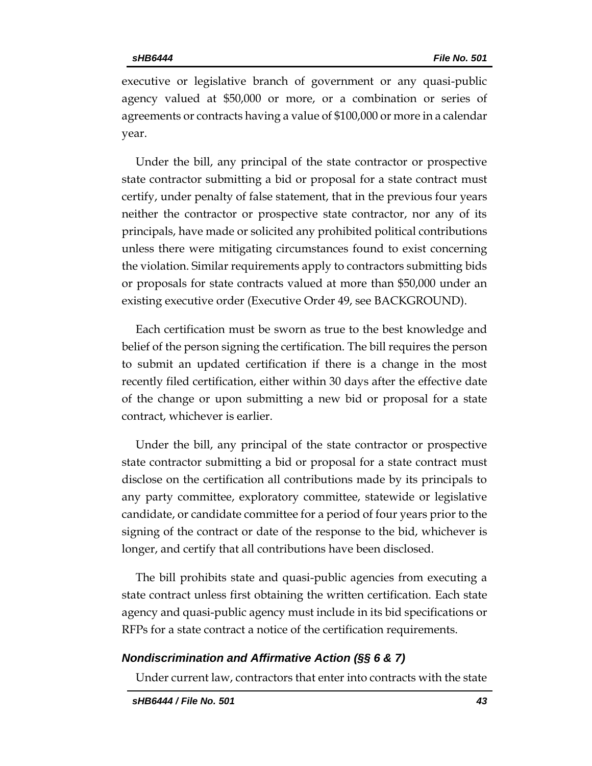executive or legislative branch of government or any quasi-public agency valued at $50,000 or more, or a combination or series of agreements or contracts having a value of $100,000 or more in a calendar year.

Under the bill, any principal of the state contractor or prospective state contractor submitting a bid or proposal for a state contract must certify, under penalty of false statement, that in the previous four years neither the contractor or prospective state contractor, nor any of its principals, have made or solicited any prohibited political contributions unless there were mitigating circumstances found to exist concerning the violation. Similar requirements apply to contractors submitting bids or proposals for state contracts valued at more than $50,000 under an existing executive order (Executive Order 49, see BACKGROUND).

Each certification must be sworn as true to the best knowledge and belief of the person signing the certification. The bill requires the person to submit an updated certification if there is a change in the most recently filed certification, either within 30 days after the effective date of the change or upon submitting a new bid or proposal for a state contract, whichever is earlier.

Under the bill, any principal of the state contractor or prospective state contractor submitting a bid or proposal for a state contract must disclose on the certification all contributions made by its principals to any party committee, exploratory committee, statewide or legislative candidate, or candidate committee for a period of four years prior to the signing of the contract or date of the response to the bid, whichever is longer, and certify that all contributions have been disclosed.

The bill prohibits state and quasi-public agencies from executing a state contract unless first obtaining the written certification. Each state agency and quasi-public agency must include in its bid specifications or RFPs for a state contract a notice of the certification requirements.

### *Nondiscrimination and Affirmative Action (§§ 6 & 7)*

Under current law, contractors that enter into contracts with the state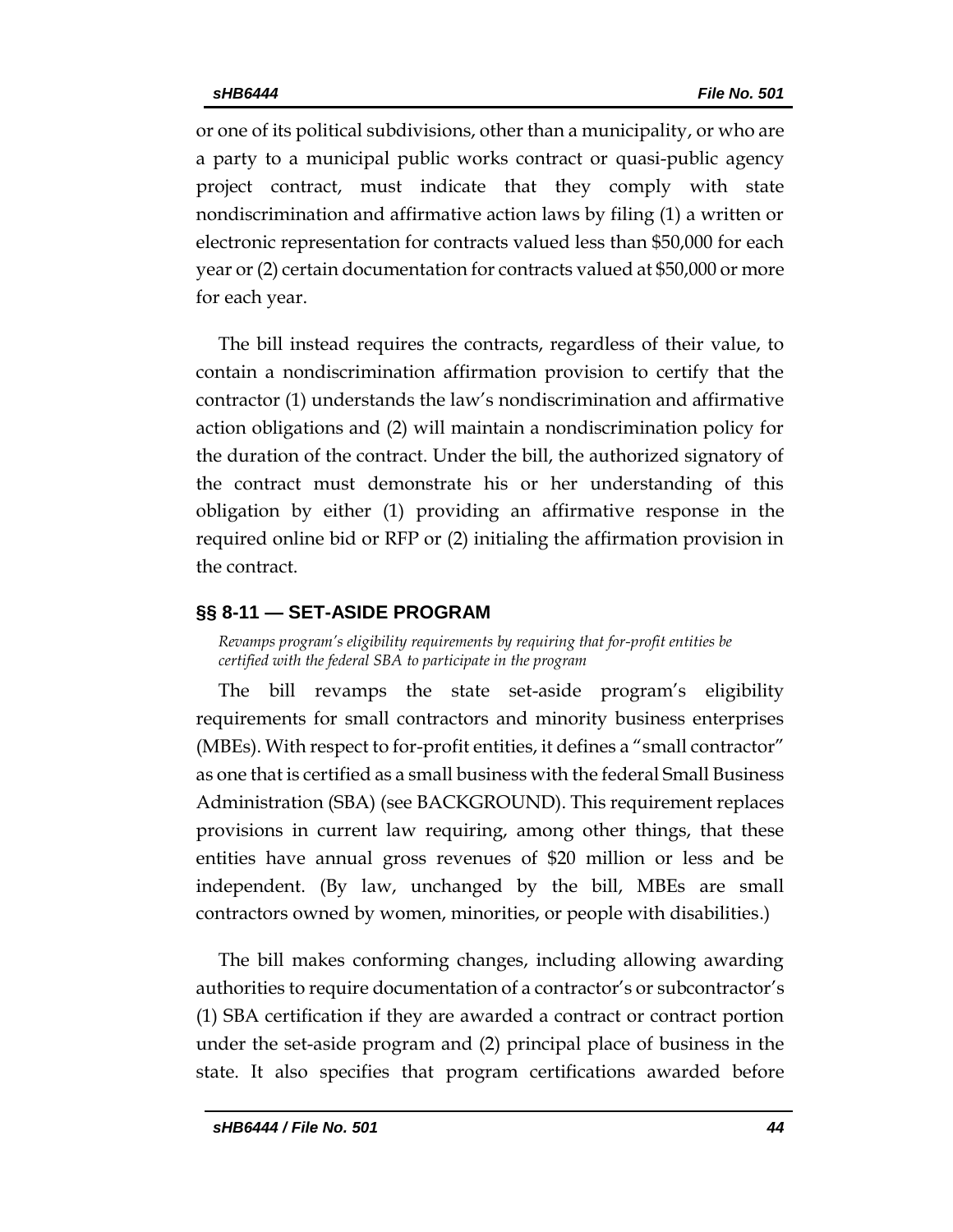or one of its political subdivisions, other than a municipality, or who are a party to a municipal public works contract or quasi-public agency project contract, must indicate that they comply with state nondiscrimination and affirmative action laws by filing (1) a written or electronic representation for contracts valued less than $50,000 for each year or (2) certain documentation for contracts valued at $50,000 or more for each year.

The bill instead requires the contracts, regardless of their value, to contain a nondiscrimination affirmation provision to certify that the contractor (1) understands the law's nondiscrimination and affirmative action obligations and (2) will maintain a nondiscrimination policy for the duration of the contract. Under the bill, the authorized signatory of the contract must demonstrate his or her understanding of this obligation by either (1) providing an affirmative response in the required online bid or RFP or (2) initialing the affirmation provision in the contract.

### §§ 8-11 — SET-ASIDE PROGRAM

*Revamps program's eligibility requirements by requiring that for-profit entities be certified with the federal SBA to participate in the program*

The bill revamps the state set-aside program's eligibility requirements for small contractors and minority business enterprises (MBEs). With respect to for-profit entities, it defines a "small contractor" as one that is certified as a small business with the federal Small Business Administration (SBA) (see BACKGROUND). This requirement replaces provisions in current law requiring, among other things, that these entities have annual gross revenues of $20 million or less and be independent. (By law, unchanged by the bill, MBEs are small contractors owned by women, minorities, or people with disabilities.)

The bill makes conforming changes, including allowing awarding authorities to require documentation of a contractor's or subcontractor's (1) SBA certification if they are awarded a contract or contract portion under the set-aside program and (2) principal place of business in the state. It also specifies that program certifications awarded before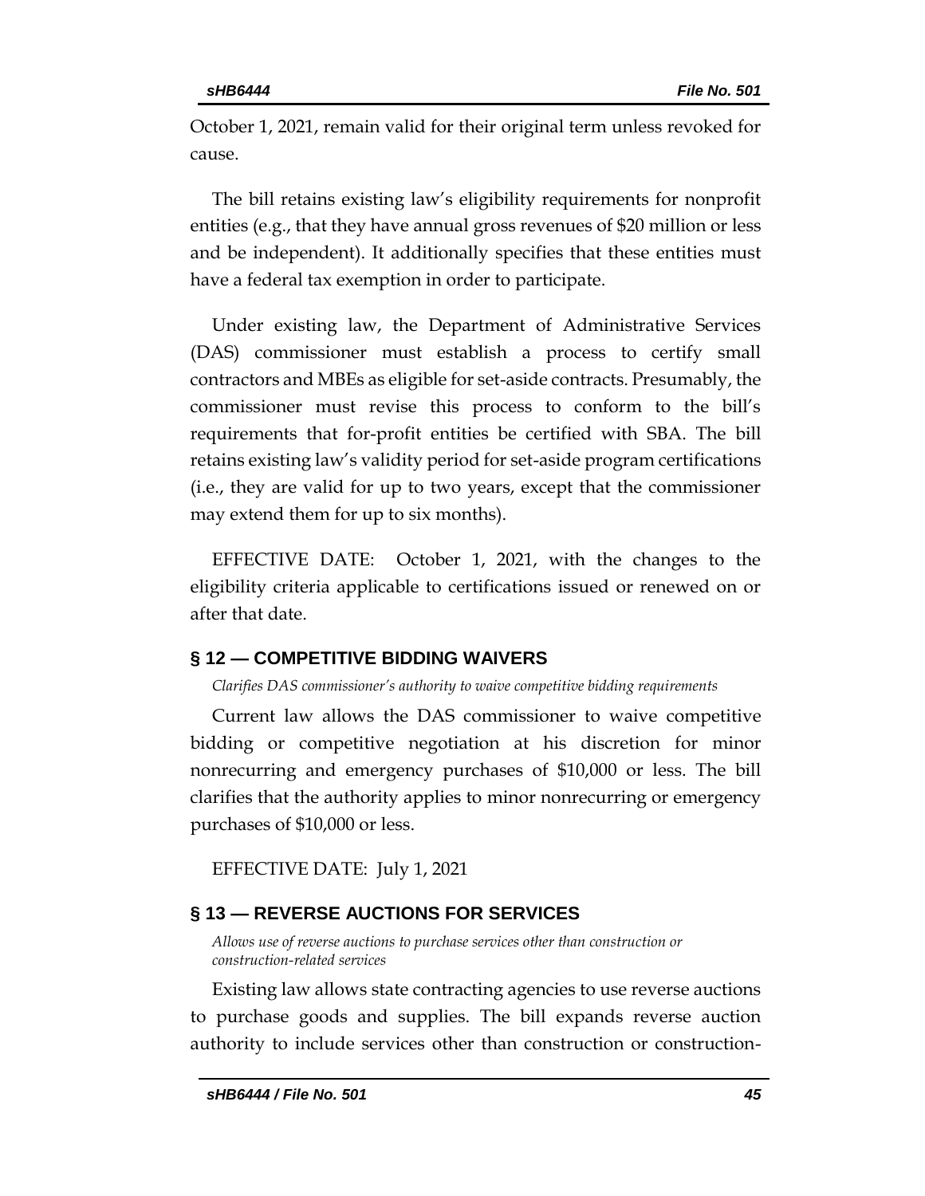October 1, 2021, remain valid for their original term unless revoked for cause.

The bill retains existing law's eligibility requirements for nonprofit entities (e.g., that they have annual gross revenues of $20 million or less and be independent). It additionally specifies that these entities must have a federal tax exemption in order to participate.

Under existing law, the Department of Administrative Services (DAS) commissioner must establish a process to certify small contractors and MBEs as eligible for set-aside contracts. Presumably, the commissioner must revise this process to conform to the bill's requirements that for-profit entities be certified with SBA. The bill retains existing law's validity period for set-aside program certifications (i.e., they are valid for up to two years, except that the commissioner may extend them for up to six months).

EFFECTIVE DATE: October 1, 2021, with the changes to the eligibility criteria applicable to certifications issued or renewed on or after that date.

## § 12 — COMPETITIVE BIDDING WAIVERS

*Clarifies DAS commissioner's authority to waive competitive bidding requirements*

Current law allows the DAS commissioner to waive competitive bidding or competitive negotiation at his discretion for minor nonrecurring and emergency purchases of $10,000 or less. The bill clarifies that the authority applies to minor nonrecurring or emergency purchases of $10,000 or less.

EFFECTIVE DATE: July 1, 2021

## § 13 — REVERSE AUCTIONS FOR SERVICES

*Allows use of reverse auctions to purchase services other than construction or construction-related services*

Existing law allows state contracting agencies to use reverse auctions to purchase goods and supplies. The bill expands reverse auction authority to include services other than construction or construction-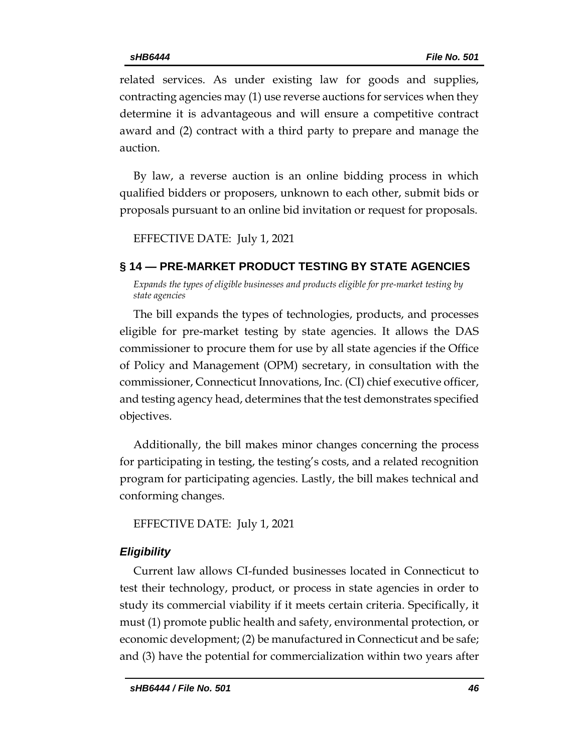related services. As under existing law for goods and supplies, contracting agencies may (1) use reverse auctions for services when they determine it is advantageous and will ensure a competitive contract award and (2) contract with a third party to prepare and manage the auction.

By law, a reverse auction is an online bidding process in which qualified bidders or proposers, unknown to each other, submit bids or proposals pursuant to an online bid invitation or request for proposals.

EFFECTIVE DATE: July 1, 2021

## § 14 — PRE-MARKET PRODUCT TESTING BY STATE AGENCIES

*Expands the types of eligible businesses and products eligible for pre-market testing by state agencies*

The bill expands the types of technologies, products, and processes eligible for pre-market testing by state agencies. It allows the DAS commissioner to procure them for use by all state agencies if the Office of Policy and Management (OPM) secretary, in consultation with the commissioner, Connecticut Innovations, Inc. (CI) chief executive officer, and testing agency head, determines that the test demonstrates specified objectives.

Additionally, the bill makes minor changes concerning the process for participating in testing, the testing's costs, and a related recognition program for participating agencies. Lastly, the bill makes technical and conforming changes.

EFFECTIVE DATE: July 1, 2021

### *Eligibility*

Current law allows CI-funded businesses located in Connecticut to test their technology, product, or process in state agencies in order to study its commercial viability if it meets certain criteria. Specifically, it must (1) promote public health and safety, environmental protection, or economic development; (2) be manufactured in Connecticut and be safe; and (3) have the potential for commercialization within two years after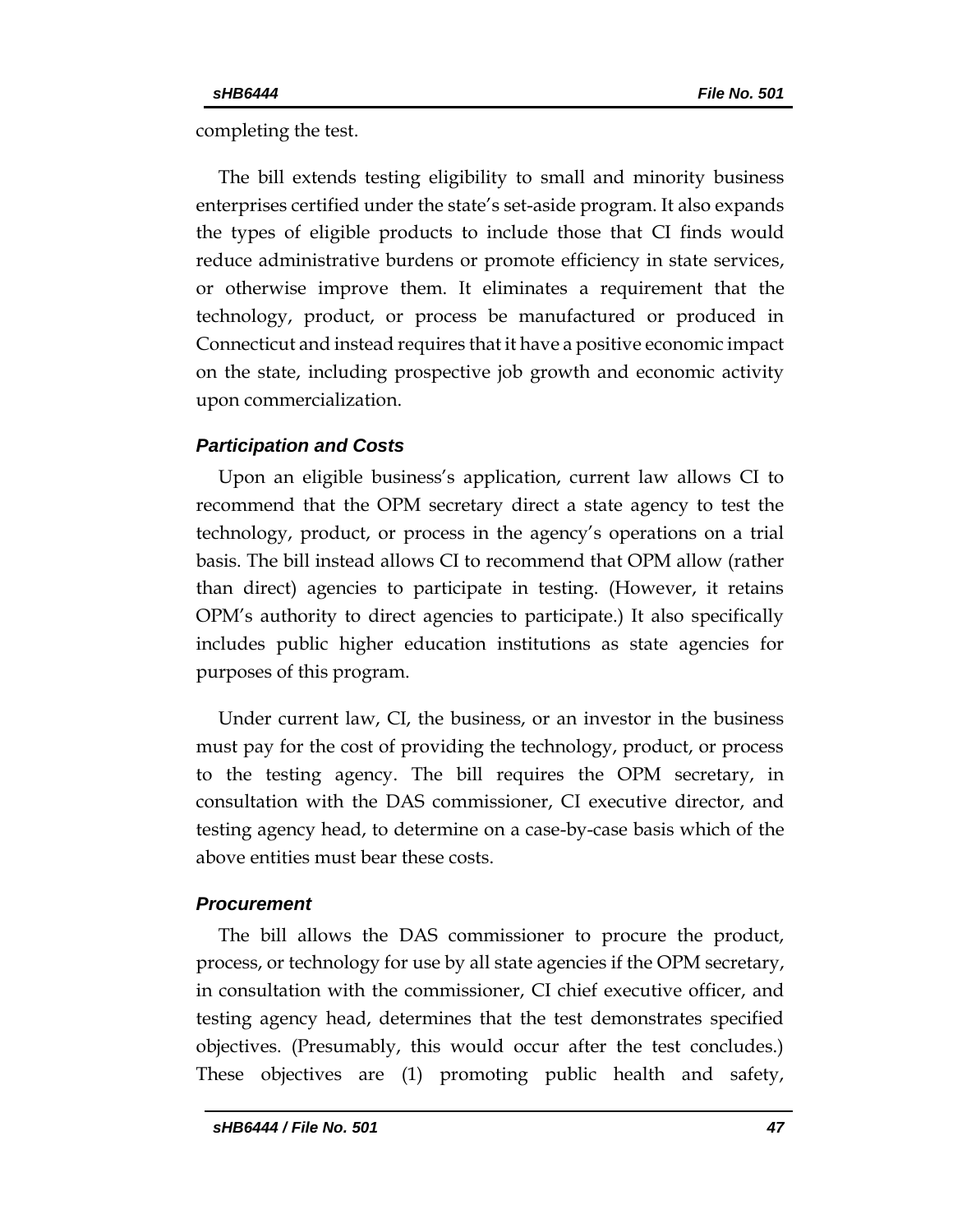completing the test.

The bill extends testing eligibility to small and minority business enterprises certified under the state's set-aside program. It also expands the types of eligible products to include those that CI finds would reduce administrative burdens or promote efficiency in state services, or otherwise improve them. It eliminates a requirement that the technology, product, or process be manufactured or produced in Connecticut and instead requires that it have a positive economic impact on the state, including prospective job growth and economic activity upon commercialization.

### *Participation and Costs*

Upon an eligible business's application, current law allows CI to recommend that the OPM secretary direct a state agency to test the technology, product, or process in the agency's operations on a trial basis. The bill instead allows CI to recommend that OPM allow (rather than direct) agencies to participate in testing. (However, it retains OPM's authority to direct agencies to participate.) It also specifically includes public higher education institutions as state agencies for purposes of this program.

Under current law, CI, the business, or an investor in the business must pay for the cost of providing the technology, product, or process to the testing agency. The bill requires the OPM secretary, in consultation with the DAS commissioner, CI executive director, and testing agency head, to determine on a case-by-case basis which of the above entities must bear these costs.

### *Procurement*

The bill allows the DAS commissioner to procure the product, process, or technology for use by all state agencies if the OPM secretary, in consultation with the commissioner, CI chief executive officer, and testing agency head, determines that the test demonstrates specified objectives. (Presumably, this would occur after the test concludes.) These objectives are (1) promoting public health and safety,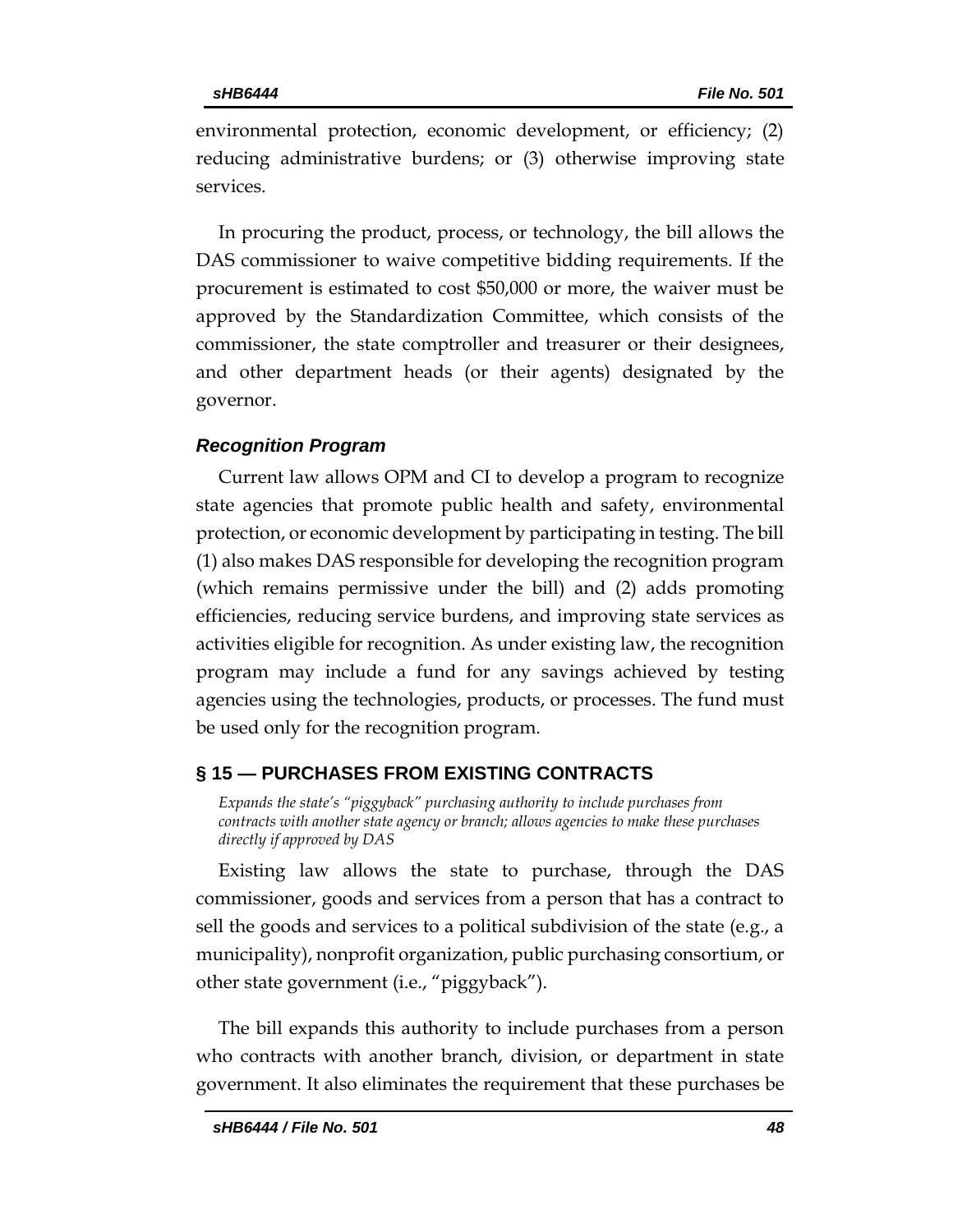environmental protection, economic development, or efficiency; (2) reducing administrative burdens; or (3) otherwise improving state services.

In procuring the product, process, or technology, the bill allows the DAS commissioner to waive competitive bidding requirements. If the procurement is estimated to cost $50,000 or more, the waiver must be approved by the Standardization Committee, which consists of the commissioner, the state comptroller and treasurer or their designees, and other department heads (or their agents) designated by the governor.

### *Recognition Program*

Current law allows OPM and CI to develop a program to recognize state agencies that promote public health and safety, environmental protection, or economic development by participating in testing. The bill (1) also makes DAS responsible for developing the recognition program (which remains permissive under the bill) and (2) adds promoting efficiencies, reducing service burdens, and improving state services as activities eligible for recognition. As under existing law, the recognition program may include a fund for any savings achieved by testing agencies using the technologies, products, or processes. The fund must be used only for the recognition program.

## § 15 — PURCHASES FROM EXISTING CONTRACTS

*Expands the state's "piggyback" purchasing authority to include purchases from contracts with another state agency or branch; allows agencies to make these purchases directly if approved by DAS*

Existing law allows the state to purchase, through the DAS commissioner, goods and services from a person that has a contract to sell the goods and services to a political subdivision of the state (e.g., a municipality), nonprofit organization, public purchasing consortium, or other state government (i.e., "piggyback").

The bill expands this authority to include purchases from a person who contracts with another branch, division, or department in state government. It also eliminates the requirement that these purchases be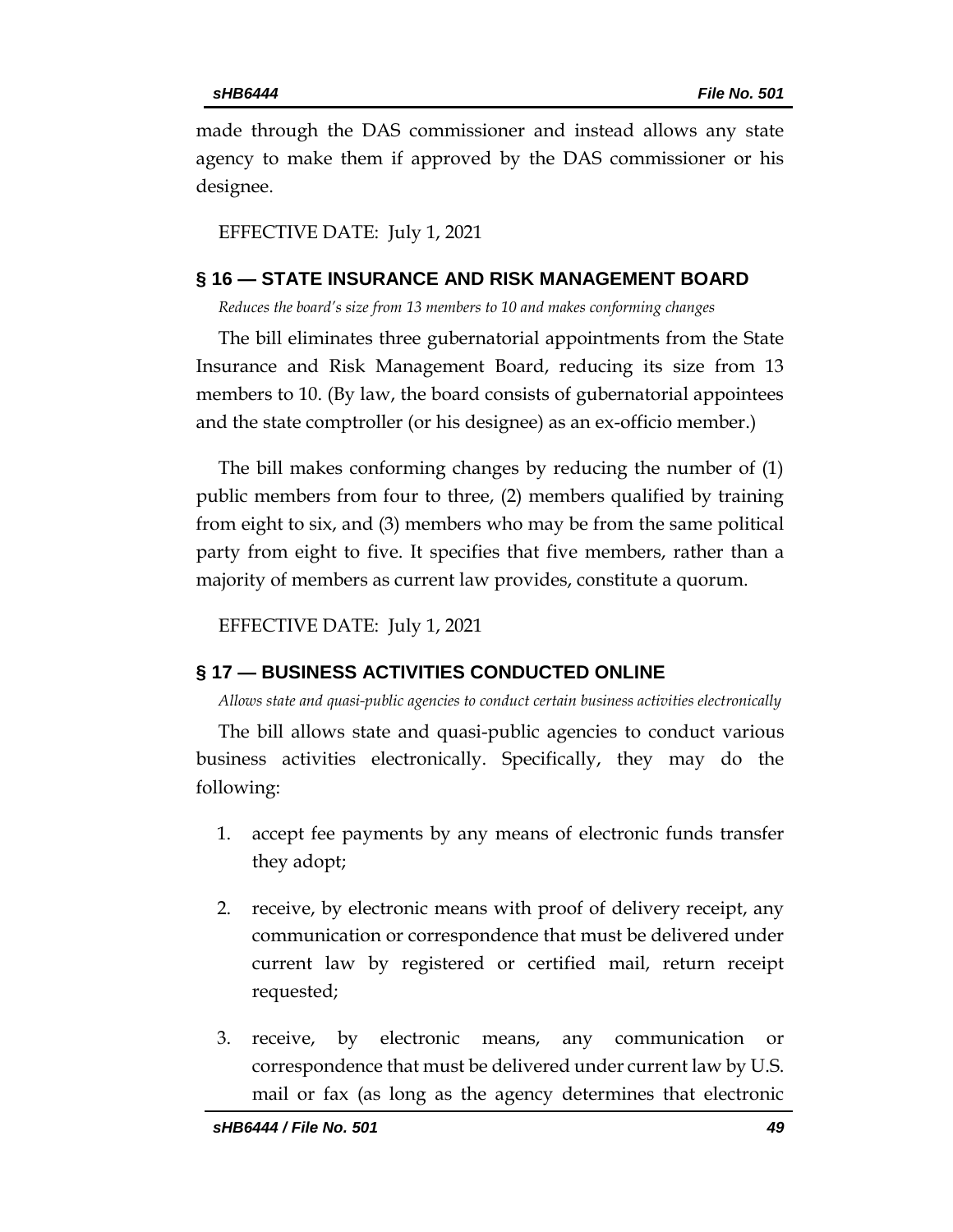made through the DAS commissioner and instead allows any state agency to make them if approved by the DAS commissioner or his designee.

EFFECTIVE DATE: July 1, 2021

## § 16 — STATE INSURANCE AND RISK MANAGEMENT BOARD

*Reduces the board's size from 13 members to 10 and makes conforming changes*

The bill eliminates three gubernatorial appointments from the State Insurance and Risk Management Board, reducing its size from 13 members to 10. (By law, the board consists of gubernatorial appointees and the state comptroller (or his designee) as an ex-officio member.)

The bill makes conforming changes by reducing the number of (1) public members from four to three, (2) members qualified by training from eight to six, and (3) members who may be from the same political party from eight to five. It specifies that five members, rather than a majority of members as current law provides, constitute a quorum.

EFFECTIVE DATE: July 1, 2021

## § 17 — BUSINESS ACTIVITIES CONDUCTED ONLINE

*Allows state and quasi-public agencies to conduct certain business activities electronically*

The bill allows state and quasi-public agencies to conduct various business activities electronically. Specifically, they may do the following:

1. accept fee payments by any means of electronic funds transfer they adopt;

2. receive, by electronic means with proof of delivery receipt, any communication or correspondence that must be delivered under current law by registered or certified mail, return receipt requested;

3. receive, by electronic means, any communication or correspondence that must be delivered under current law by U.S. mail or fax (as long as the agency determines that electronic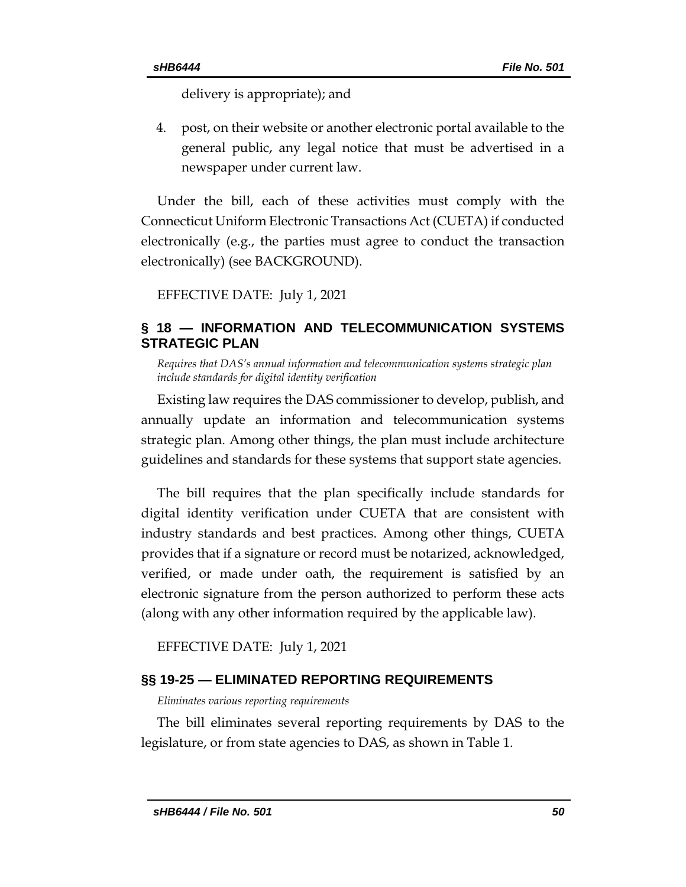delivery is appropriate); and

4. post, on their website or another electronic portal available to the general public, any legal notice that must be advertised in a newspaper under current law.

Under the bill, each of these activities must comply with the Connecticut Uniform Electronic Transactions Act (CUETA) if conducted electronically (e.g., the parties must agree to conduct the transaction electronically) (see BACKGROUND).

EFFECTIVE DATE: July 1, 2021

## § 18 — INFORMATION AND TELECOMMUNICATION SYSTEMS STRATEGIC PLAN

*Requires that DAS's annual information and telecommunication systems strategic plan include standards for digital identity verification*

Existing law requires the DAS commissioner to develop, publish, and annually update an information and telecommunication systems strategic plan. Among other things, the plan must include architecture guidelines and standards for these systems that support state agencies.

The bill requires that the plan specifically include standards for digital identity verification under CUETA that are consistent with industry standards and best practices. Among other things, CUETA provides that if a signature or record must be notarized, acknowledged, verified, or made under oath, the requirement is satisfied by an electronic signature from the person authorized to perform these acts (along with any other information required by the applicable law).

EFFECTIVE DATE: July 1, 2021

## §§ 19-25 — ELIMINATED REPORTING REQUIREMENTS

*Eliminates various reporting requirements*

The bill eliminates several reporting requirements by DAS to the legislature, or from state agencies to DAS, as shown in Table 1.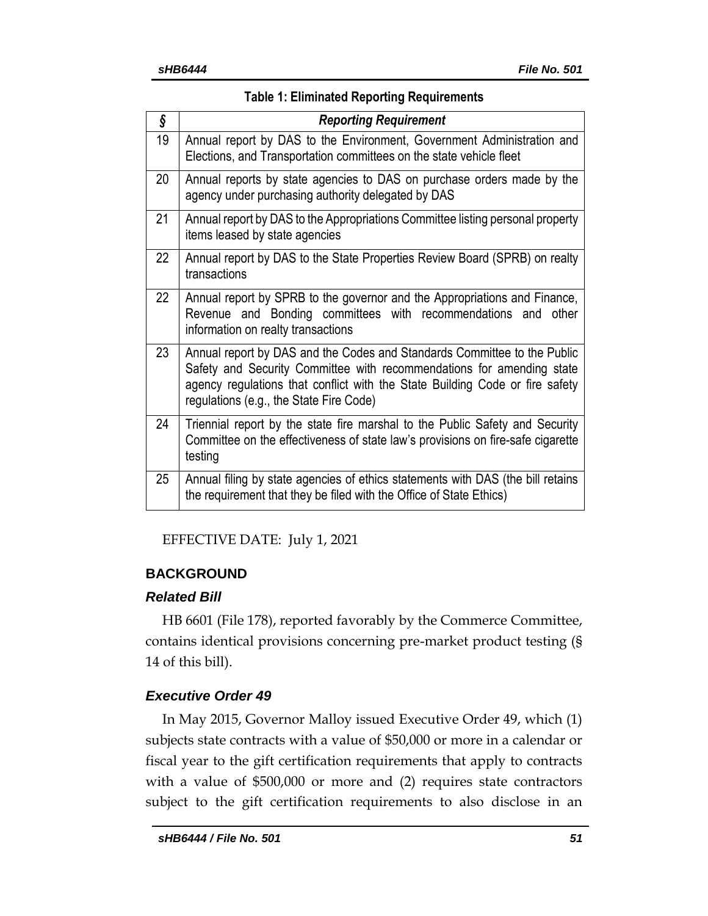**Table 1: Eliminated Reporting Requirements**

| *§* | *Reporting Requirement* |
|---|---|
| 19 | Annual report by DAS to the Environment, Government Administration and Elections, and Transportation committees on the state vehicle fleet |
| 20 | Annual reports by state agencies to DAS on purchase orders made by the agency under purchasing authority delegated by DAS |
| 21 | Annual report by DAS to the Appropriations Committee listing personal property items leased by state agencies |
| 22 | Annual report by DAS to the State Properties Review Board (SPRB) on realty transactions |
| 22 | Annual report by SPRB to the governor and the Appropriations and Finance, Revenue and Bonding committees with recommendations and other information on realty transactions |
| 23 | Annual report by DAS and the Codes and Standards Committee to the Public Safety and Security Committee with recommendations for amending state agency regulations that conflict with the State Building Code or fire safety regulations (e.g., the State Fire Code) |
| 24 | Triennial report by the state fire marshal to the Public Safety and Security Committee on the effectiveness of state law's provisions on fire-safe cigarette testing |
| 25 | Annual filing by state agencies of ethics statements with DAS (the bill retains the requirement that they be filed with the Office of State Ethics) |

EFFECTIVE DATE: July 1, 2021

## BACKGROUND

### *Related Bill*

HB 6601 (File 178), reported favorably by the Commerce Committee, contains identical provisions concerning pre-market product testing (§ 14 of this bill).

### *Executive Order 49*

In May 2015, Governor Malloy issued Executive Order 49, which (1) subjects state contracts with a value of $50,000 or more in a calendar or fiscal year to the gift certification requirements that apply to contracts with a value of $500,000 or more and (2) requires state contractors subject to the gift certification requirements to also disclose in an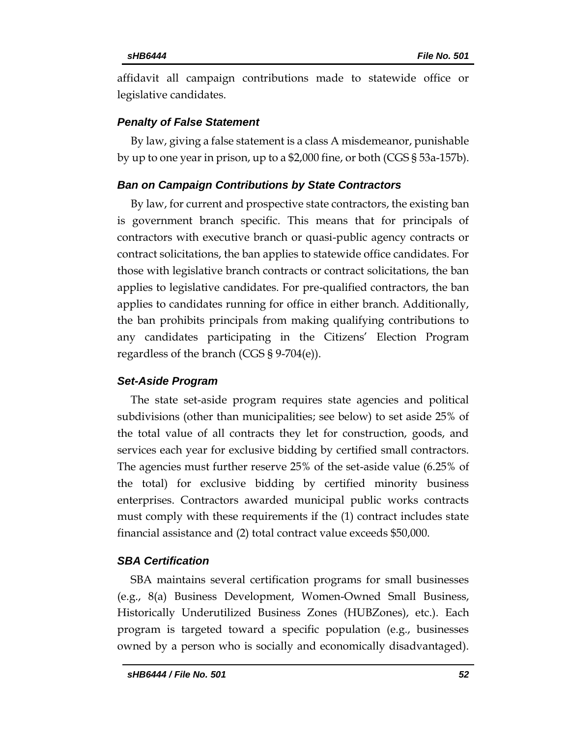affidavit all campaign contributions made to statewide office or legislative candidates.

### *Penalty of False Statement*

By law, giving a false statement is a class A misdemeanor, punishable by up to one year in prison, up to a $2,000 fine, or both (CGS § 53a-157b).

### *Ban on Campaign Contributions by State Contractors*

By law, for current and prospective state contractors, the existing ban is government branch specific. This means that for principals of contractors with executive branch or quasi-public agency contracts or contract solicitations, the ban applies to statewide office candidates. For those with legislative branch contracts or contract solicitations, the ban applies to legislative candidates. For pre-qualified contractors, the ban applies to candidates running for office in either branch. Additionally, the ban prohibits principals from making qualifying contributions to any candidates participating in the Citizens' Election Program regardless of the branch (CGS § 9-704(e)).

### *Set-Aside Program*

The state set-aside program requires state agencies and political subdivisions (other than municipalities; see below) to set aside 25% of the total value of all contracts they let for construction, goods, and services each year for exclusive bidding by certified small contractors. The agencies must further reserve 25% of the set-aside value (6.25% of the total) for exclusive bidding by certified minority business enterprises. Contractors awarded municipal public works contracts must comply with these requirements if the (1) contract includes state financial assistance and (2) total contract value exceeds $50,000.

### *SBA Certification*

SBA maintains several certification programs for small businesses (e.g., 8(a) Business Development, Women-Owned Small Business, Historically Underutilized Business Zones (HUBZones), etc.). Each program is targeted toward a specific population (e.g., businesses owned by a person who is socially and economically disadvantaged).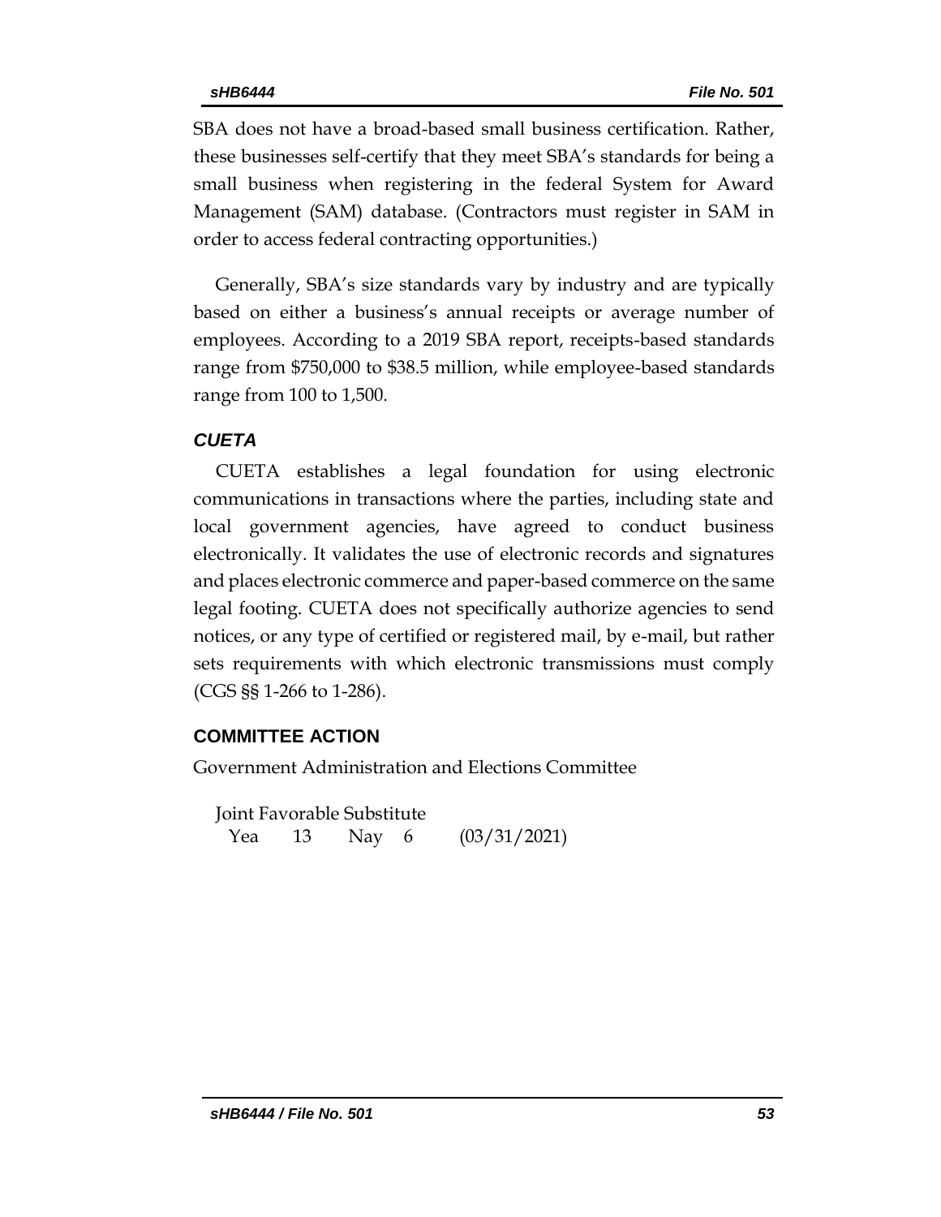SBA does not have a broad-based small business certification. Rather, these businesses self-certify that they meet SBA's standards for being a small business when registering in the federal System for Award Management (SAM) database. (Contractors must register in SAM in order to access federal contracting opportunities.)

Generally, SBA's size standards vary by industry and are typically based on either a business's annual receipts or average number of employees. According to a 2019 SBA report, receipts-based standards range from $750,000 to $38.5 million, while employee-based standards range from 100 to 1,500.

### *CUETA*

CUETA establishes a legal foundation for using electronic communications in transactions where the parties, including state and local government agencies, have agreed to conduct business electronically. It validates the use of electronic records and signatures and places electronic commerce and paper-based commerce on the same legal footing. CUETA does not specifically authorize agencies to send notices, or any type of certified or registered mail, by e-mail, but rather sets requirements with which electronic transmissions must comply (CGS §§ 1-266 to 1-286).

## COMMITTEE ACTION

Government Administration and Elections Committee

Joint Favorable Substitute
Yea 13 Nay 6 (03/31/2021)